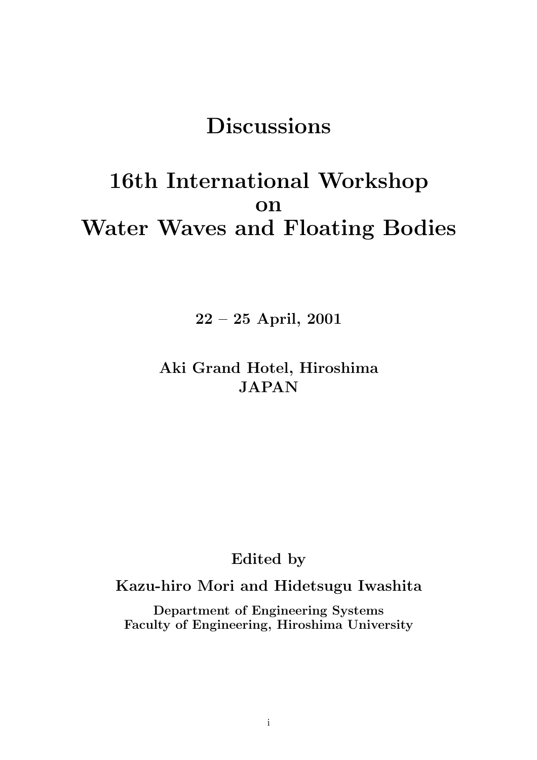# Discussions

# 16th International Workshop on Water Waves and Floating Bodies

**22 – 25 April, 2001**

**Aki Grand Hotel, Hiroshima**
**JAPAN**

**Edited by**

**Kazu-hiro Mori and Hidetsugu Iwashita**

**Department of Engineering Systems**
**Faculty of Engineering, Hiroshima University**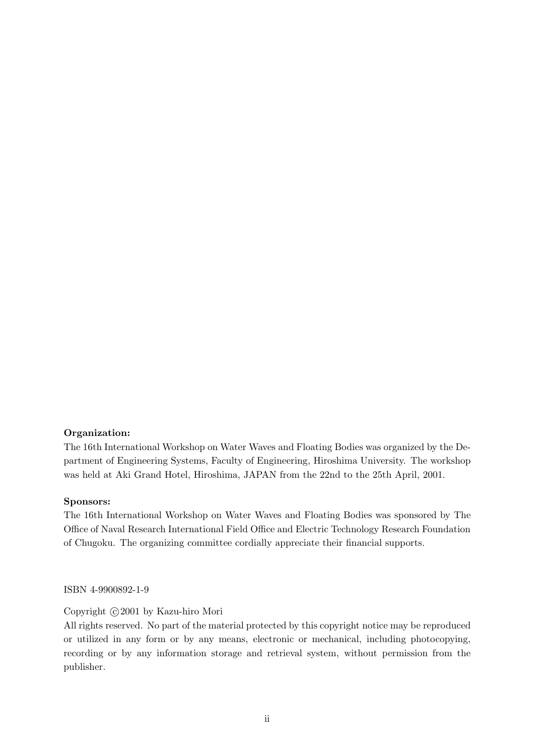**Organization:**

The 16th International Workshop on Water Waves and Floating Bodies was organized by the Department of Engineering Systems, Faculty of Engineering, Hiroshima University. The workshop was held at Aki Grand Hotel, Hiroshima, JAPAN from the 22nd to the 25th April, 2001.

**Sponsors:**

The 16th International Workshop on Water Waves and Floating Bodies was sponsored by The Office of Naval Research International Field Office and Electric Technology Research Foundation of Chugoku. The organizing committee cordially appreciate their financial supports.

ISBN 4-9900892-1-9

Copyright ©2001 by Kazu-hiro Mori

All rights reserved. No part of the material protected by this copyright notice may be reproduced or utilized in any form or by any means, electronic or mechanical, including photocopying, recording or by any information storage and retrieval system, without permission from the publisher.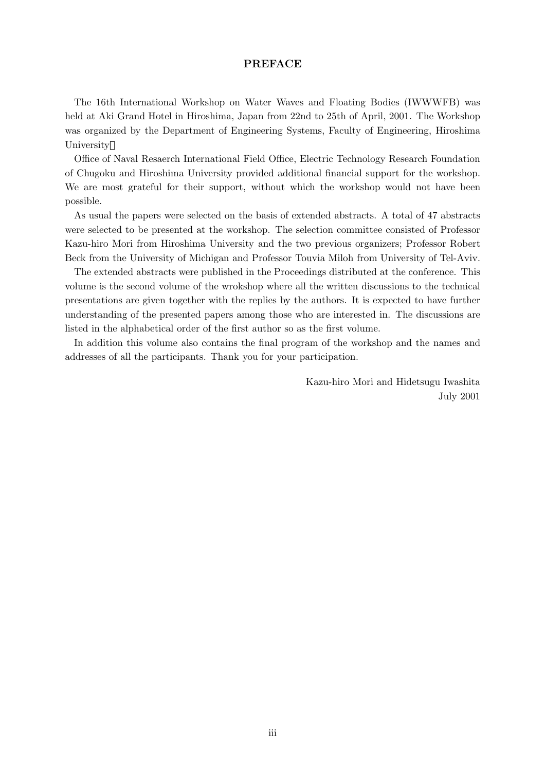# PREFACE

The 16th International Workshop on Water Waves and Floating Bodies (IWWWFB) was held at Aki Grand Hotel in Hiroshima, Japan from 22nd to 25th of April, 2001. The Workshop was organized by the Department of Engineering Systems, Faculty of Engineering, Hiroshima University.

Office of Naval Resaerch International Field Office, Electric Technology Research Foundation of Chugoku and Hiroshima University provided additional financial support for the workshop. We are most grateful for their support, without which the workshop would not have been possible.

As usual the papers were selected on the basis of extended abstracts. A total of 47 abstracts were selected to be presented at the workshop. The selection committee consisted of Professor Kazu-hiro Mori from Hiroshima University and the two previous organizers; Professor Robert Beck from the University of Michigan and Professor Touvia Miloh from University of Tel-Aviv.

The extended abstracts were published in the Proceedings distributed at the conference. This volume is the second volume of the wrokshop where all the written discussions to the technical presentations are given together with the replies by the authors. It is expected to have further understanding of the presented papers among those who are interested in. The discussions are listed in the alphabetical order of the first author so as the first volume.

In addition this volume also contains the final program of the workshop and the names and addresses of all the participants. Thank you for your participation.

Kazu-hiro Mori and Hidetsugu Iwashita
July 2001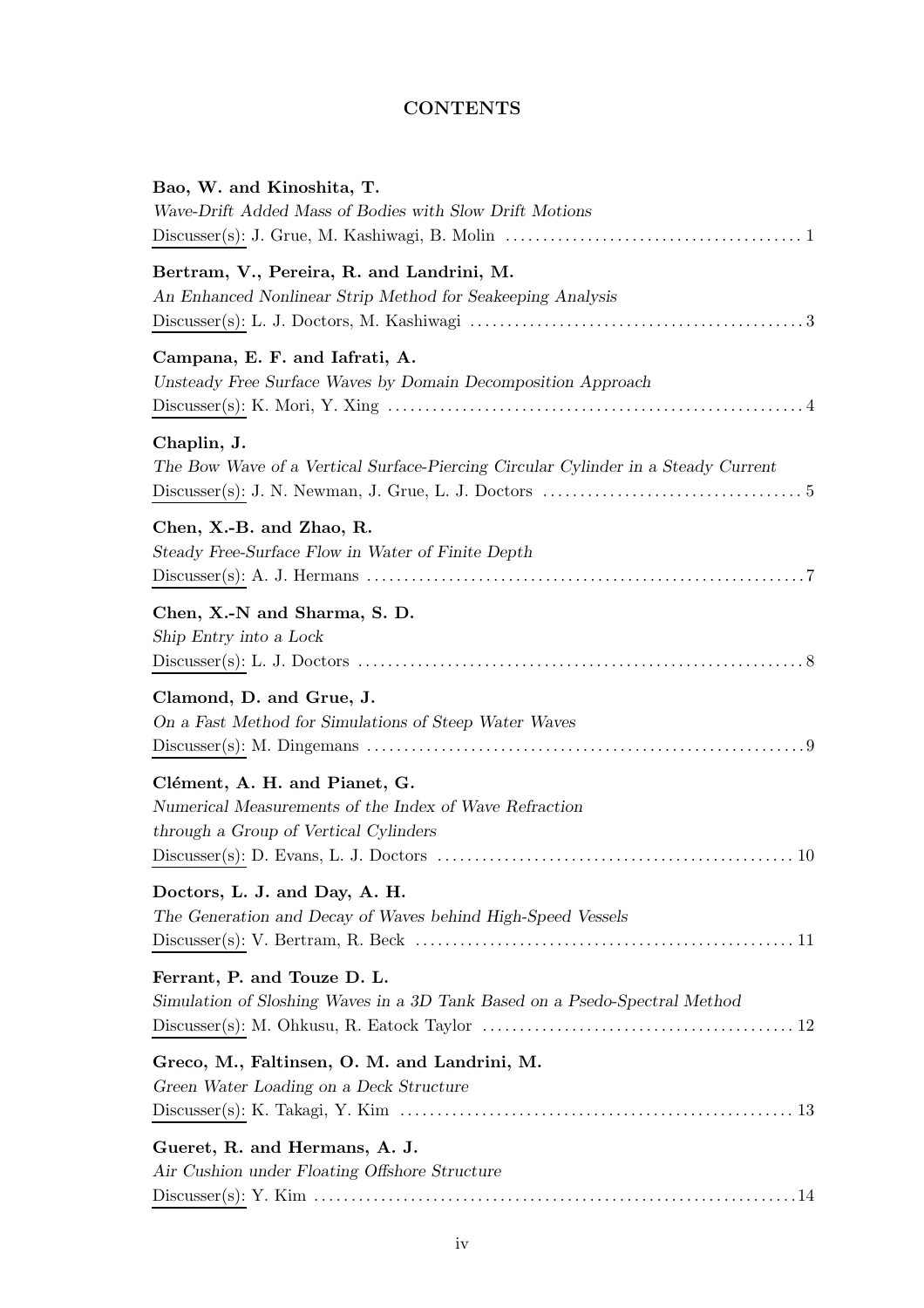# CONTENTS

**Bao, W. and Kinoshita, T.**
*Wave-Drift Added Mass of Bodies with Slow Drift Motions*
Discusser(s): J. Grue, M. Kashiwagi, B. Molin .......... 1

**Bertram, V., Pereira, R. and Landrini, M.**
*An Enhanced Nonlinear Strip Method for Seakeeping Analysis*
Discusser(s): L. J. Doctors, M. Kashiwagi .......... 3

**Campana, E. F. and Iafrati, A.**
*Unsteady Free Surface Waves by Domain Decomposition Approach*
Discusser(s): K. Mori, Y. Xing .......... 4

**Chaplin, J.**
*The Bow Wave of a Vertical Surface-Piercing Circular Cylinder in a Steady Current*
Discusser(s): J. N. Newman, J. Grue, L. J. Doctors .......... 5

**Chen, X.-B. and Zhao, R.**
*Steady Free-Surface Flow in Water of Finite Depth*
Discusser(s): A. J. Hermans .......... 7

**Chen, X.-N and Sharma, S. D.**
*Ship Entry into a Lock*
Discusser(s): L. J. Doctors .......... 8

**Clamond, D. and Grue, J.**
*On a Fast Method for Simulations of Steep Water Waves*
Discusser(s): M. Dingemans .......... 9

**Clément, A. H. and Pianet, G.**
*Numerical Measurements of the Index of Wave Refraction through a Group of Vertical Cylinders*
Discusser(s): D. Evans, L. J. Doctors .......... 10

**Doctors, L. J. and Day, A. H.**
*The Generation and Decay of Waves behind High-Speed Vessels*
Discusser(s): V. Bertram, R. Beck .......... 11

**Ferrant, P. and Touze D. L.**
*Simulation of Sloshing Waves in a 3D Tank Based on a Psedo-Spectral Method*
Discusser(s): M. Ohkusu, R. Eatock Taylor .......... 12

**Greco, M., Faltinsen, O. M. and Landrini, M.**
*Green Water Loading on a Deck Structure*
Discusser(s): K. Takagi, Y. Kim .......... 13

**Gueret, R. and Hermans, A. J.**
*Air Cushion under Floating Offshore Structure*
Discusser(s): Y. Kim .......... 14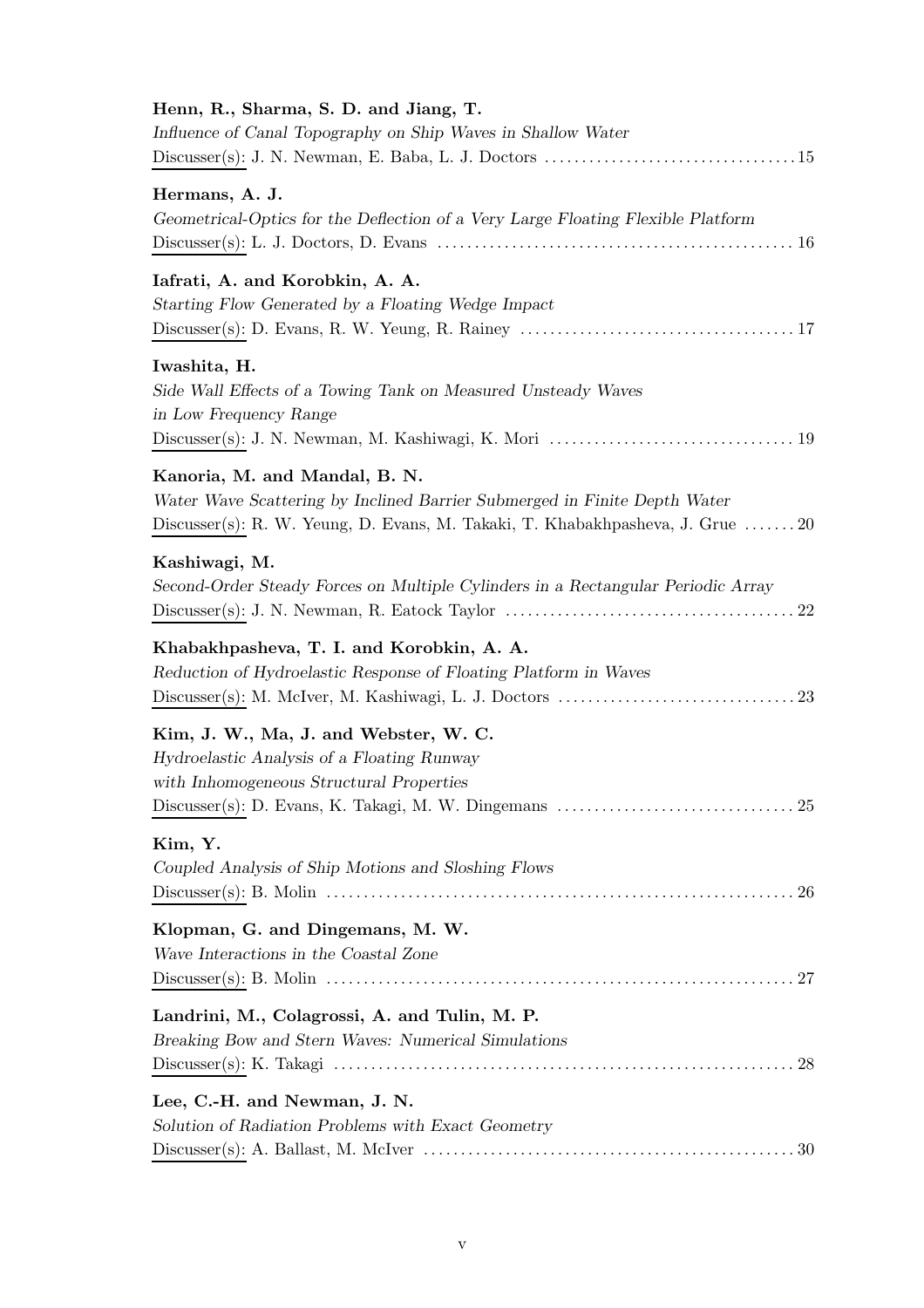**Henn, R., Sharma, S. D. and Jiang, T.**
*Influence of Canal Topography on Ship Waves in Shallow Water*
Discusser(s): J. N. Newman, E. Baba, L. J. Doctors ........ 15

**Hermans, A. J.**
*Geometrical-Optics for the Deflection of a Very Large Floating Flexible Platform*
Discusser(s): L. J. Doctors, D. Evans ........ 16

**Iafrati, A. and Korobkin, A. A.**
*Starting Flow Generated by a Floating Wedge Impact*
Discusser(s): D. Evans, R. W. Yeung, R. Rainey ........ 17

**Iwashita, H.**
*Side Wall Effects of a Towing Tank on Measured Unsteady Waves in Low Frequency Range*
Discusser(s): J. N. Newman, M. Kashiwagi, K. Mori ........ 19

**Kanoria, M. and Mandal, B. N.**
*Water Wave Scattering by Inclined Barrier Submerged in Finite Depth Water*
Discusser(s): R. W. Yeung, D. Evans, M. Takaki, T. Khabakhpasheva, J. Grue ........ 20

**Kashiwagi, M.**
*Second-Order Steady Forces on Multiple Cylinders in a Rectangular Periodic Array*
Discusser(s): J. N. Newman, R. Eatock Taylor ........ 22

**Khabakhpasheva, T. I. and Korobkin, A. A.**
*Reduction of Hydroelastic Response of Floating Platform in Waves*
Discusser(s): M. McIver, M. Kashiwagi, L. J. Doctors ........ 23

**Kim, J. W., Ma, J. and Webster, W. C.**
*Hydroelastic Analysis of a Floating Runway with Inhomogeneous Structural Properties*
Discusser(s): D. Evans, K. Takagi, M. W. Dingemans ........ 25

**Kim, Y.**
*Coupled Analysis of Ship Motions and Sloshing Flows*
Discusser(s): B. Molin ........ 26

**Klopman, G. and Dingemans, M. W.**
*Wave Interactions in the Coastal Zone*
Discusser(s): B. Molin ........ 27

**Landrini, M., Colagrossi, A. and Tulin, M. P.**
*Breaking Bow and Stern Waves: Numerical Simulations*
Discusser(s): K. Takagi ........ 28

**Lee, C.-H. and Newman, J. N.**
*Solution of Radiation Problems with Exact Geometry*
Discusser(s): A. Ballast, M. McIver ........ 30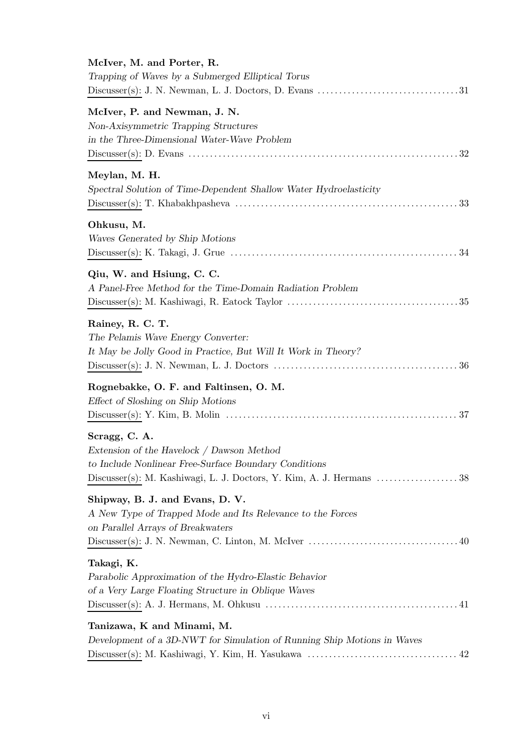**McIver, M. and Porter, R.**
*Trapping of Waves by a Submerged Elliptical Torus*
Discusser(s): J. N. Newman, L. J. Doctors, D. Evans . . . . . . . . . . 31

**McIver, P. and Newman, J. N.**
*Non-Axisymmetric Trapping Structures*
*in the Three-Dimensional Water-Wave Problem*
Discusser(s): D. Evans . . . . . . . . . . 32

**Meylan, M. H.**
*Spectral Solution of Time-Dependent Shallow Water Hydroelasticity*
Discusser(s): T. Khabakhpasheva . . . . . . . . . . 33

**Ohkusu, M.**
*Waves Generated by Ship Motions*
Discusser(s): K. Takagi, J. Grue . . . . . . . . . . 34

**Qiu, W. and Hsiung, C. C.**
*A Panel-Free Method for the Time-Domain Radiation Problem*
Discusser(s): M. Kashiwagi, R. Eatock Taylor . . . . . . . . . . 35

**Rainey, R. C. T.**
*The Pelamis Wave Energy Converter:*
*It May be Jolly Good in Practice, But Will It Work in Theory?*
Discusser(s): J. N. Newman, L. J. Doctors . . . . . . . . . . 36

**Rognebakke, O. F. and Faltinsen, O. M.**
*Effect of Sloshing on Ship Motions*
Discusser(s): Y. Kim, B. Molin . . . . . . . . . . 37

**Scragg, C. A.**
*Extension of the Havelock / Dawson Method*
*to Include Nonlinear Free-Surface Boundary Conditions*
Discusser(s): M. Kashiwagi, L. J. Doctors, Y. Kim, A. J. Hermans . . . . . . . . . . 38

**Shipway, B. J. and Evans, D. V.**
*A New Type of Trapped Mode and Its Relevance to the Forces*
*on Parallel Arrays of Breakwaters*
Discusser(s): J. N. Newman, C. Linton, M. McIver . . . . . . . . . . 40

**Takagi, K.**
*Parabolic Approximation of the Hydro-Elastic Behavior*
*of a Very Large Floating Structure in Oblique Waves*
Discusser(s): A. J. Hermans, M. Ohkusu . . . . . . . . . . 41

**Tanizawa, K and Minami, M.**
*Development of a 3D-NWT for Simulation of Running Ship Motions in Waves*
Discusser(s): M. Kashiwagi, Y. Kim, H. Yasukawa . . . . . . . . . . 42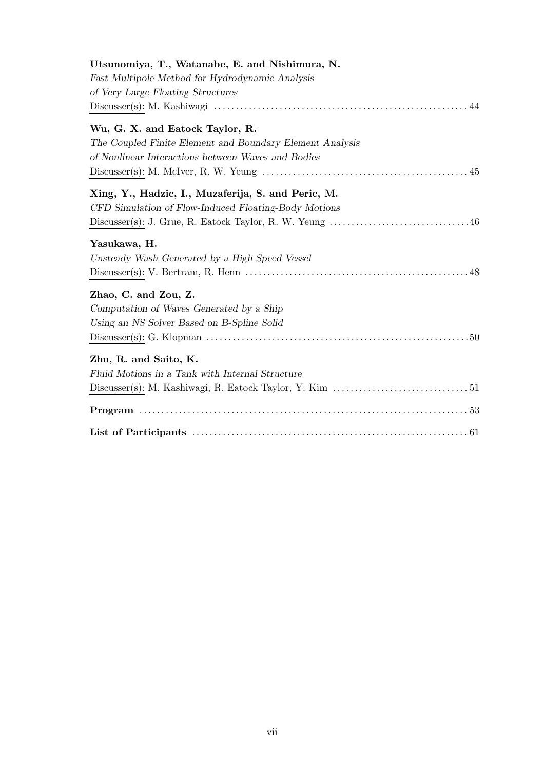**Utsunomiya, T., Watanabe, E. and Nishimura, N.**
*Fast Multipole Method for Hydrodynamic Analysis*
*of Very Large Floating Structures*
Discusser(s): M. Kashiwagi ........................................................ 44

**Wu, G. X. and Eatock Taylor, R.**
*The Coupled Finite Element and Boundary Element Analysis*
*of Nonlinear Interactions between Waves and Bodies*
Discusser(s): M. McIver, R. W. Yeung ........................................................ 45

**Xing, Y., Hadzic, I., Muzaferija, S. and Peric, M.**
*CFD Simulation of Flow-Induced Floating-Body Motions*
Discusser(s): J. Grue, R. Eatock Taylor, R. W. Yeung ........................................................ 46

**Yasukawa, H.**
*Unsteady Wash Generated by a High Speed Vessel*
Discusser(s): V. Bertram, R. Henn ........................................................ 48

**Zhao, C. and Zou, Z.**
*Computation of Waves Generated by a Ship*
*Using an NS Solver Based on B-Spline Solid*
Discusser(s): G. Klopman ........................................................ 50

**Zhu, R. and Saito, K.**
*Fluid Motions in a Tank with Internal Structure*
Discusser(s): M. Kashiwagi, R. Eatock Taylor, Y. Kim ........................................................ 51

**Program** ........................................................ 53

**List of Participants** ........................................................ 61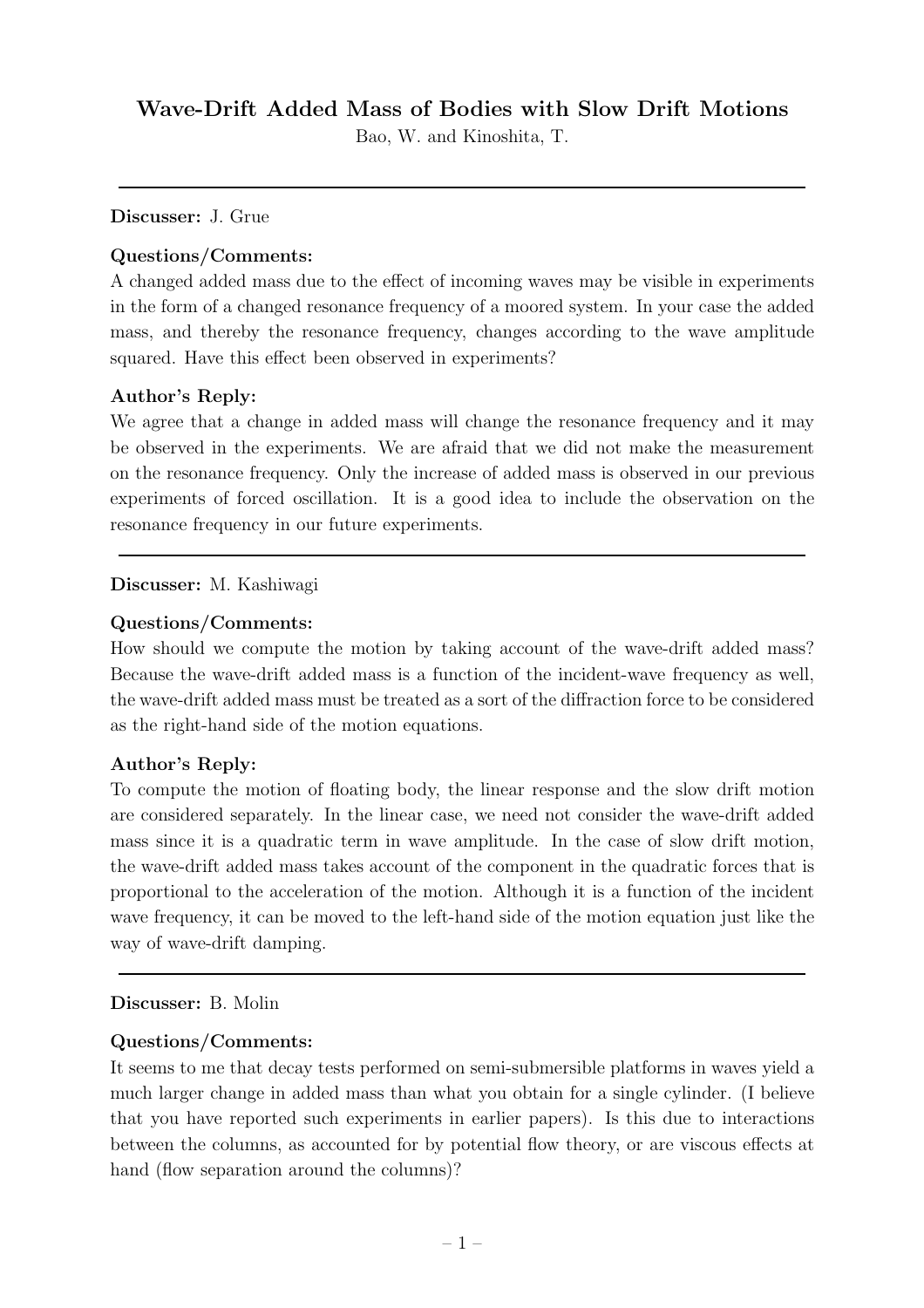## Wave-Drift Added Mass of Bodies with Slow Drift Motions

Bao, W. and Kinoshita, T.

---

**Discusser:** J. Grue

**Questions/Comments:**

A changed added mass due to the effect of incoming waves may be visible in experiments in the form of a changed resonance frequency of a moored system. In your case the added mass, and thereby the resonance frequency, changes according to the wave amplitude squared. Have this effect been observed in experiments?

**Author's Reply:**

We agree that a change in added mass will change the resonance frequency and it may be observed in the experiments. We are afraid that we did not make the measurement on the resonance frequency. Only the increase of added mass is observed in our previous experiments of forced oscillation. It is a good idea to include the observation on the resonance frequency in our future experiments.

---

**Discusser:** M. Kashiwagi

**Questions/Comments:**

How should we compute the motion by taking account of the wave-drift added mass? Because the wave-drift added mass is a function of the incident-wave frequency as well, the wave-drift added mass must be treated as a sort of the diffraction force to be considered as the right-hand side of the motion equations.

**Author's Reply:**

To compute the motion of floating body, the linear response and the slow drift motion are considered separately. In the linear case, we need not consider the wave-drift added mass since it is a quadratic term in wave amplitude. In the case of slow drift motion, the wave-drift added mass takes account of the component in the quadratic forces that is proportional to the acceleration of the motion. Although it is a function of the incident wave frequency, it can be moved to the left-hand side of the motion equation just like the way of wave-drift damping.

---

**Discusser:** B. Molin

**Questions/Comments:**

It seems to me that decay tests performed on semi-submersible platforms in waves yield a much larger change in added mass than what you obtain for a single cylinder. (I believe that you have reported such experiments in earlier papers). Is this due to interactions between the columns, as accounted for by potential flow theory, or are viscous effects at hand (flow separation around the columns)?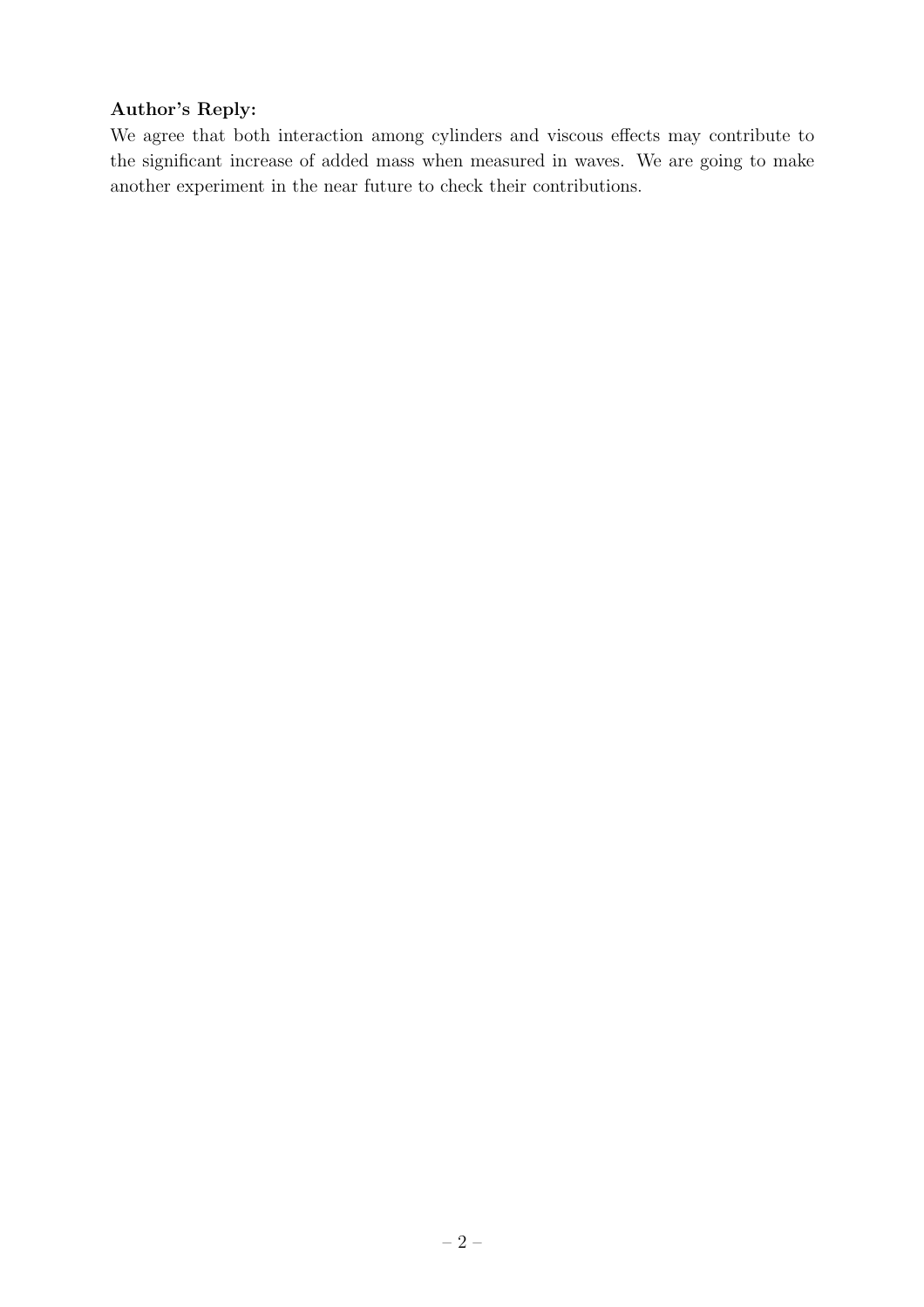**Author's Reply:**

We agree that both interaction among cylinders and viscous effects may contribute to the significant increase of added mass when measured in waves. We are going to make another experiment in the near future to check their contributions.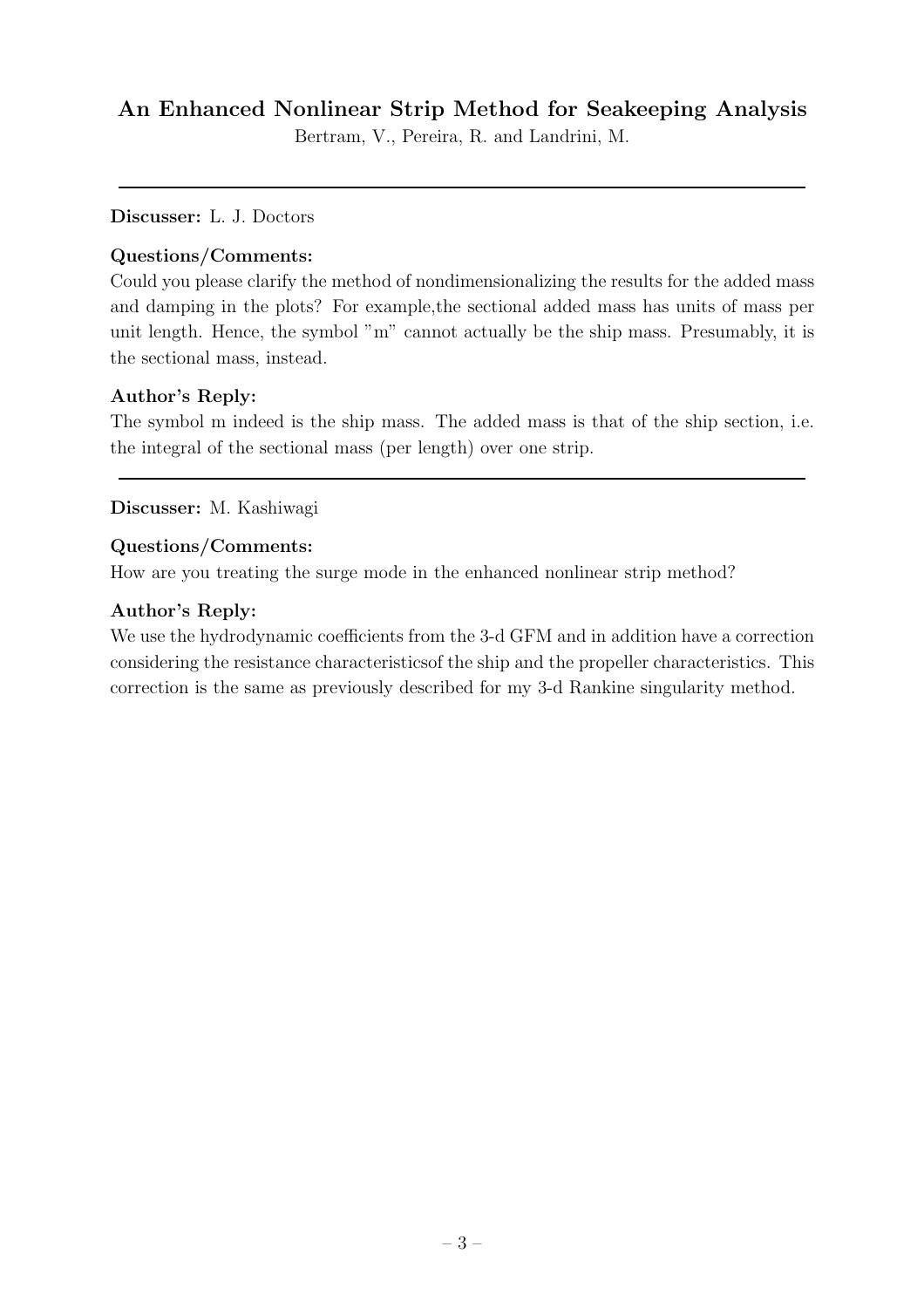## An Enhanced Nonlinear Strip Method for Seakeeping Analysis

Bertram, V., Pereira, R. and Landrini, M.

---

**Discusser:** L. J. Doctors

### Questions/Comments:

Could you please clarify the method of nondimensionalizing the results for the added mass and damping in the plots? For example,the sectional added mass has units of mass per unit length. Hence, the symbol "m" cannot actually be the ship mass. Presumably, it is the sectional mass, instead.

### Author's Reply:

The symbol m indeed is the ship mass. The added mass is that of the ship section, i.e. the integral of the sectional mass (per length) over one strip.

---

**Discusser:** M. Kashiwagi

### Questions/Comments:

How are you treating the surge mode in the enhanced nonlinear strip method?

### Author's Reply:

We use the hydrodynamic coefficients from the 3-d GFM and in addition have a correction considering the resistance characteristicsof the ship and the propeller characteristics. This correction is the same as previously described for my 3-d Rankine singularity method.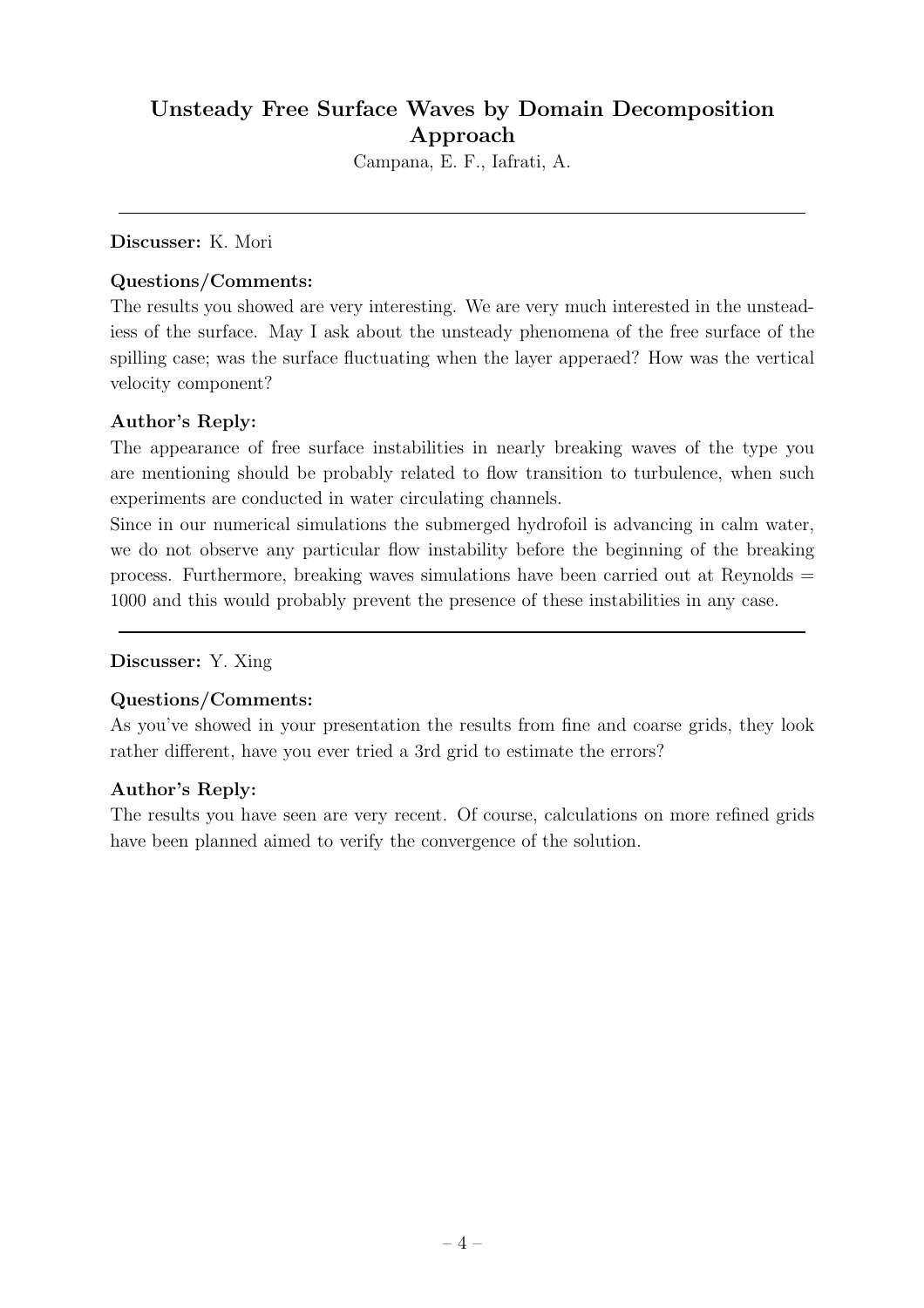## Unsteady Free Surface Waves by Domain Decomposition Approach

Campana, E. F., Iafrati, A.

---

**Discusser:** K. Mori

**Questions/Comments:**

The results you showed are very interesting. We are very much interested in the unsteadiess of the surface. May I ask about the unsteady phenomena of the free surface of the spilling case; was the surface fluctuating when the layer apperaed? How was the vertical velocity component?

**Author's Reply:**

The appearance of free surface instabilities in nearly breaking waves of the type you are mentioning should be probably related to flow transition to turbulence, when such experiments are conducted in water circulating channels.

Since in our numerical simulations the submerged hydrofoil is advancing in calm water, we do not observe any particular flow instability before the beginning of the breaking process. Furthermore, breaking waves simulations have been carried out at Reynolds = 1000 and this would probably prevent the presence of these instabilities in any case.

---

**Discusser:** Y. Xing

**Questions/Comments:**

As you've showed in your presentation the results from fine and coarse grids, they look rather different, have you ever tried a 3rd grid to estimate the errors?

**Author's Reply:**

The results you have seen are very recent. Of course, calculations on more refined grids have been planned aimed to verify the convergence of the solution.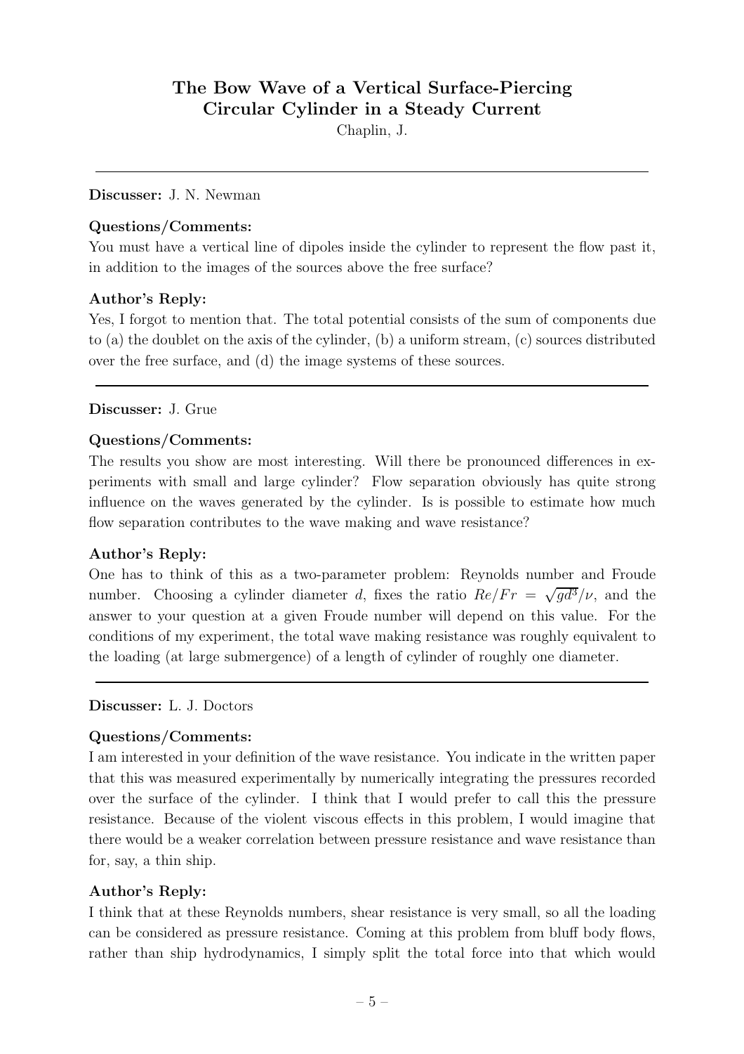## The Bow Wave of a Vertical Surface-Piercing Circular Cylinder in a Steady Current

Chaplin, J.

---

**Discusser:** J. N. Newman

**Questions/Comments:**

You must have a vertical line of dipoles inside the cylinder to represent the flow past it, in addition to the images of the sources above the free surface?

**Author's Reply:**

Yes, I forgot to mention that. The total potential consists of the sum of components due to (a) the doublet on the axis of the cylinder, (b) a uniform stream, (c) sources distributed over the free surface, and (d) the image systems of these sources.

---

**Discusser:** J. Grue

**Questions/Comments:**

The results you show are most interesting. Will there be pronounced differences in experiments with small and large cylinder? Flow separation obviously has quite strong influence on the waves generated by the cylinder. Is is possible to estimate how much flow separation contributes to the wave making and wave resistance?

**Author's Reply:**

One has to think of this as a two-parameter problem: Reynolds number and Froude number. Choosing a cylinder diameter $d$, fixes the ratio $Re/Fr = \sqrt{gd^3}/\nu$, and the answer to your question at a given Froude number will depend on this value. For the conditions of my experiment, the total wave making resistance was roughly equivalent to the loading (at large submergence) of a length of cylinder of roughly one diameter.

---

**Discusser:** L. J. Doctors

**Questions/Comments:**

I am interested in your definition of the wave resistance. You indicate in the written paper that this was measured experimentally by numerically integrating the pressures recorded over the surface of the cylinder. I think that I would prefer to call this the pressure resistance. Because of the violent viscous effects in this problem, I would imagine that there would be a weaker correlation between pressure resistance and wave resistance than for, say, a thin ship.

**Author's Reply:**

I think that at these Reynolds numbers, shear resistance is very small, so all the loading can be considered as pressure resistance. Coming at this problem from bluff body flows, rather than ship hydrodynamics, I simply split the total force into that which would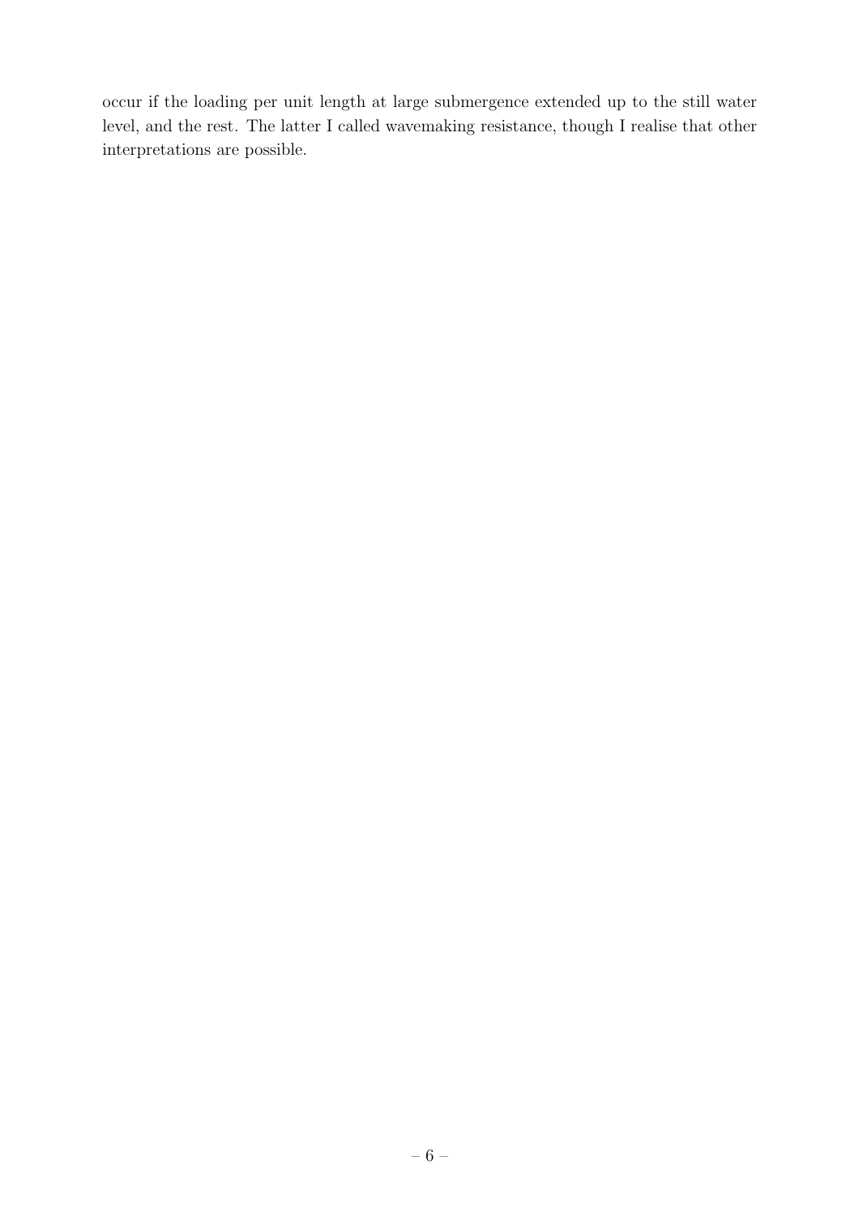occur if the loading per unit length at large submergence extended up to the still water level, and the rest. The latter I called wavemaking resistance, though I realise that other interpretations are possible.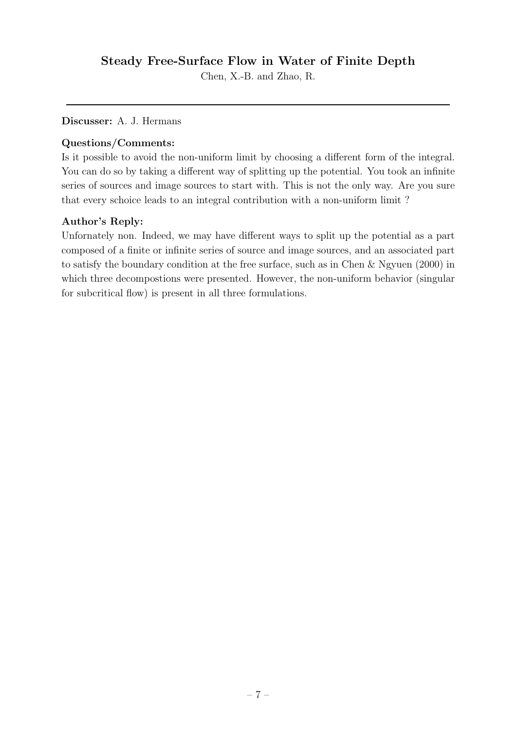## Steady Free-Surface Flow in Water of Finite Depth

Chen, X.-B. and Zhao, R.

---

**Discusser:** A. J. Hermans

**Questions/Comments:**

Is it possible to avoid the non-uniform limit by choosing a different form of the integral. You can do so by taking a different way of splitting up the potential. You took an infinite series of sources and image sources to start with. This is not the only way. Are you sure that every schoice leads to an integral contribution with a non-uniform limit ?

**Author's Reply:**

Unfornately non. Indeed, we may have different ways to split up the potential as a part composed of a finite or infinite series of source and image sources, and an associated part to satisfy the boundary condition at the free surface, such as in Chen & Ngyuen (2000) in which three decompostions were presented. However, the non-uniform behavior (singular for subcritical flow) is present in all three formulations.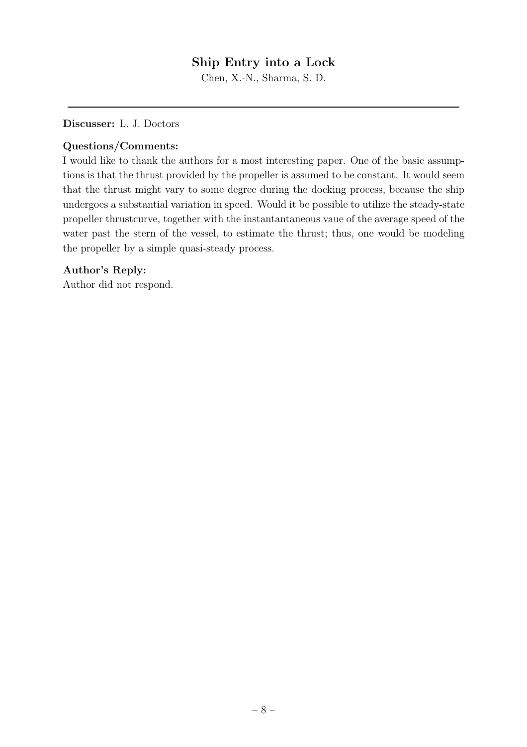## Ship Entry into a Lock

Chen, X.-N., Sharma, S. D.

---

**Discusser:** L. J. Doctors

**Questions/Comments:**

I would like to thank the authors for a most interesting paper. One of the basic assumptions is that the thrust provided by the propeller is assumed to be constant. It would seem that the thrust might vary to some degree during the docking process, because the ship undergoes a substantial variation in speed. Would it be possible to utilize the steady-state propeller thrustcurve, together with the instantantaneous vaue of the average speed of the water past the stern of the vessel, to estimate the thrust; thus, one would be modeling the propeller by a simple quasi-steady process.

**Author's Reply:**

Author did not respond.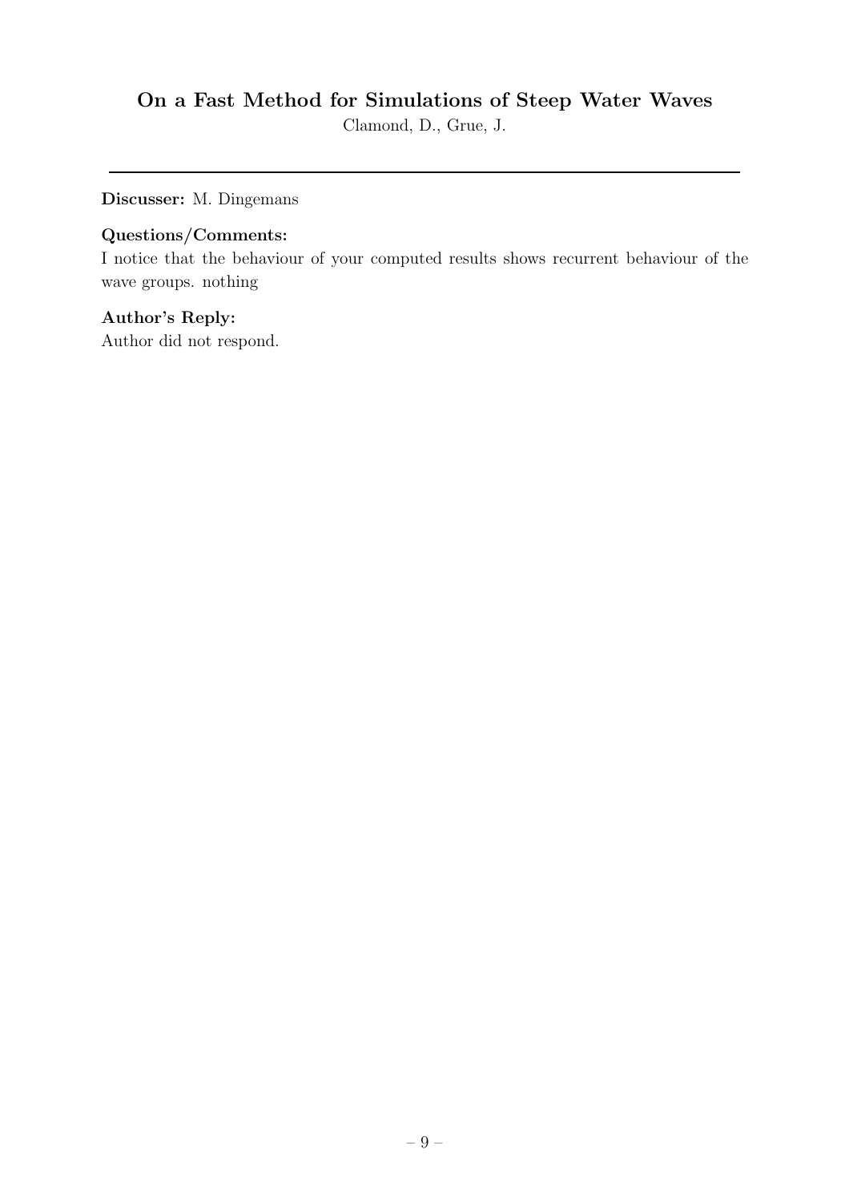## On a Fast Method for Simulations of Steep Water Waves

Clamond, D., Grue, J.

---

**Discusser:** M. Dingemans

**Questions/Comments:**

I notice that the behaviour of your computed results shows recurrent behaviour of the wave groups. nothing

**Author's Reply:**

Author did not respond.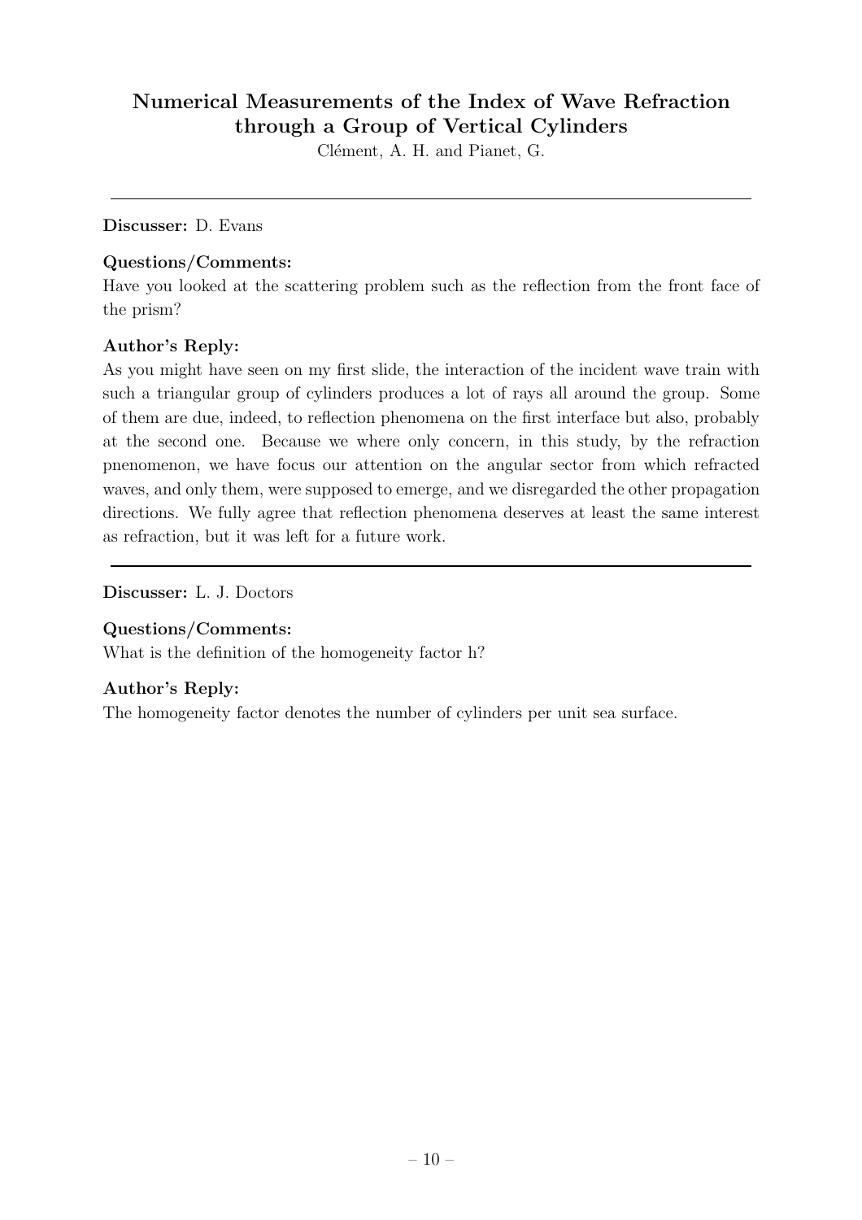## Numerical Measurements of the Index of Wave Refraction through a Group of Vertical Cylinders

Clément, A. H. and Pianet, G.

---

**Discusser:** D. Evans

**Questions/Comments:**

Have you looked at the scattering problem such as the reflection from the front face of the prism?

**Author's Reply:**

As you might have seen on my first slide, the interaction of the incident wave train with such a triangular group of cylinders produces a lot of rays all around the group. Some of them are due, indeed, to reflection phenomena on the first interface but also, probably at the second one. Because we where only concern, in this study, by the refraction pnenomenon, we have focus our attention on the angular sector from which refracted waves, and only them, were supposed to emerge, and we disregarded the other propagation directions. We fully agree that reflection phenomena deserves at least the same interest as refraction, but it was left for a future work.

---

**Discusser:** L. J. Doctors

**Questions/Comments:**

What is the definition of the homogeneity factor h?

**Author's Reply:**

The homogeneity factor denotes the number of cylinders per unit sea surface.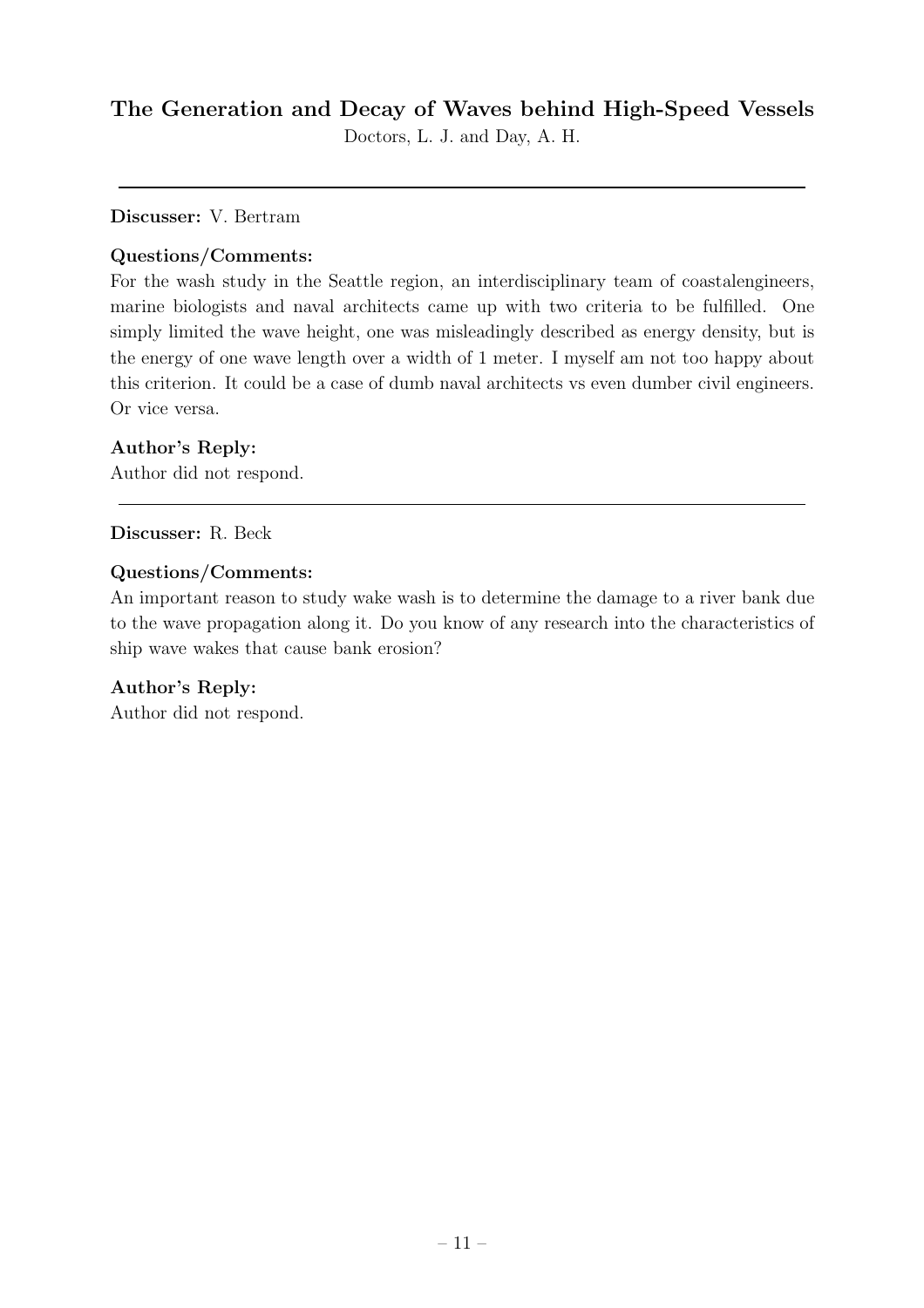## The Generation and Decay of Waves behind High-Speed Vessels

Doctors, L. J. and Day, A. H.

---

**Discusser:** V. Bertram

**Questions/Comments:**

For the wash study in the Seattle region, an interdisciplinary team of coastalengineers, marine biologists and naval architects came up with two criteria to be fulfilled. One simply limited the wave height, one was misleadingly described as energy density, but is the energy of one wave length over a width of 1 meter. I myself am not too happy about this criterion. It could be a case of dumb naval architects vs even dumber civil engineers. Or vice versa.

**Author's Reply:**

Author did not respond.

---

**Discusser:** R. Beck

**Questions/Comments:**

An important reason to study wake wash is to determine the damage to a river bank due to the wave propagation along it. Do you know of any research into the characteristics of ship wave wakes that cause bank erosion?

**Author's Reply:**

Author did not respond.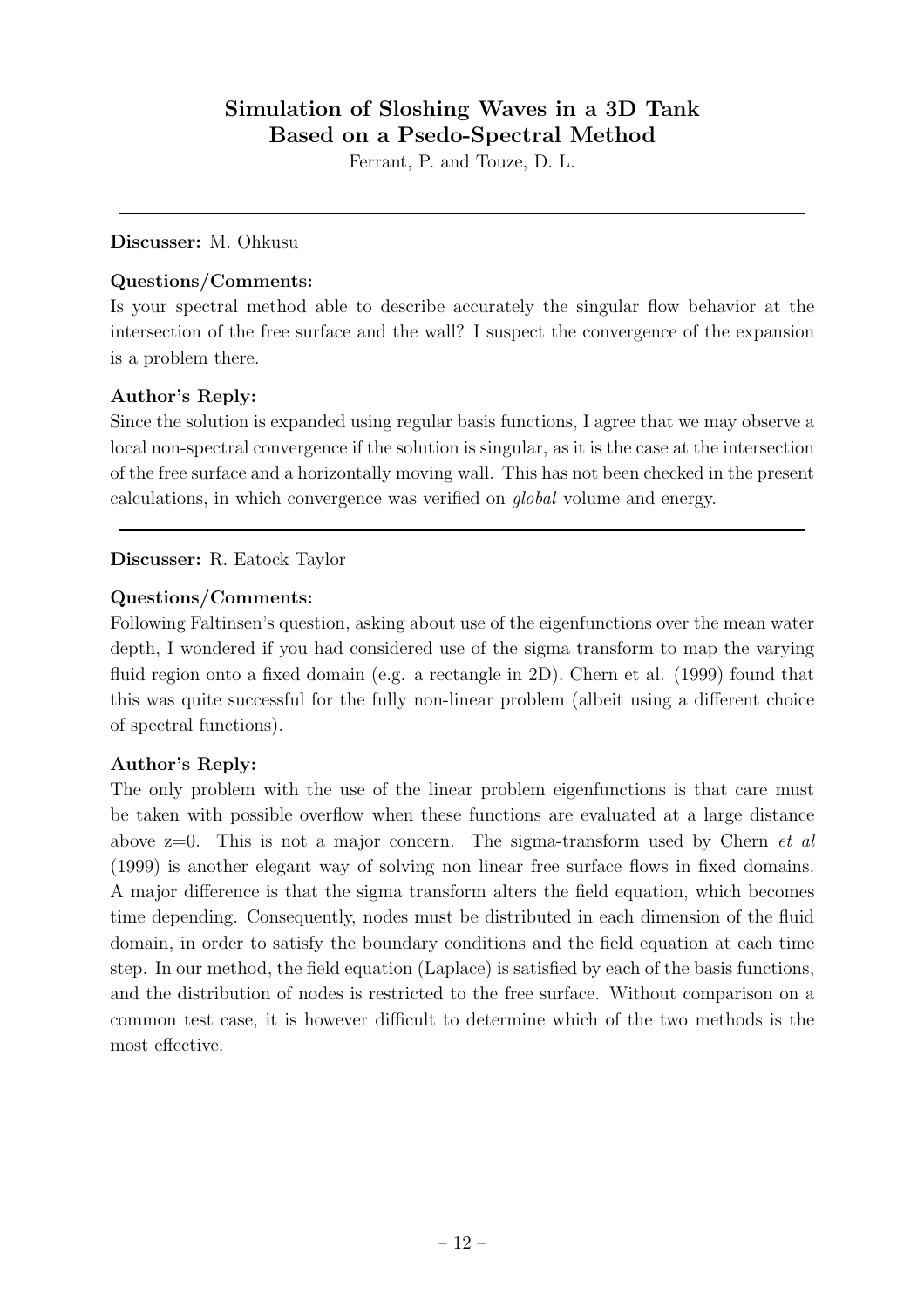## Simulation of Sloshing Waves in a 3D Tank Based on a Psedo-Spectral Method

Ferrant, P. and Touze, D. L.

---

**Discusser:** M. Ohkusu

**Questions/Comments:**

Is your spectral method able to describe accurately the singular flow behavior at the intersection of the free surface and the wall? I suspect the convergence of the expansion is a problem there.

**Author's Reply:**

Since the solution is expanded using regular basis functions, I agree that we may observe a local non-spectral convergence if the solution is singular, as it is the case at the intersection of the free surface and a horizontally moving wall. This has not been checked in the present calculations, in which convergence was verified on *global* volume and energy.

---

**Discusser:** R. Eatock Taylor

**Questions/Comments:**

Following Faltinsen's question, asking about use of the eigenfunctions over the mean water depth, I wondered if you had considered use of the sigma transform to map the varying fluid region onto a fixed domain (e.g. a rectangle in 2D). Chern et al. (1999) found that this was quite successful for the fully non-linear problem (albeit using a different choice of spectral functions).

**Author's Reply:**

The only problem with the use of the linear problem eigenfunctions is that care must be taken with possible overflow when these functions are evaluated at a large distance above z=0. This is not a major concern. The sigma-transform used by Chern *et al* (1999) is another elegant way of solving non linear free surface flows in fixed domains. A major difference is that the sigma transform alters the field equation, which becomes time depending. Consequently, nodes must be distributed in each dimension of the fluid domain, in order to satisfy the boundary conditions and the field equation at each time step. In our method, the field equation (Laplace) is satisfied by each of the basis functions, and the distribution of nodes is restricted to the free surface. Without comparison on a common test case, it is however difficult to determine which of the two methods is the most effective.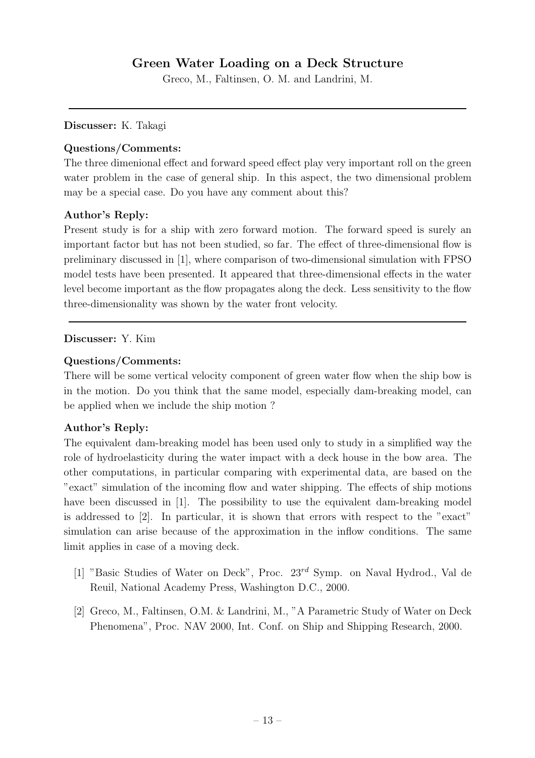## Green Water Loading on a Deck Structure

Greco, M., Faltinsen, O. M. and Landrini, M.

---

**Discusser:** K. Takagi

**Questions/Comments:**

The three dimenional effect and forward speed effect play very important roll on the green water problem in the case of general ship. In this aspect, the two dimensional problem may be a special case. Do you have any comment about this?

**Author's Reply:**

Present study is for a ship with zero forward motion. The forward speed is surely an important factor but has not been studied, so far. The effect of three-dimensional flow is preliminary discussed in [1], where comparison of two-dimensional simulation with FPSO model tests have been presented. It appeared that three-dimensional effects in the water level become important as the flow propagates along the deck. Less sensitivity to the flow three-dimensionality was shown by the water front velocity.

---

**Discusser:** Y. Kim

**Questions/Comments:**

There will be some vertical velocity component of green water flow when the ship bow is in the motion. Do you think that the same model, especially dam-breaking model, can be applied when we include the ship motion ?

**Author's Reply:**

The equivalent dam-breaking model has been used only to study in a simplified way the role of hydroelasticity during the water impact with a deck house in the bow area. The other computations, in particular comparing with experimental data, are based on the "exact" simulation of the incoming flow and water shipping. The effects of ship motions have been discussed in [1]. The possibility to use the equivalent dam-breaking model is addressed to [2]. In particular, it is shown that errors with respect to the "exact" simulation can arise because of the approximation in the inflow conditions. The same limit applies in case of a moving deck.

[1] "Basic Studies of Water on Deck", Proc. 23rd Symp. on Naval Hydrod., Val de Reuil, National Academy Press, Washington D.C., 2000.

[2] Greco, M., Faltinsen, O.M. & Landrini, M., "A Parametric Study of Water on Deck Phenomena", Proc. NAV 2000, Int. Conf. on Ship and Shipping Research, 2000.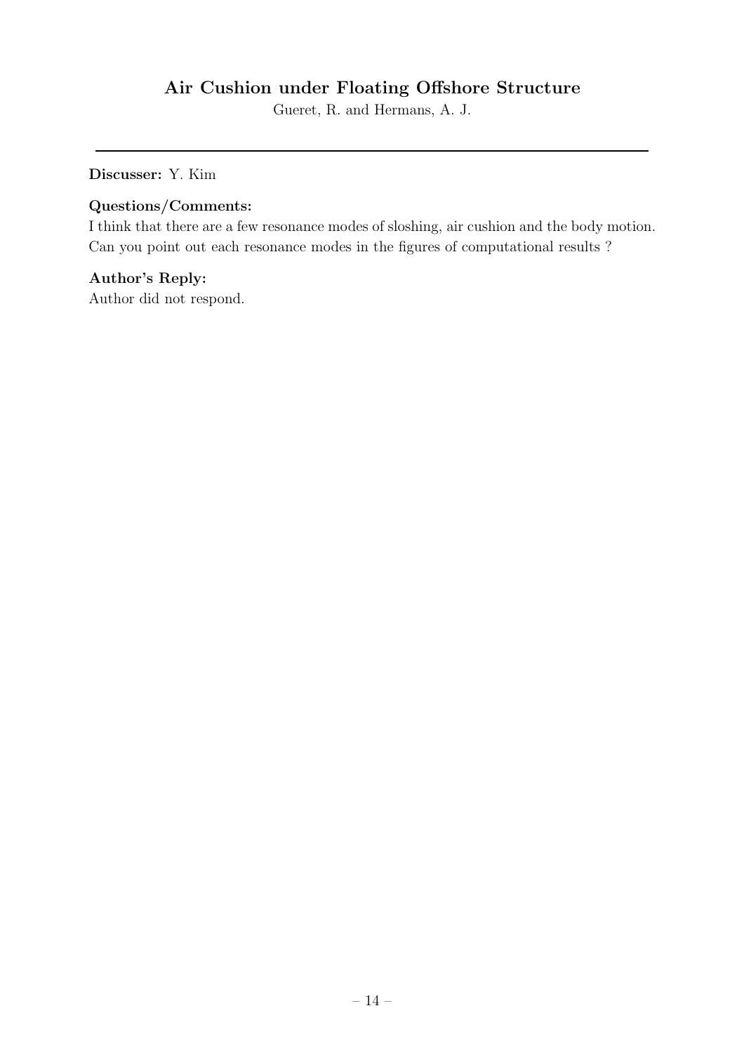## Air Cushion under Floating Offshore Structure

Gueret, R. and Hermans, A. J.

---

**Discusser:** Y. Kim

**Questions/Comments:**

I think that there are a few resonance modes of sloshing, air cushion and the body motion. Can you point out each resonance modes in the figures of computational results ?

**Author's Reply:**

Author did not respond.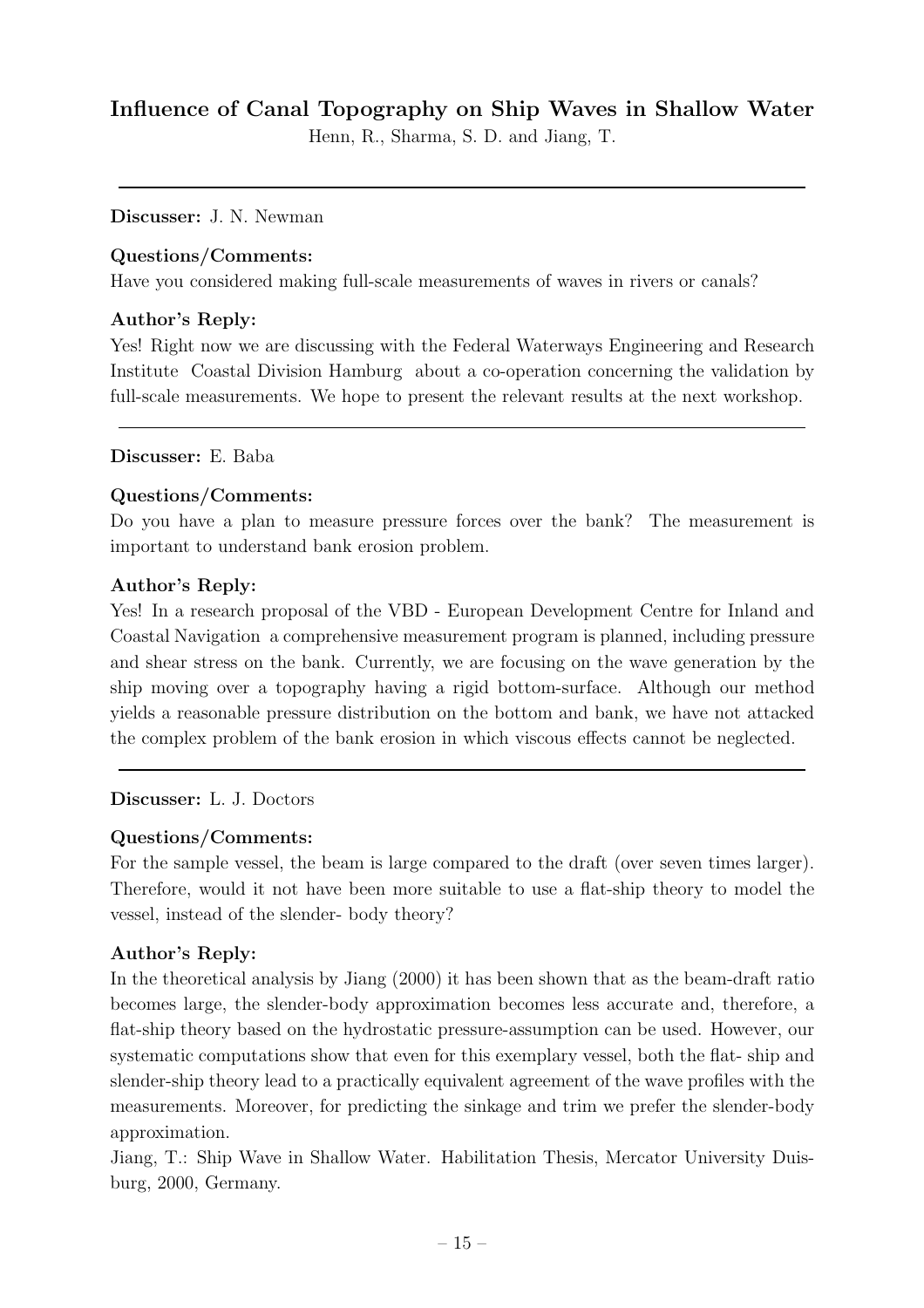# Influence of Canal Topography on Ship Waves in Shallow Water

Henn, R., Sharma, S. D. and Jiang, T.

---

**Discusser:** J. N. Newman

**Questions/Comments:**

Have you considered making full-scale measurements of waves in rivers or canals?

**Author's Reply:**

Yes! Right now we are discussing with the Federal Waterways Engineering and Research Institute Coastal Division Hamburg about a co-operation concerning the validation by full-scale measurements. We hope to present the relevant results at the next workshop.

---

**Discusser:** E. Baba

**Questions/Comments:**

Do you have a plan to measure pressure forces over the bank? The measurement is important to understand bank erosion problem.

**Author's Reply:**

Yes! In a research proposal of the VBD - European Development Centre for Inland and Coastal Navigation a comprehensive measurement program is planned, including pressure and shear stress on the bank. Currently, we are focusing on the wave generation by the ship moving over a topography having a rigid bottom-surface. Although our method yields a reasonable pressure distribution on the bottom and bank, we have not attacked the complex problem of the bank erosion in which viscous effects cannot be neglected.

---

**Discusser:** L. J. Doctors

**Questions/Comments:**

For the sample vessel, the beam is large compared to the draft (over seven times larger). Therefore, would it not have been more suitable to use a flat-ship theory to model the vessel, instead of the slender- body theory?

**Author's Reply:**

In the theoretical analysis by Jiang (2000) it has been shown that as the beam-draft ratio becomes large, the slender-body approximation becomes less accurate and, therefore, a flat-ship theory based on the hydrostatic pressure-assumption can be used. However, our systematic computations show that even for this exemplary vessel, both the flat- ship and slender-ship theory lead to a practically equivalent agreement of the wave profiles with the measurements. Moreover, for predicting the sinkage and trim we prefer the slender-body approximation.

Jiang, T.: Ship Wave in Shallow Water. Habilitation Thesis, Mercator University Duisburg, 2000, Germany.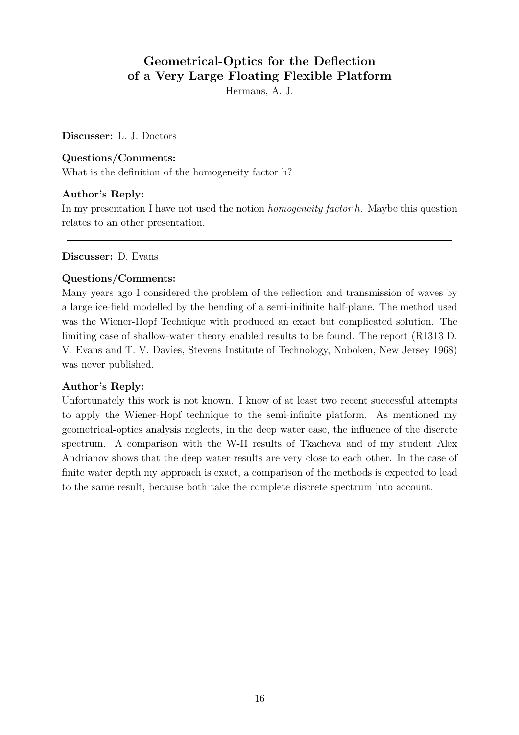## Geometrical-Optics for the Deflection of a Very Large Floating Flexible Platform

Hermans, A. J.

---

**Discusser:** L. J. Doctors

**Questions/Comments:**

What is the definition of the homogeneity factor h?

**Author's Reply:**

In my presentation I have not used the notion *homogeneity factor h*. Maybe this question relates to an other presentation.

---

**Discusser:** D. Evans

**Questions/Comments:**

Many years ago I considered the problem of the reflection and transmission of waves by a large ice-field modelled by the bending of a semi-inifinite half-plane. The method used was the Wiener-Hopf Technique with produced an exact but complicated solution. The limiting case of shallow-water theory enabled results to be found. The report (R1313 D. V. Evans and T. V. Davies, Stevens Institute of Technology, Noboken, New Jersey 1968) was never published.

**Author's Reply:**

Unfortunately this work is not known. I know of at least two recent successful attempts to apply the Wiener-Hopf technique to the semi-infinite platform. As mentioned my geometrical-optics analysis neglects, in the deep water case, the influence of the discrete spectrum. A comparison with the W-H results of Tkacheva and of my student Alex Andrianov shows that the deep water results are very close to each other. In the case of finite water depth my approach is exact, a comparison of the methods is expected to lead to the same result, because both take the complete discrete spectrum into account.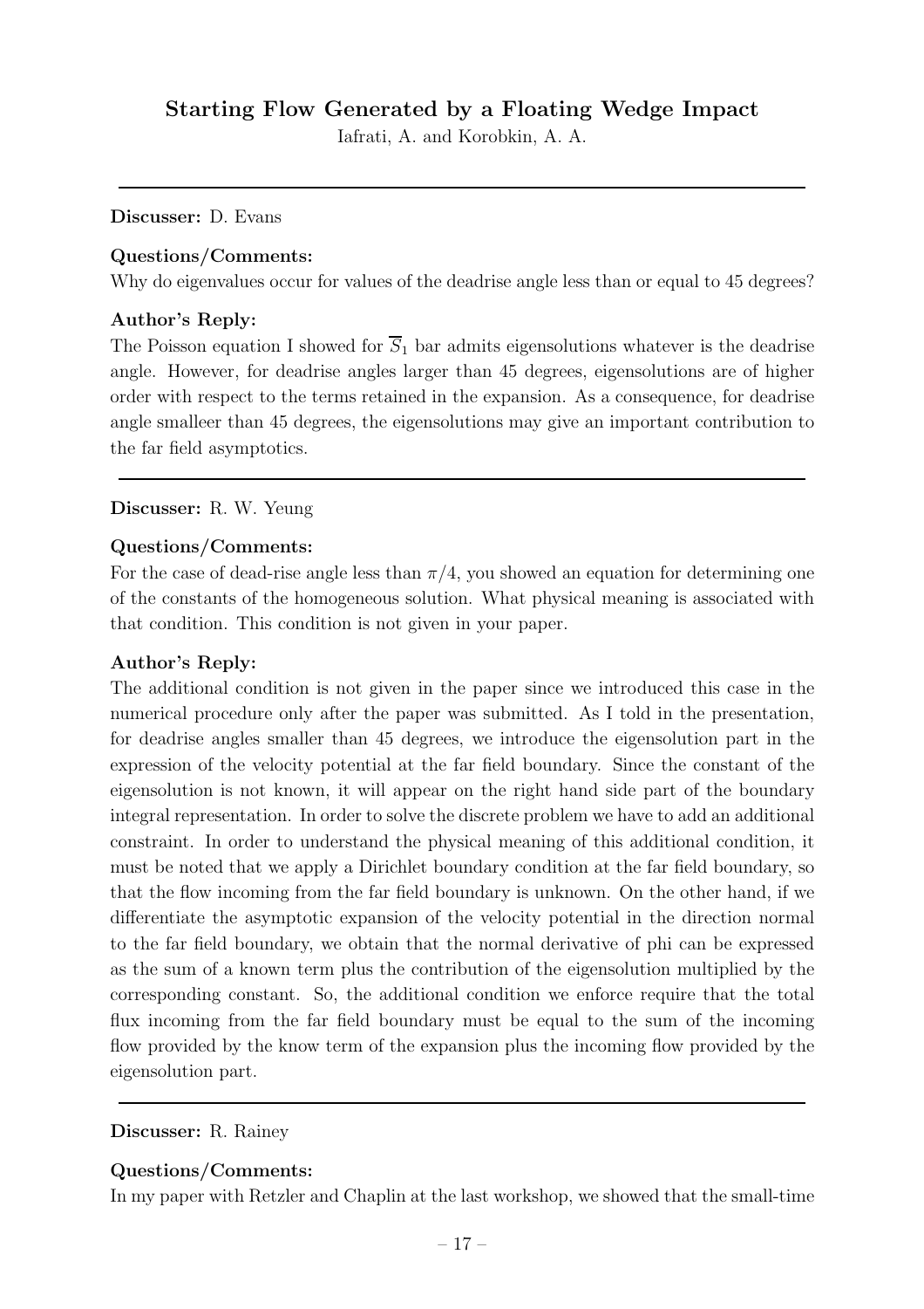# Starting Flow Generated by a Floating Wedge Impact

Iafrati, A. and Korobkin, A. A.

---

**Discusser:** D. Evans

**Questions/Comments:**

Why do eigenvalues occur for values of the deadrise angle less than or equal to 45 degrees?

**Author's Reply:**

The Poisson equation I showed for $\overline{S}_1$ bar admits eigensolutions whatever is the deadrise angle. However, for deadrise angles larger than 45 degrees, eigensolutions are of higher order with respect to the terms retained in the expansion. As a consequence, for deadrise angle smalleer than 45 degrees, the eigensolutions may give an important contribution to the far field asymptotics.

---

**Discusser:** R. W. Yeung

**Questions/Comments:**

For the case of dead-rise angle less than $\pi/4$, you showed an equation for determining one of the constants of the homogeneous solution. What physical meaning is associated with that condition. This condition is not given in your paper.

**Author's Reply:**

The additional condition is not given in the paper since we introduced this case in the numerical procedure only after the paper was submitted. As I told in the presentation, for deadrise angles smaller than 45 degrees, we introduce the eigensolution part in the expression of the velocity potential at the far field boundary. Since the constant of the eigensolution is not known, it will appear on the right hand side part of the boundary integral representation. In order to solve the discrete problem we have to add an additional constraint. In order to understand the physical meaning of this additional condition, it must be noted that we apply a Dirichlet boundary condition at the far field boundary, so that the flow incoming from the far field boundary is unknown. On the other hand, if we differentiate the asymptotic expansion of the velocity potential in the direction normal to the far field boundary, we obtain that the normal derivative of phi can be expressed as the sum of a known term plus the contribution of the eigensolution multiplied by the corresponding constant. So, the additional condition we enforce require that the total flux incoming from the far field boundary must be equal to the sum of the incoming flow provided by the know term of the expansion plus the incoming flow provided by the eigensolution part.

---

**Discusser:** R. Rainey

**Questions/Comments:**

In my paper with Retzler and Chaplin at the last workshop, we showed that the small-time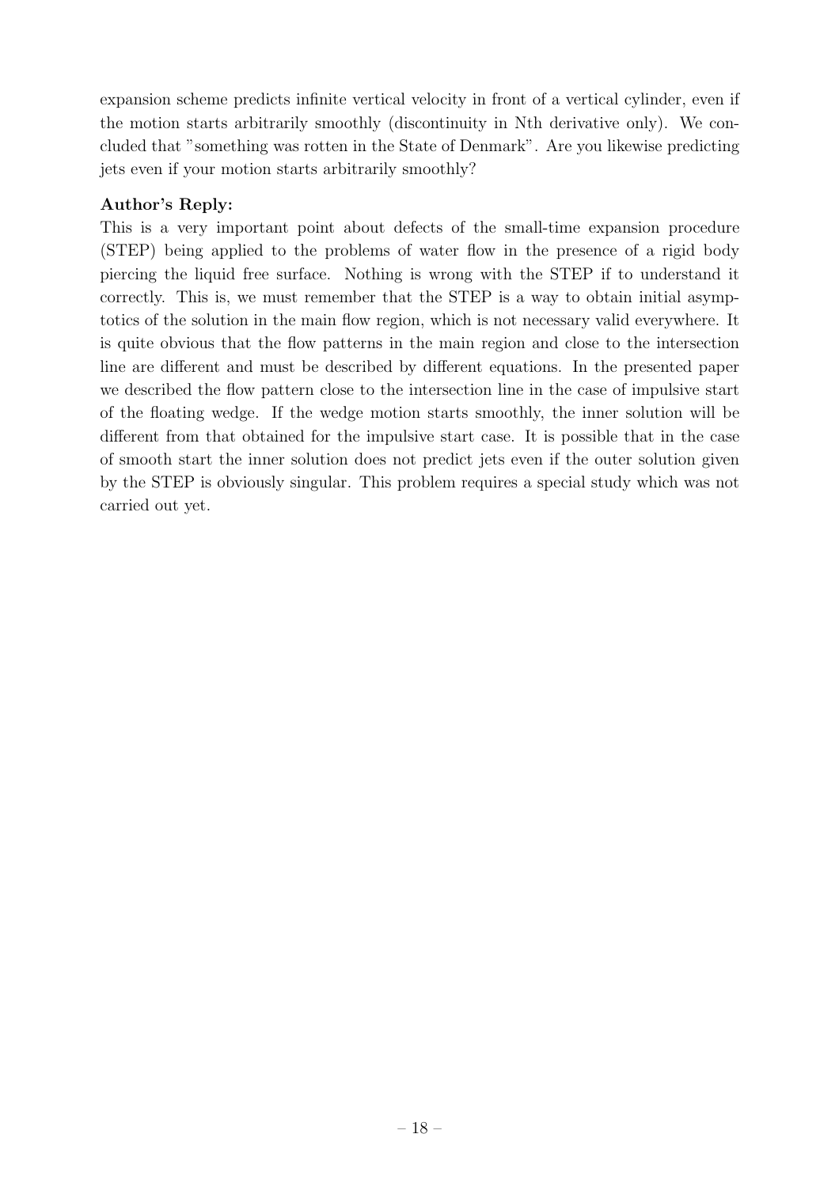expansion scheme predicts infinite vertical velocity in front of a vertical cylinder, even if the motion starts arbitrarily smoothly (discontinuity in Nth derivative only). We concluded that "something was rotten in the State of Denmark". Are you likewise predicting jets even if your motion starts arbitrarily smoothly?

**Author's Reply:**

This is a very important point about defects of the small-time expansion procedure (STEP) being applied to the problems of water flow in the presence of a rigid body piercing the liquid free surface. Nothing is wrong with the STEP if to understand it correctly. This is, we must remember that the STEP is a way to obtain initial asymptotics of the solution in the main flow region, which is not necessary valid everywhere. It is quite obvious that the flow patterns in the main region and close to the intersection line are different and must be described by different equations. In the presented paper we described the flow pattern close to the intersection line in the case of impulsive start of the floating wedge. If the wedge motion starts smoothly, the inner solution will be different from that obtained for the impulsive start case. It is possible that in the case of smooth start the inner solution does not predict jets even if the outer solution given by the STEP is obviously singular. This problem requires a special study which was not carried out yet.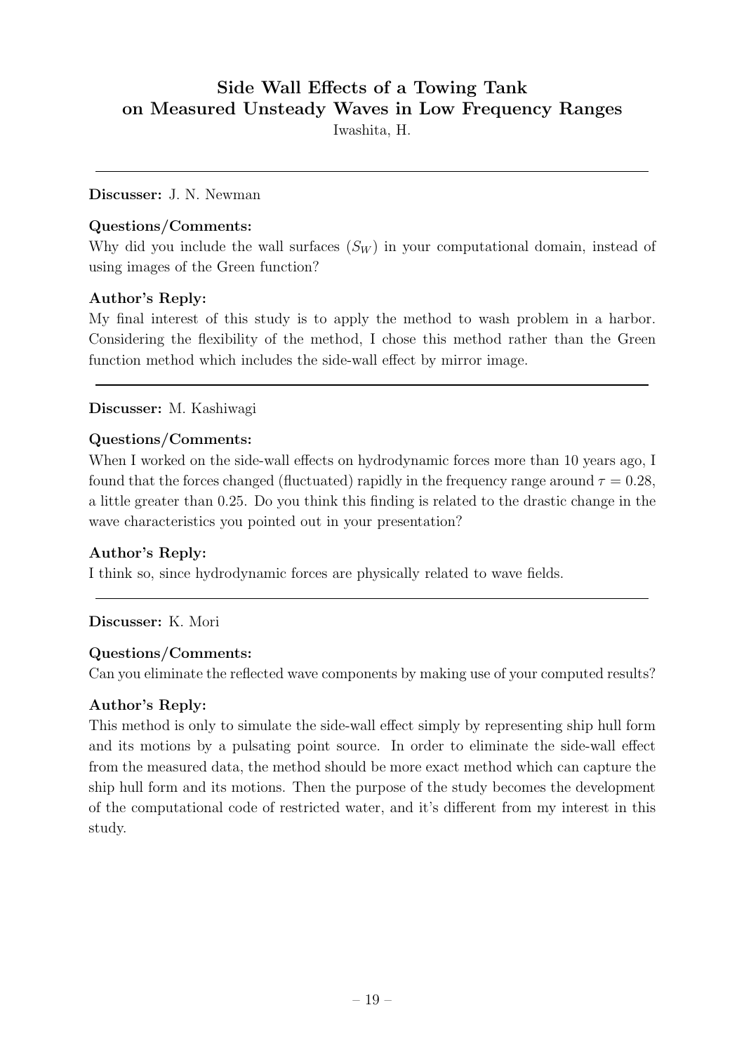## Side Wall Effects of a Towing Tank on Measured Unsteady Waves in Low Frequency Ranges

Iwashita, H.

---

**Discusser:** J. N. Newman

**Questions/Comments:**

Why did you include the wall surfaces ($S_W$) in your computational domain, instead of using images of the Green function?

**Author's Reply:**

My final interest of this study is to apply the method to wash problem in a harbor. Considering the flexibility of the method, I chose this method rather than the Green function method which includes the side-wall effect by mirror image.

---

**Discusser:** M. Kashiwagi

**Questions/Comments:**

When I worked on the side-wall effects on hydrodynamic forces more than 10 years ago, I found that the forces changed (fluctuated) rapidly in the frequency range around $\tau = 0.28$, a little greater than 0.25. Do you think this finding is related to the drastic change in the wave characteristics you pointed out in your presentation?

**Author's Reply:**

I think so, since hydrodynamic forces are physically related to wave fields.

---

**Discusser:** K. Mori

**Questions/Comments:**

Can you eliminate the reflected wave components by making use of your computed results?

**Author's Reply:**

This method is only to simulate the side-wall effect simply by representing ship hull form and its motions by a pulsating point source. In order to eliminate the side-wall effect from the measured data, the method should be more exact method which can capture the ship hull form and its motions. Then the purpose of the study becomes the development of the computational code of restricted water, and it's different from my interest in this study.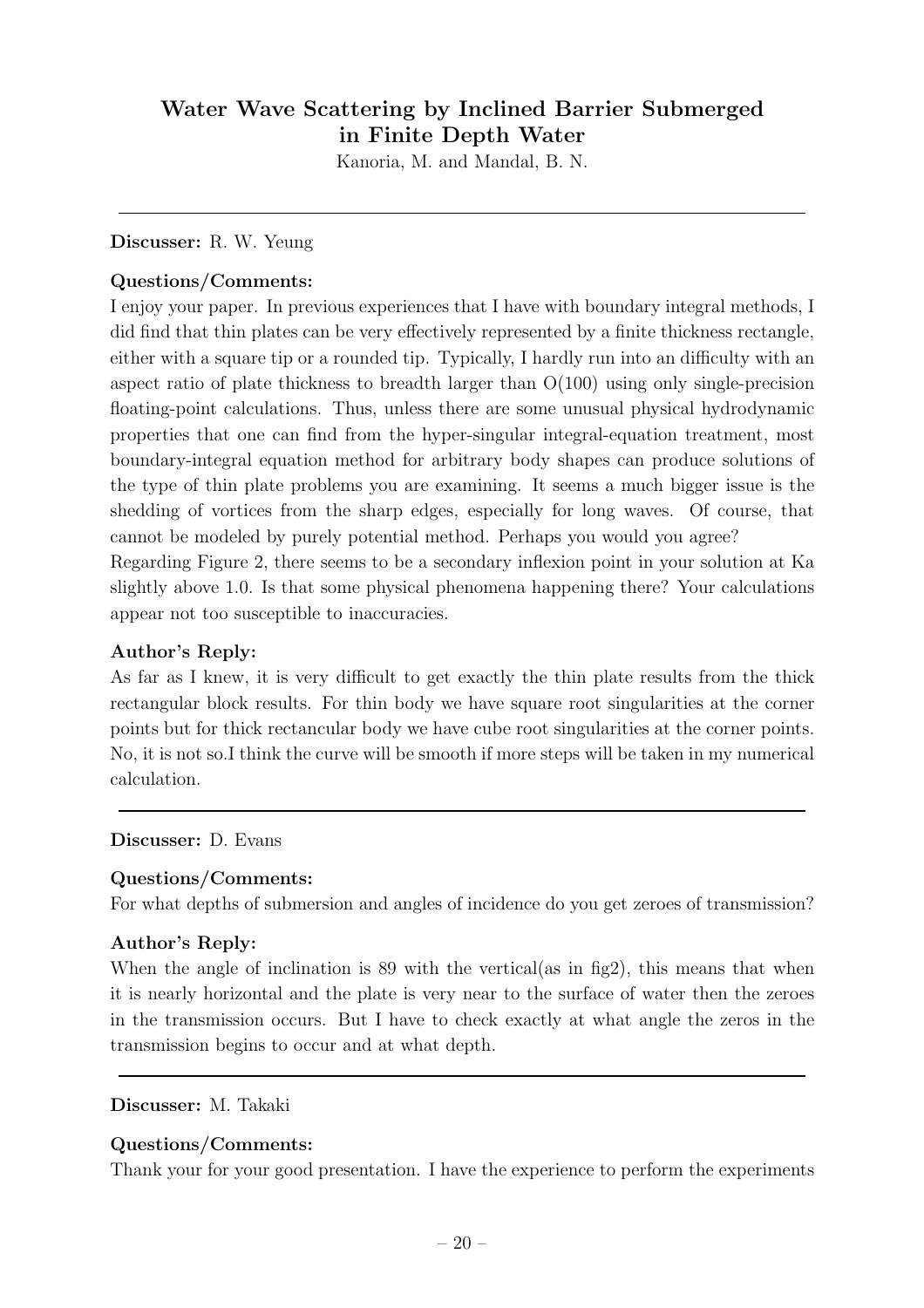## Water Wave Scattering by Inclined Barrier Submerged in Finite Depth Water

Kanoria, M. and Mandal, B. N.

---

**Discusser:** R. W. Yeung

**Questions/Comments:**

I enjoy your paper. In previous experiences that I have with boundary integral methods, I did find that thin plates can be very effectively represented by a finite thickness rectangle, either with a square tip or a rounded tip. Typically, I hardly run into an difficulty with an aspect ratio of plate thickness to breadth larger than O(100) using only single-precision floating-point calculations. Thus, unless there are some unusual physical hydrodynamic properties that one can find from the hyper-singular integral-equation treatment, most boundary-integral equation method for arbitrary body shapes can produce solutions of the type of thin plate problems you are examining. It seems a much bigger issue is the shedding of vortices from the sharp edges, especially for long waves. Of course, that cannot be modeled by purely potential method. Perhaps you would you agree?

Regarding Figure 2, there seems to be a secondary inflexion point in your solution at Ka slightly above 1.0. Is that some physical phenomena happening there? Your calculations appear not too susceptible to inaccuracies.

**Author's Reply:**

As far as I knew, it is very difficult to get exactly the thin plate results from the thick rectangular block results. For thin body we have square root singularities at the corner points but for thick rectancular body we have cube root singularities at the corner points. No, it is not so.I think the curve will be smooth if more steps will be taken in my numerical calculation.

---

**Discusser:** D. Evans

**Questions/Comments:**

For what depths of submersion and angles of incidence do you get zeroes of transmission?

**Author's Reply:**

When the angle of inclination is 89 with the vertical(as in fig2), this means that when it is nearly horizontal and the plate is very near to the surface of water then the zeroes in the transmission occurs. But I have to check exactly at what angle the zeros in the transmission begins to occur and at what depth.

---

**Discusser:** M. Takaki

**Questions/Comments:**

Thank your for your good presentation. I have the experience to perform the experiments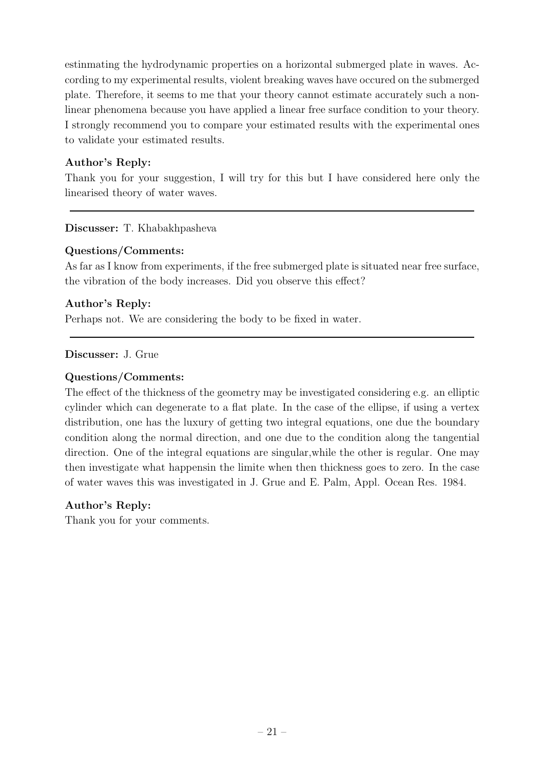estinmating the hydrodynamic properties on a horizontal submerged plate in waves. According to my experimental results, violent breaking waves have occured on the submerged plate. Therefore, it seems to me that your theory cannot estimate accurately such a non-linear phenomena because you have applied a linear free surface condition to your theory. I strongly recommend you to compare your estimated results with the experimental ones to validate your estimated results.

**Author's Reply:**
Thank you for your suggestion, I will try for this but I have considered here only the linearised theory of water waves.

---

**Discusser:** T. Khabakhpasheva

**Questions/Comments:**
As far as I know from experiments, if the free submerged plate is situated near free surface, the vibration of the body increases. Did you observe this effect?

**Author's Reply:**
Perhaps not. We are considering the body to be fixed in water.

---

**Discusser:** J. Grue

**Questions/Comments:**
The effect of the thickness of the geometry may be investigated considering e.g. an elliptic cylinder which can degenerate to a flat plate. In the case of the ellipse, if using a vertex distribution, one has the luxury of getting two integral equations, one due the boundary condition along the normal direction, and one due to the condition along the tangential direction. One of the integral equations are singular,while the other is regular. One may then investigate what happensin the limite when then thickness goes to zero. In the case of water waves this was investigated in J. Grue and E. Palm, Appl. Ocean Res. 1984.

**Author's Reply:**
Thank you for your comments.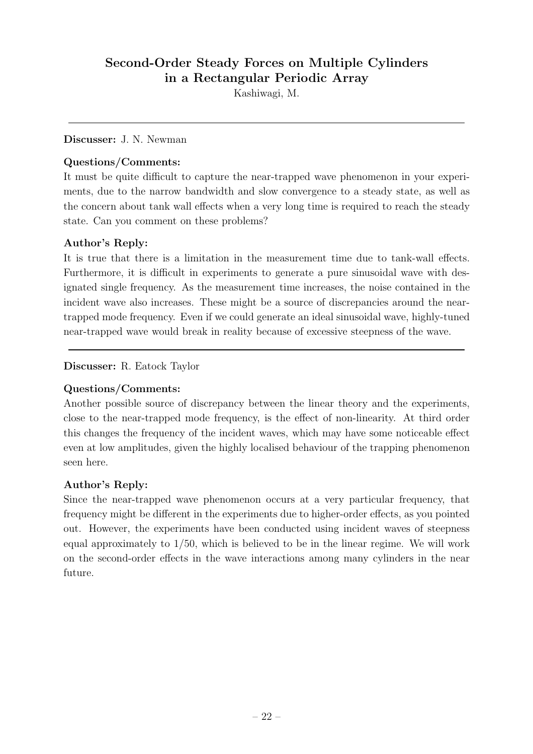## Second-Order Steady Forces on Multiple Cylinders in a Rectangular Periodic Array

Kashiwagi, M.

---

**Discusser:** J. N. Newman

**Questions/Comments:**

It must be quite difficult to capture the near-trapped wave phenomenon in your experiments, due to the narrow bandwidth and slow convergence to a steady state, as well as the concern about tank wall effects when a very long time is required to reach the steady state. Can you comment on these problems?

**Author's Reply:**

It is true that there is a limitation in the measurement time due to tank-wall effects. Furthermore, it is difficult in experiments to generate a pure sinusoidal wave with designated single frequency. As the measurement time increases, the noise contained in the incident wave also increases. These might be a source of discrepancies around the near-trapped mode frequency. Even if we could generate an ideal sinusoidal wave, highly-tuned near-trapped wave would break in reality because of excessive steepness of the wave.

---

**Discusser:** R. Eatock Taylor

**Questions/Comments:**

Another possible source of discrepancy between the linear theory and the experiments, close to the near-trapped mode frequency, is the effect of non-linearity. At third order this changes the frequency of the incident waves, which may have some noticeable effect even at low amplitudes, given the highly localised behaviour of the trapping phenomenon seen here.

**Author's Reply:**

Since the near-trapped wave phenomenon occurs at a very particular frequency, that frequency might be different in the experiments due to higher-order effects, as you pointed out. However, the experiments have been conducted using incident waves of steepness equal approximately to 1/50, which is believed to be in the linear regime. We will work on the second-order effects in the wave interactions among many cylinders in the near future.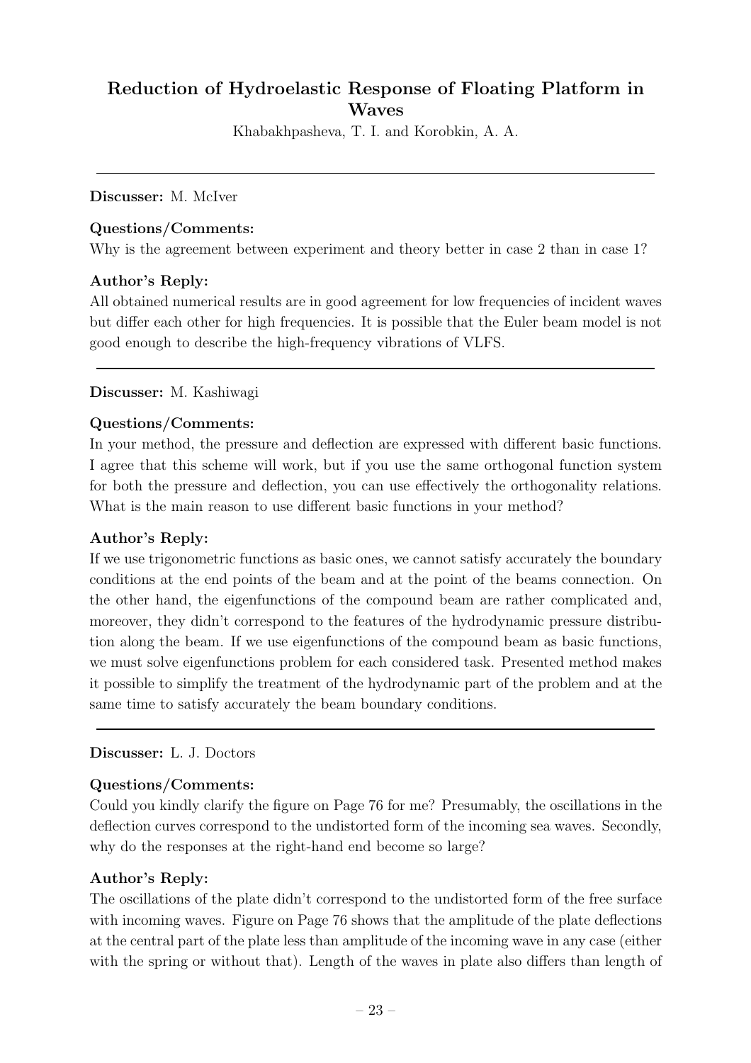## Reduction of Hydroelastic Response of Floating Platform in Waves

Khabakhpasheva, T. I. and Korobkin, A. A.

---

**Discusser:** M. McIver

**Questions/Comments:**

Why is the agreement between experiment and theory better in case 2 than in case 1?

**Author's Reply:**

All obtained numerical results are in good agreement for low frequencies of incident waves but differ each other for high frequencies. It is possible that the Euler beam model is not good enough to describe the high-frequency vibrations of VLFS.

---

**Discusser:** M. Kashiwagi

**Questions/Comments:**

In your method, the pressure and deflection are expressed with different basic functions. I agree that this scheme will work, but if you use the same orthogonal function system for both the pressure and deflection, you can use effectively the orthogonality relations. What is the main reason to use different basic functions in your method?

**Author's Reply:**

If we use trigonometric functions as basic ones, we cannot satisfy accurately the boundary conditions at the end points of the beam and at the point of the beams connection. On the other hand, the eigenfunctions of the compound beam are rather complicated and, moreover, they didn't correspond to the features of the hydrodynamic pressure distribution along the beam. If we use eigenfunctions of the compound beam as basic functions, we must solve eigenfunctions problem for each considered task. Presented method makes it possible to simplify the treatment of the hydrodynamic part of the problem and at the same time to satisfy accurately the beam boundary conditions.

---

**Discusser:** L. J. Doctors

**Questions/Comments:**

Could you kindly clarify the figure on Page 76 for me? Presumably, the oscillations in the deflection curves correspond to the undistorted form of the incoming sea waves. Secondly, why do the responses at the right-hand end become so large?

**Author's Reply:**

The oscillations of the plate didn't correspond to the undistorted form of the free surface with incoming waves. Figure on Page 76 shows that the amplitude of the plate deflections at the central part of the plate less than amplitude of the incoming wave in any case (either with the spring or without that). Length of the waves in plate also differs than length of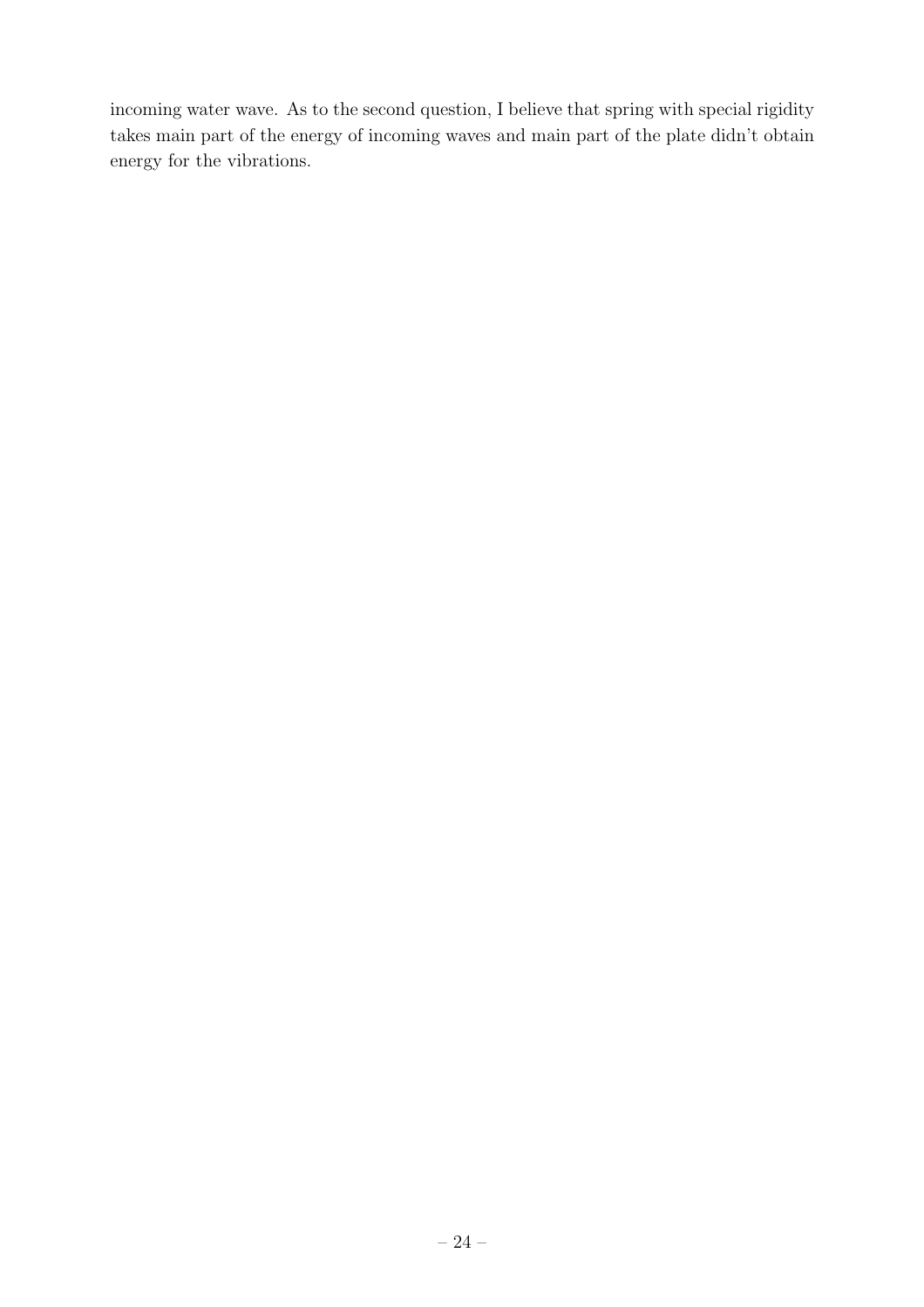incoming water wave. As to the second question, I believe that spring with special rigidity takes main part of the energy of incoming waves and main part of the plate didn't obtain energy for the vibrations.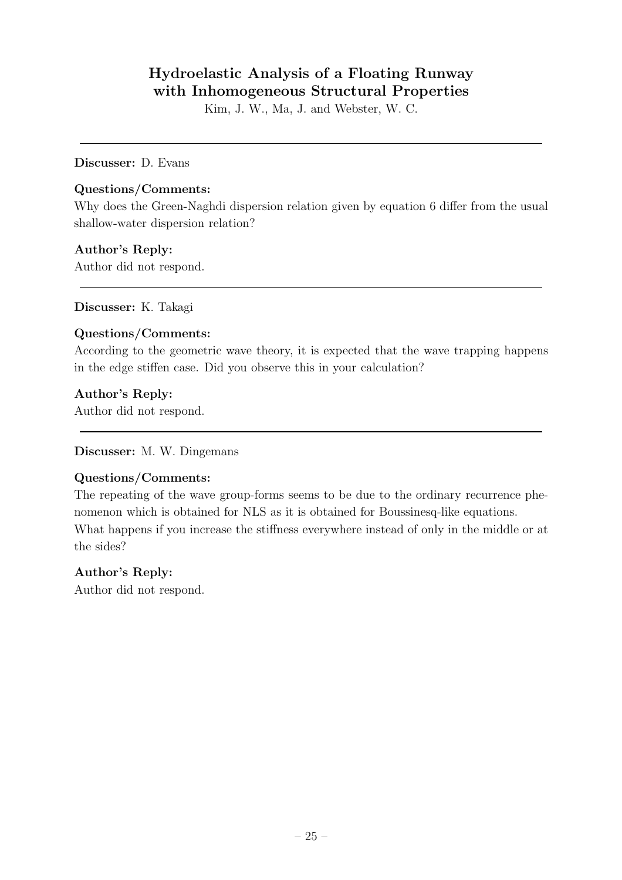## Hydroelastic Analysis of a Floating Runway with Inhomogeneous Structural Properties

Kim, J. W., Ma, J. and Webster, W. C.

---

**Discusser:** D. Evans

**Questions/Comments:**

Why does the Green-Naghdi dispersion relation given by equation 6 differ from the usual shallow-water dispersion relation?

**Author's Reply:**

Author did not respond.

---

**Discusser:** K. Takagi

**Questions/Comments:**

According to the geometric wave theory, it is expected that the wave trapping happens in the edge stiffen case. Did you observe this in your calculation?

**Author's Reply:**

Author did not respond.

---

**Discusser:** M. W. Dingemans

**Questions/Comments:**

The repeating of the wave group-forms seems to be due to the ordinary recurrence phenomenon which is obtained for NLS as it is obtained for Boussinesq-like equations. What happens if you increase the stiffness everywhere instead of only in the middle or at the sides?

**Author's Reply:**

Author did not respond.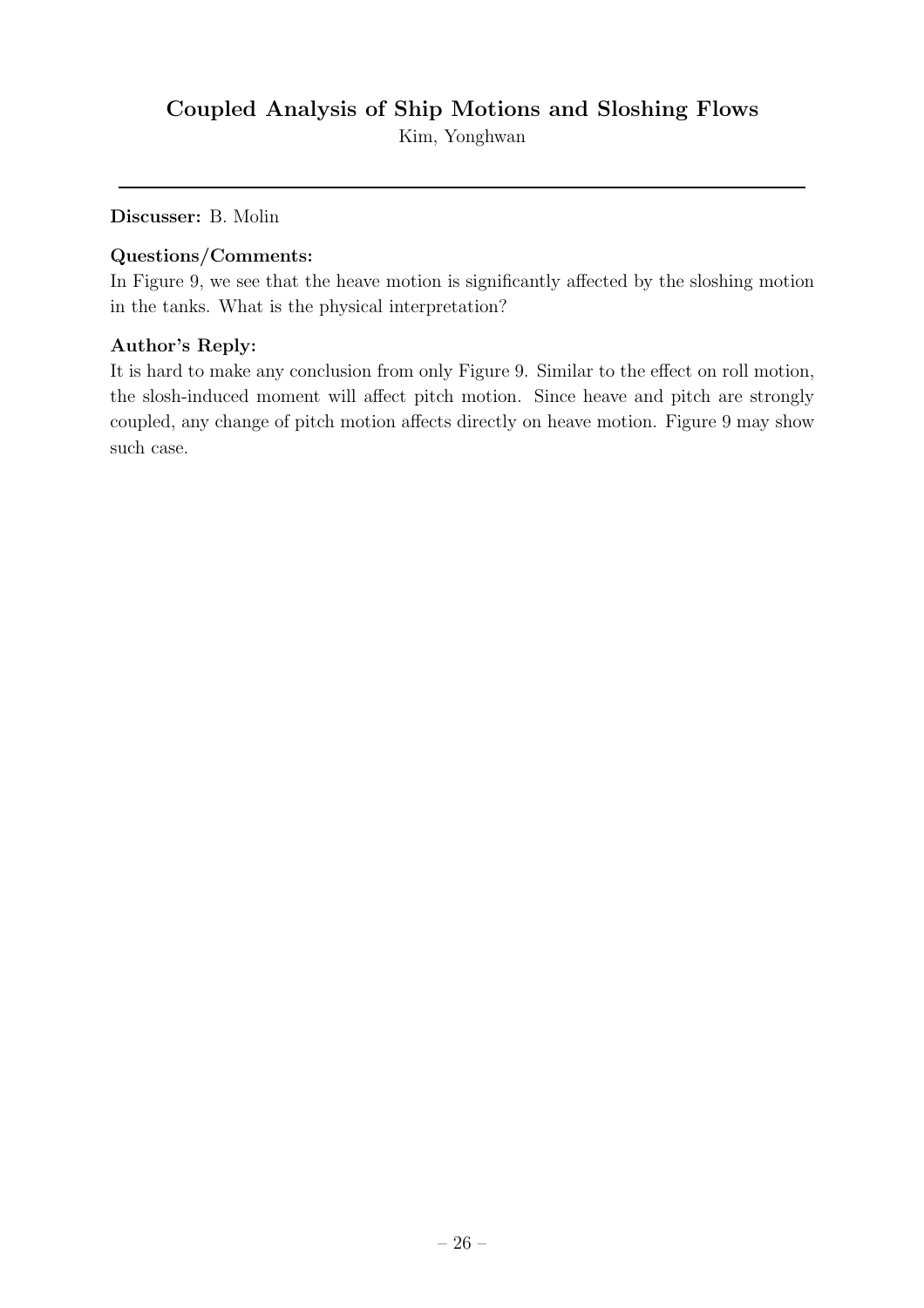# Coupled Analysis of Ship Motions and Sloshing Flows

Kim, Yonghwan

---

**Discusser:** B. Molin

**Questions/Comments:**

In Figure 9, we see that the heave motion is significantly affected by the sloshing motion in the tanks. What is the physical interpretation?

**Author's Reply:**

It is hard to make any conclusion from only Figure 9. Similar to the effect on roll motion, the slosh-induced moment will affect pitch motion. Since heave and pitch are strongly coupled, any change of pitch motion affects directly on heave motion. Figure 9 may show such case.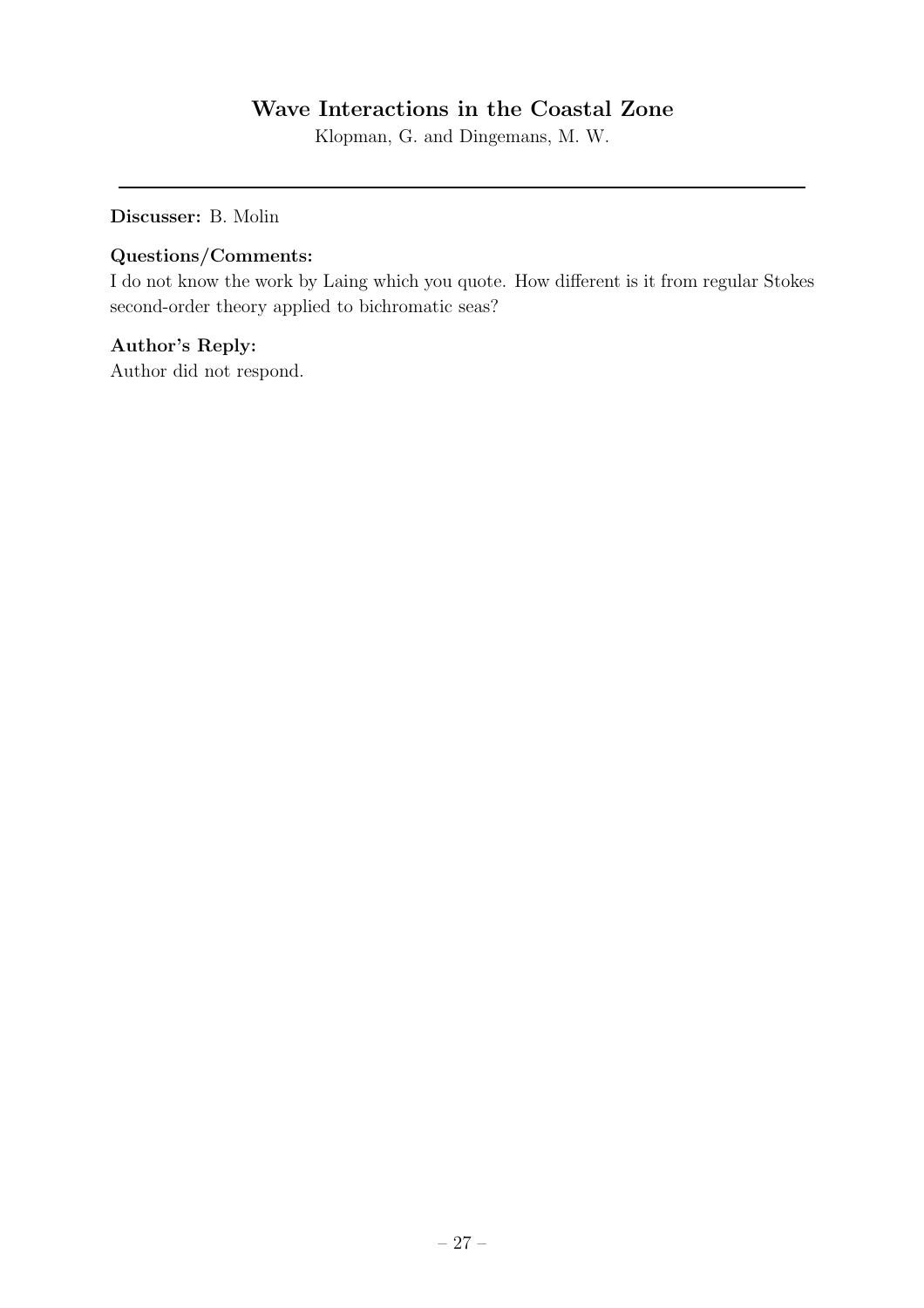# Wave Interactions in the Coastal Zone

Klopman, G. and Dingemans, M. W.

---

**Discusser:** B. Molin

**Questions/Comments:**

I do not know the work by Laing which you quote. How different is it from regular Stokes second-order theory applied to bichromatic seas?

**Author's Reply:**

Author did not respond.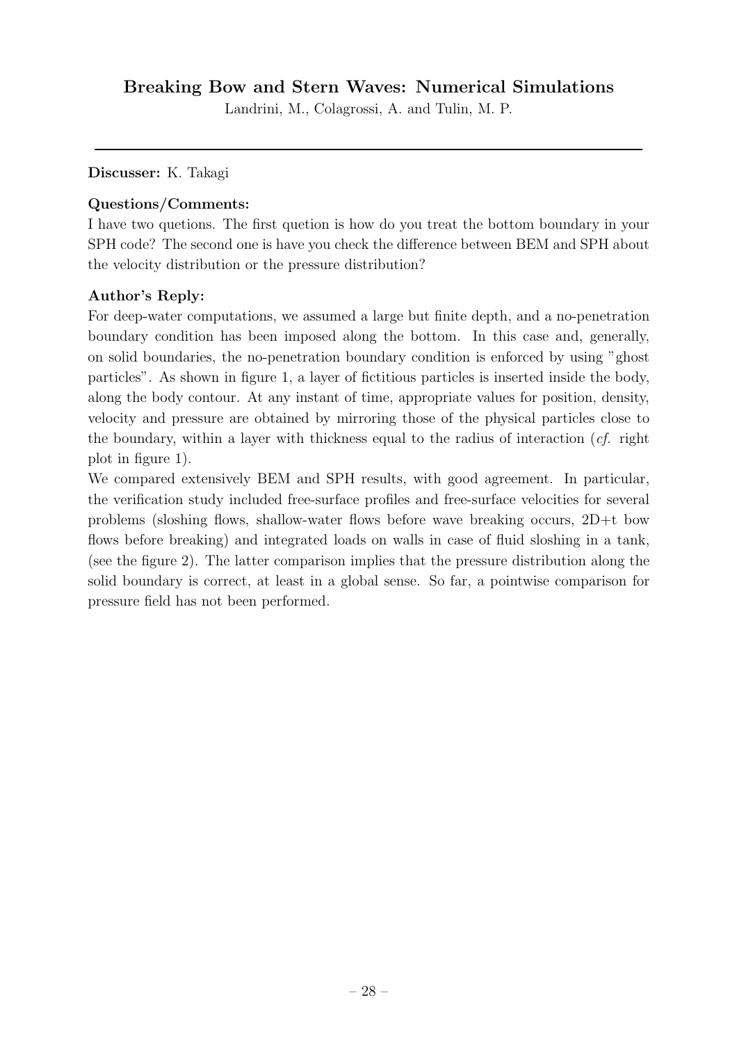## Breaking Bow and Stern Waves: Numerical Simulations

Landrini, M., Colagrossi, A. and Tulin, M. P.

---

**Discusser:** K. Takagi

**Questions/Comments:**

I have two quetions. The first quetion is how do you treat the bottom boundary in your SPH code? The second one is have you check the difference between BEM and SPH about the velocity distribution or the pressure distribution?

**Author's Reply:**

For deep-water computations, we assumed a large but finite depth, and a no-penetration boundary condition has been imposed along the bottom. In this case and, generally, on solid boundaries, the no-penetration boundary condition is enforced by using "ghost particles". As shown in figure 1, a layer of fictitious particles is inserted inside the body, along the body contour. At any instant of time, appropriate values for position, density, velocity and pressure are obtained by mirroring those of the physical particles close to the boundary, within a layer with thickness equal to the radius of interaction (*cf.* right plot in figure 1).

We compared extensively BEM and SPH results, with good agreement. In particular, the verification study included free-surface profiles and free-surface velocities for several problems (sloshing flows, shallow-water flows before wave breaking occurs, 2D+t bow flows before breaking) and integrated loads on walls in case of fluid sloshing in a tank, (see the figure 2). The latter comparison implies that the pressure distribution along the solid boundary is correct, at least in a global sense. So far, a pointwise comparison for pressure field has not been performed.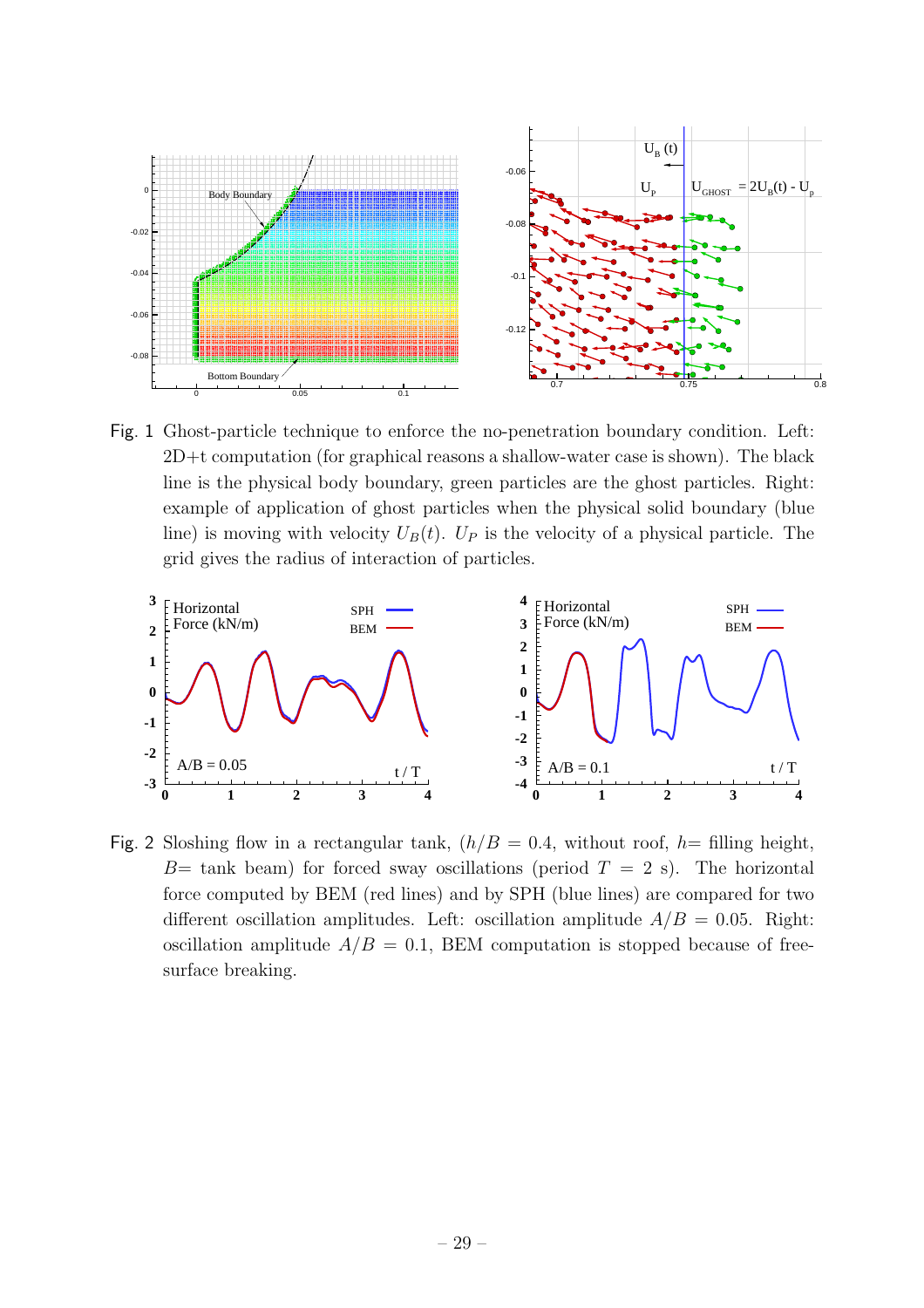Fig. 1 Ghost-particle technique to enforce the no-penetration boundary condition. Left: 2D+t computation (for graphical reasons a shallow-water case is shown). The black line is the physical body boundary, green particles are the ghost particles. Right: example of application of ghost particles when the physical solid boundary (blue line) is moving with velocity $U_B(t)$. $U_P$ is the velocity of a physical particle. The grid gives the radius of interaction of particles.

Fig. 2 Sloshing flow in a rectangular tank, ($h/B = 0.4$, without roof, $h=$ filling height, $B=$ tank beam) for forced sway oscillations (period $T = 2$ s). The horizontal force computed by BEM (red lines) and by SPH (blue lines) are compared for two different oscillation amplitudes. Left: oscillation amplitude $A/B = 0.05$. Right: oscillation amplitude $A/B = 0.1$, BEM computation is stopped because of free-surface breaking.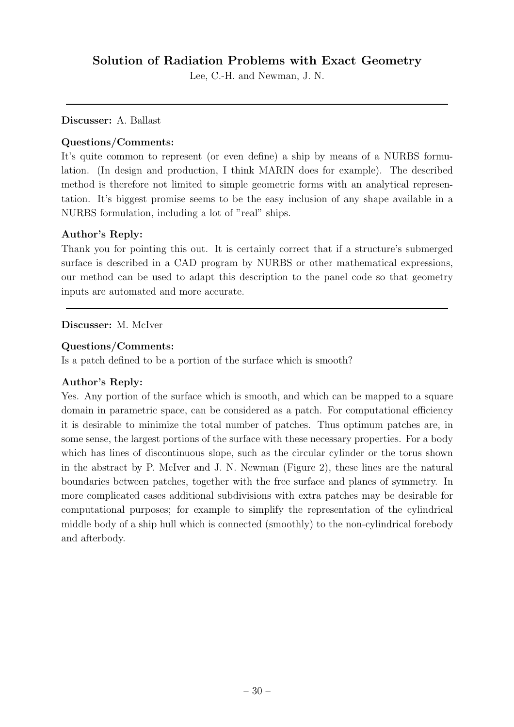## Solution of Radiation Problems with Exact Geometry

Lee, C.-H. and Newman, J. N.

---

**Discusser:** A. Ballast

**Questions/Comments:**

It's quite common to represent (or even define) a ship by means of a NURBS formulation. (In design and production, I think MARIN does for example). The described method is therefore not limited to simple geometric forms with an analytical representation. It's biggest promise seems to be the easy inclusion of any shape available in a NURBS formulation, including a lot of "real" ships.

**Author's Reply:**

Thank you for pointing this out. It is certainly correct that if a structure's submerged surface is described in a CAD program by NURBS or other mathematical expressions, our method can be used to adapt this description to the panel code so that geometry inputs are automated and more accurate.

---

**Discusser:** M. McIver

**Questions/Comments:**

Is a patch defined to be a portion of the surface which is smooth?

**Author's Reply:**

Yes. Any portion of the surface which is smooth, and which can be mapped to a square domain in parametric space, can be considered as a patch. For computational efficiency it is desirable to minimize the total number of patches. Thus optimum patches are, in some sense, the largest portions of the surface with these necessary properties. For a body which has lines of discontinuous slope, such as the circular cylinder or the torus shown in the abstract by P. McIver and J. N. Newman (Figure 2), these lines are the natural boundaries between patches, together with the free surface and planes of symmetry. In more complicated cases additional subdivisions with extra patches may be desirable for computational purposes; for example to simplify the representation of the cylindrical middle body of a ship hull which is connected (smoothly) to the non-cylindrical forebody and afterbody.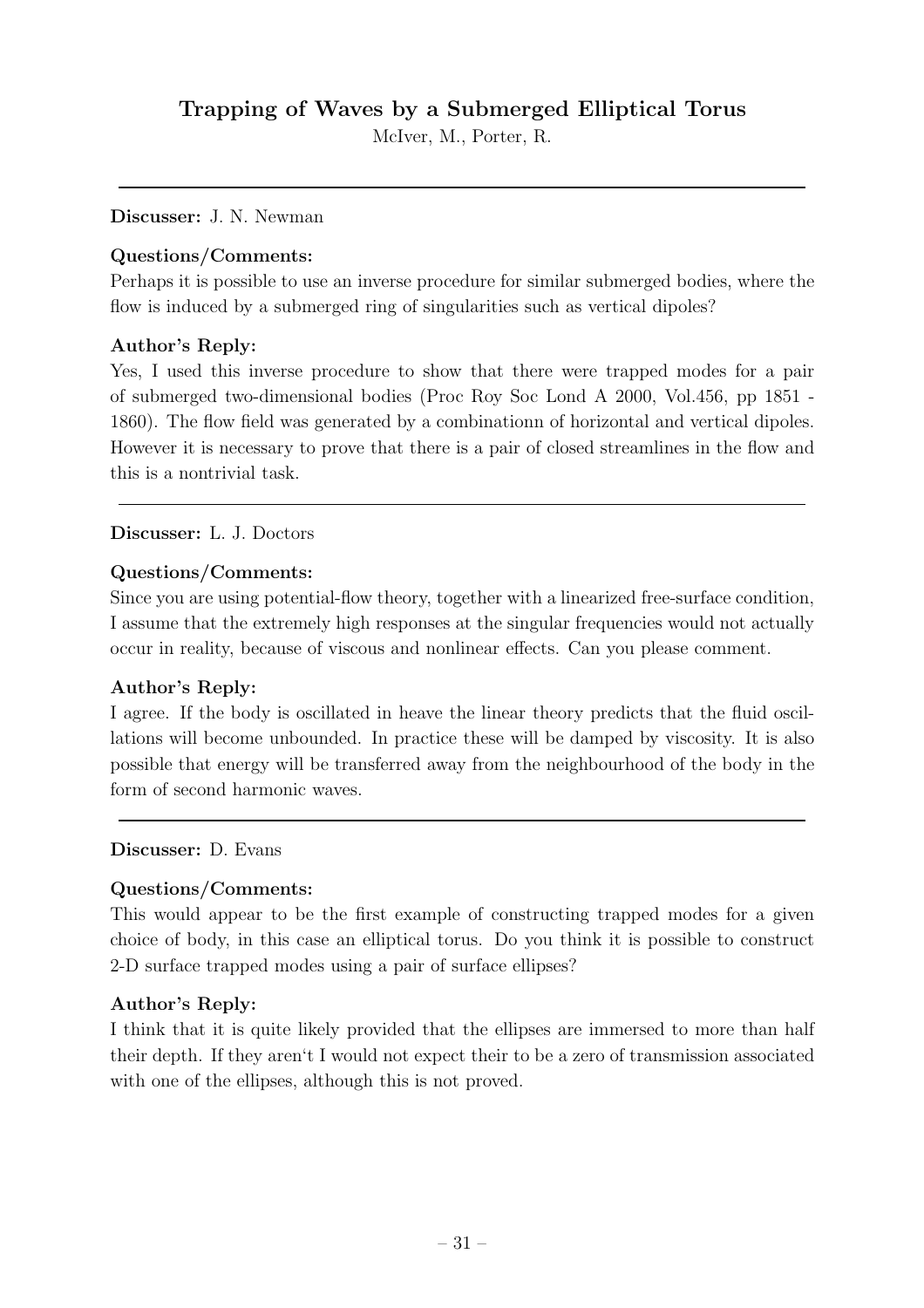## Trapping of Waves by a Submerged Elliptical Torus

McIver, M., Porter, R.

---

**Discusser:** J. N. Newman

**Questions/Comments:**

Perhaps it is possible to use an inverse procedure for similar submerged bodies, where the flow is induced by a submerged ring of singularities such as vertical dipoles?

**Author's Reply:**

Yes, I used this inverse procedure to show that there were trapped modes for a pair of submerged two-dimensional bodies (Proc Roy Soc Lond A 2000, Vol.456, pp 1851 - 1860). The flow field was generated by a combinationn of horizontal and vertical dipoles. However it is necessary to prove that there is a pair of closed streamlines in the flow and this is a nontrivial task.

---

**Discusser:** L. J. Doctors

**Questions/Comments:**

Since you are using potential-flow theory, together with a linearized free-surface condition, I assume that the extremely high responses at the singular frequencies would not actually occur in reality, because of viscous and nonlinear effects. Can you please comment.

**Author's Reply:**

I agree. If the body is oscillated in heave the linear theory predicts that the fluid oscillations will become unbounded. In practice these will be damped by viscosity. It is also possible that energy will be transferred away from the neighbourhood of the body in the form of second harmonic waves.

---

**Discusser:** D. Evans

**Questions/Comments:**

This would appear to be the first example of constructing trapped modes for a given choice of body, in this case an elliptical torus. Do you think it is possible to construct 2-D surface trapped modes using a pair of surface ellipses?

**Author's Reply:**

I think that it is quite likely provided that the ellipses are immersed to more than half their depth. If they aren't I would not expect their to be a zero of transmission associated with one of the ellipses, although this is not proved.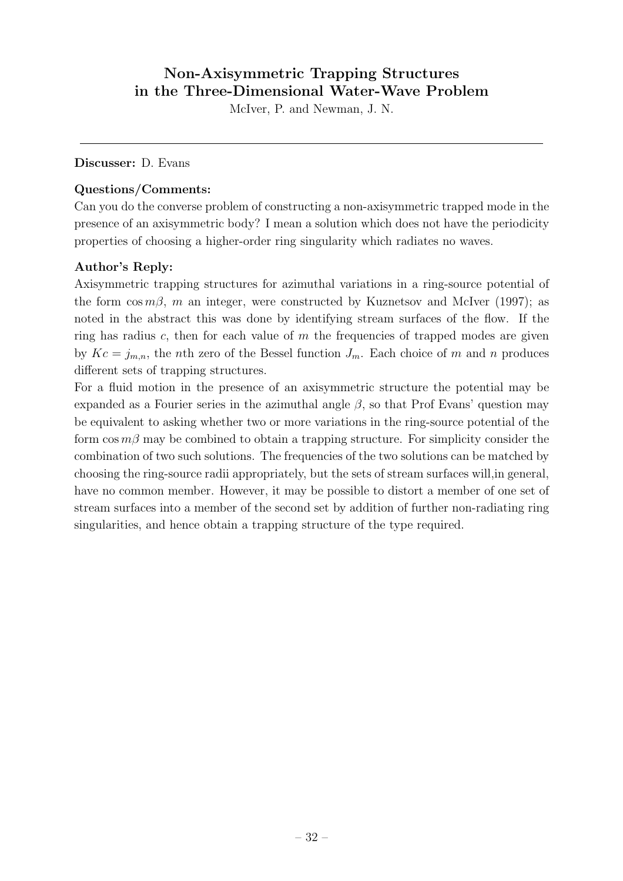## Non-Axisymmetric Trapping Structures in the Three-Dimensional Water-Wave Problem

McIver, P. and Newman, J. N.

---

**Discusser:** D. Evans

**Questions/Comments:**

Can you do the converse problem of constructing a non-axisymmetric trapped mode in the presence of an axisymmetric body? I mean a solution which does not have the periodicity properties of choosing a higher-order ring singularity which radiates no waves.

**Author's Reply:**

Axisymmetric trapping structures for azimuthal variations in a ring-source potential of the form $\cos m\beta$, $m$ an integer, were constructed by Kuznetsov and McIver (1997); as noted in the abstract this was done by identifying stream surfaces of the flow. If the ring has radius $c$, then for each value of $m$ the frequencies of trapped modes are given by $Kc = j_{m,n}$, the $n$th zero of the Bessel function $J_m$. Each choice of $m$ and $n$ produces different sets of trapping structures.

For a fluid motion in the presence of an axisymmetric structure the potential may be expanded as a Fourier series in the azimuthal angle $\beta$, so that Prof Evans' question may be equivalent to asking whether two or more variations in the ring-source potential of the form $\cos m\beta$ may be combined to obtain a trapping structure. For simplicity consider the combination of two such solutions. The frequencies of the two solutions can be matched by choosing the ring-source radii appropriately, but the sets of stream surfaces will,in general, have no common member. However, it may be possible to distort a member of one set of stream surfaces into a member of the second set by addition of further non-radiating ring singularities, and hence obtain a trapping structure of the type required.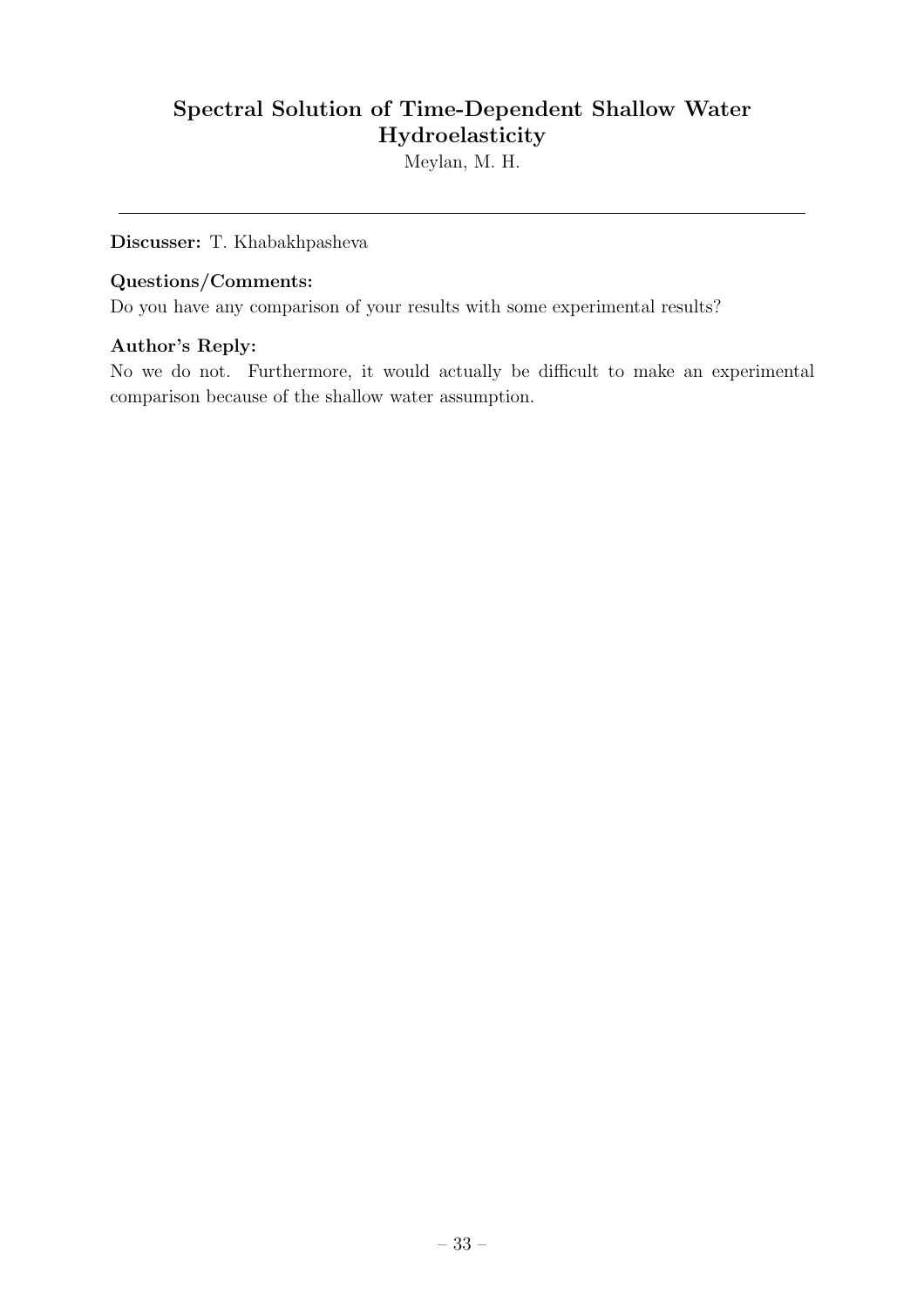## Spectral Solution of Time-Dependent Shallow Water Hydroelasticity

Meylan, M. H.

---

**Discusser:** T. Khabakhpasheva

**Questions/Comments:**

Do you have any comparison of your results with some experimental results?

**Author's Reply:**

No we do not. Furthermore, it would actually be difficult to make an experimental comparison because of the shallow water assumption.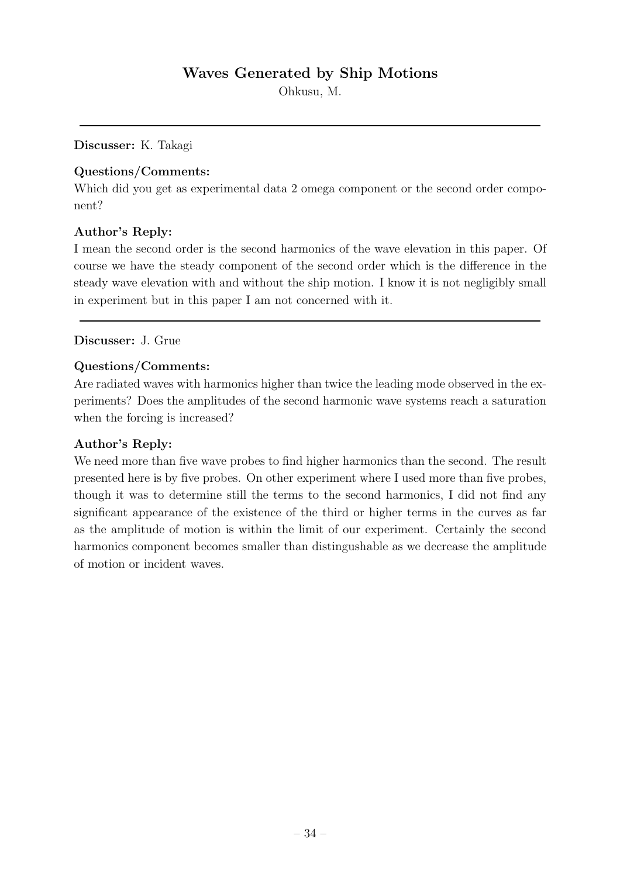## Waves Generated by Ship Motions

Ohkusu, M.

---

**Discusser:** K. Takagi

**Questions/Comments:**

Which did you get as experimental data 2 omega component or the second order component?

**Author's Reply:**

I mean the second order is the second harmonics of the wave elevation in this paper. Of course we have the steady component of the second order which is the difference in the steady wave elevation with and without the ship motion. I know it is not negligibly small in experiment but in this paper I am not concerned with it.

---

**Discusser:** J. Grue

**Questions/Comments:**

Are radiated waves with harmonics higher than twice the leading mode observed in the experiments? Does the amplitudes of the second harmonic wave systems reach a saturation when the forcing is increased?

**Author's Reply:**

We need more than five wave probes to find higher harmonics than the second. The result presented here is by five probes. On other experiment where I used more than five probes, though it was to determine still the terms to the second harmonics, I did not find any significant appearance of the existence of the third or higher terms in the curves as far as the amplitude of motion is within the limit of our experiment. Certainly the second harmonics component becomes smaller than distingushable as we decrease the amplitude of motion or incident waves.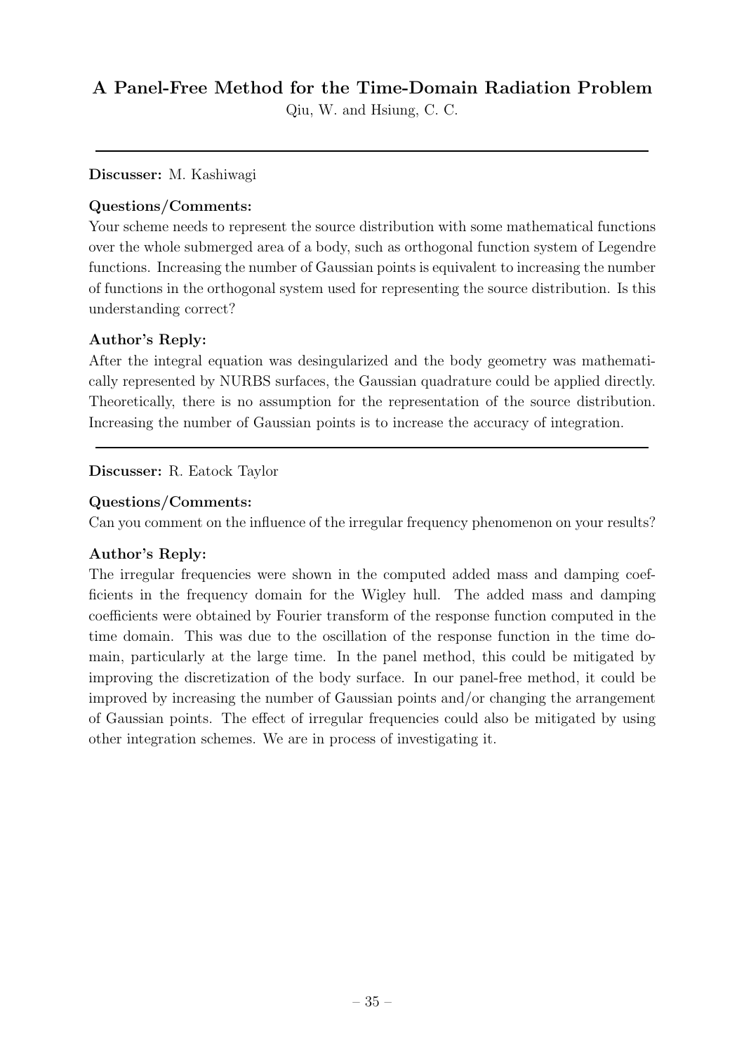## A Panel-Free Method for the Time-Domain Radiation Problem

Qiu, W. and Hsiung, C. C.

---

**Discusser:** M. Kashiwagi

**Questions/Comments:**

Your scheme needs to represent the source distribution with some mathematical functions over the whole submerged area of a body, such as orthogonal function system of Legendre functions. Increasing the number of Gaussian points is equivalent to increasing the number of functions in the orthogonal system used for representing the source distribution. Is this understanding correct?

**Author's Reply:**

After the integral equation was desingularized and the body geometry was mathematically represented by NURBS surfaces, the Gaussian quadrature could be applied directly. Theoretically, there is no assumption for the representation of the source distribution. Increasing the number of Gaussian points is to increase the accuracy of integration.

---

**Discusser:** R. Eatock Taylor

**Questions/Comments:**

Can you comment on the influence of the irregular frequency phenomenon on your results?

**Author's Reply:**

The irregular frequencies were shown in the computed added mass and damping coefficients in the frequency domain for the Wigley hull. The added mass and damping coefficients were obtained by Fourier transform of the response function computed in the time domain. This was due to the oscillation of the response function in the time domain, particularly at the large time. In the panel method, this could be mitigated by improving the discretization of the body surface. In our panel-free method, it could be improved by increasing the number of Gaussian points and/or changing the arrangement of Gaussian points. The effect of irregular frequencies could also be mitigated by using other integration schemes. We are in process of investigating it.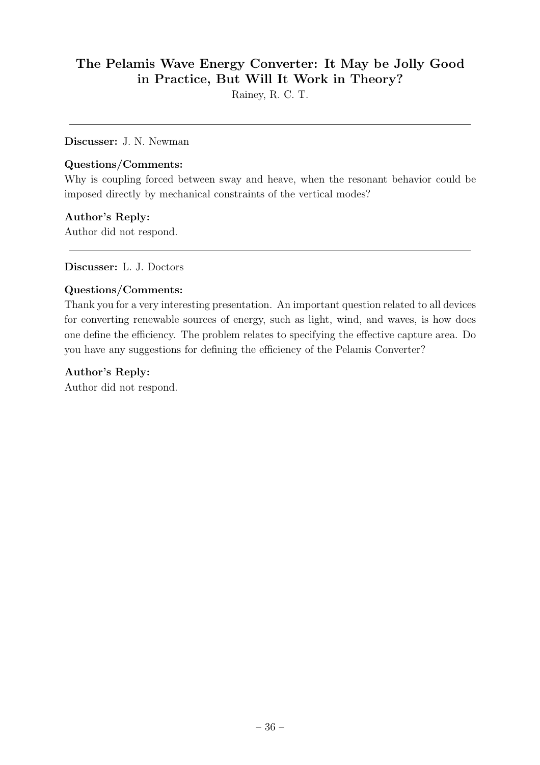## The Pelamis Wave Energy Converter: It May be Jolly Good in Practice, But Will It Work in Theory?

Rainey, R. C. T.

---

**Discusser:** J. N. Newman

**Questions/Comments:**

Why is coupling forced between sway and heave, when the resonant behavior could be imposed directly by mechanical constraints of the vertical modes?

**Author's Reply:**

Author did not respond.

---

**Discusser:** L. J. Doctors

**Questions/Comments:**

Thank you for a very interesting presentation. An important question related to all devices for converting renewable sources of energy, such as light, wind, and waves, is how does one define the efficiency. The problem relates to specifying the effective capture area. Do you have any suggestions for defining the efficiency of the Pelamis Converter?

**Author's Reply:**

Author did not respond.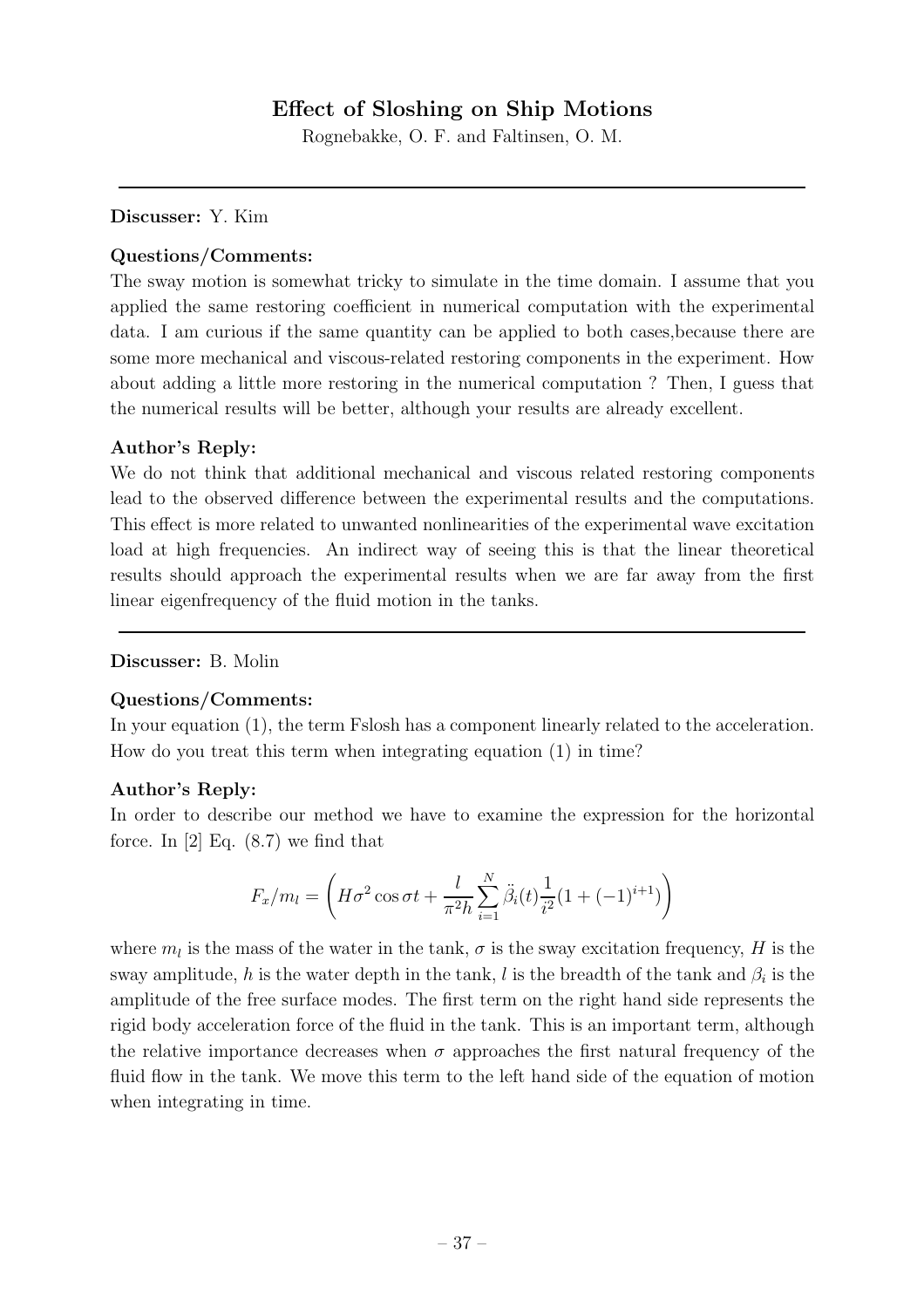# Effect of Sloshing on Ship Motions

Rognebakke, O. F. and Faltinsen, O. M.

---

**Discusser:** Y. Kim

**Questions/Comments:**

The sway motion is somewhat tricky to simulate in the time domain. I assume that you applied the same restoring coefficient in numerical computation with the experimental data. I am curious if the same quantity can be applied to both cases,because there are some more mechanical and viscous-related restoring components in the experiment. How about adding a little more restoring in the numerical computation ? Then, I guess that the numerical results will be better, although your results are already excellent.

**Author's Reply:**

We do not think that additional mechanical and viscous related restoring components lead to the observed difference between the experimental results and the computations. This effect is more related to unwanted nonlinearities of the experimental wave excitation load at high frequencies. An indirect way of seeing this is that the linear theoretical results should approach the experimental results when we are far away from the first linear eigenfrequency of the fluid motion in the tanks.

---

**Discusser:** B. Molin

**Questions/Comments:**

In your equation (1), the term Fslosh has a component linearly related to the acceleration. How do you treat this term when integrating equation (1) in time?

**Author's Reply:**

In order to describe our method we have to examine the expression for the horizontal force. In [2] Eq. (8.7) we find that

$$F_x/m_l = \left( H\sigma^2 \cos\sigma t + \frac{l}{\pi^2 h} \sum_{i=1}^{N} \ddot{\beta}_i(t) \frac{1}{i^2}(1 + (-1)^{i+1}) \right)$$

where $m_l$ is the mass of the water in the tank, $\sigma$ is the sway excitation frequency, $H$ is the sway amplitude, $h$ is the water depth in the tank, $l$ is the breadth of the tank and $\beta_i$ is the amplitude of the free surface modes. The first term on the right hand side represents the rigid body acceleration force of the fluid in the tank. This is an important term, although the relative importance decreases when $\sigma$ approaches the first natural frequency of the fluid flow in the tank. We move this term to the left hand side of the equation of motion when integrating in time.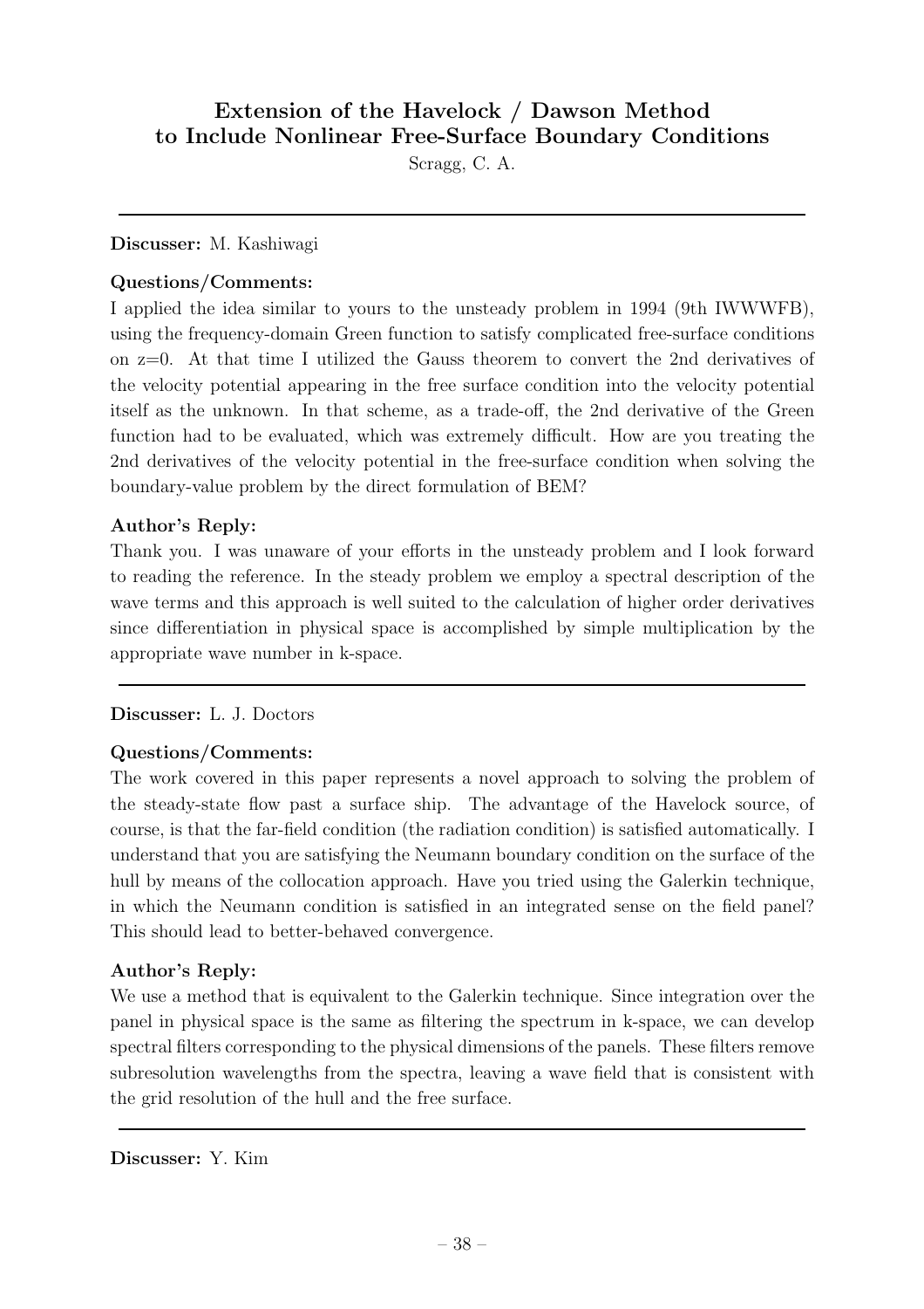## Extension of the Havelock / Dawson Method to Include Nonlinear Free-Surface Boundary Conditions

Scragg, C. A.

---

**Discusser:** M. Kashiwagi

**Questions/Comments:**

I applied the idea similar to yours to the unsteady problem in 1994 (9th IWWWFB), using the frequency-domain Green function to satisfy complicated free-surface conditions on z=0. At that time I utilized the Gauss theorem to convert the 2nd derivatives of the velocity potential appearing in the free surface condition into the velocity potential itself as the unknown. In that scheme, as a trade-off, the 2nd derivative of the Green function had to be evaluated, which was extremely difficult. How are you treating the 2nd derivatives of the velocity potential in the free-surface condition when solving the boundary-value problem by the direct formulation of BEM?

**Author's Reply:**

Thank you. I was unaware of your efforts in the unsteady problem and I look forward to reading the reference. In the steady problem we employ a spectral description of the wave terms and this approach is well suited to the calculation of higher order derivatives since differentiation in physical space is accomplished by simple multiplication by the appropriate wave number in k-space.

---

**Discusser:** L. J. Doctors

**Questions/Comments:**

The work covered in this paper represents a novel approach to solving the problem of the steady-state flow past a surface ship. The advantage of the Havelock source, of course, is that the far-field condition (the radiation condition) is satisfied automatically. I understand that you are satisfying the Neumann boundary condition on the surface of the hull by means of the collocation approach. Have you tried using the Galerkin technique, in which the Neumann condition is satisfied in an integrated sense on the field panel? This should lead to better-behaved convergence.

**Author's Reply:**

We use a method that is equivalent to the Galerkin technique. Since integration over the panel in physical space is the same as filtering the spectrum in k-space, we can develop spectral filters corresponding to the physical dimensions of the panels. These filters remove subresolution wavelengths from the spectra, leaving a wave field that is consistent with the grid resolution of the hull and the free surface.

---

**Discusser:** Y. Kim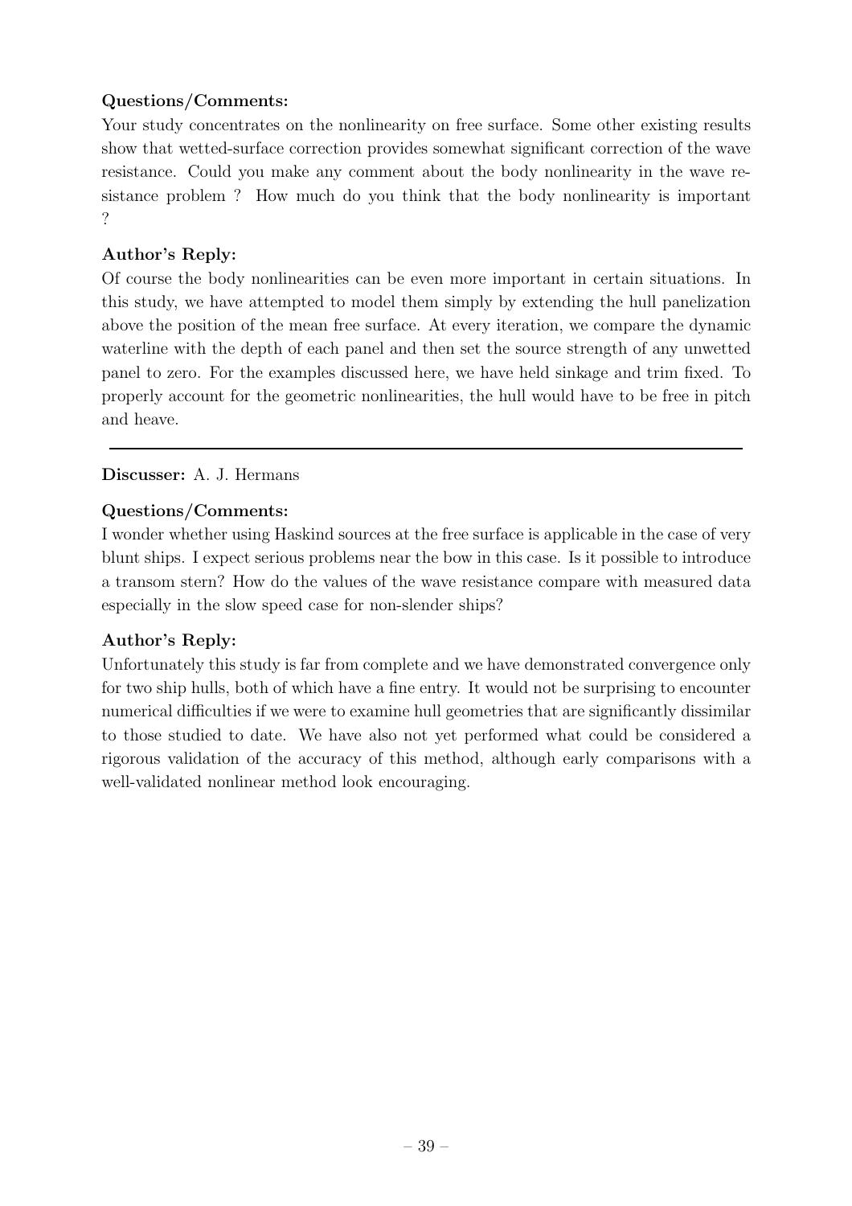**Questions/Comments:**

Your study concentrates on the nonlinearity on free surface. Some other existing results show that wetted-surface correction provides somewhat significant correction of the wave resistance. Could you make any comment about the body nonlinearity in the wave resistance problem ? How much do you think that the body nonlinearity is important ?

**Author's Reply:**

Of course the body nonlinearities can be even more important in certain situations. In this study, we have attempted to model them simply by extending the hull panelization above the position of the mean free surface. At every iteration, we compare the dynamic waterline with the depth of each panel and then set the source strength of any unwetted panel to zero. For the examples discussed here, we have held sinkage and trim fixed. To properly account for the geometric nonlinearities, the hull would have to be free in pitch and heave.

---

**Discusser:** A. J. Hermans

**Questions/Comments:**

I wonder whether using Haskind sources at the free surface is applicable in the case of very blunt ships. I expect serious problems near the bow in this case. Is it possible to introduce a transom stern? How do the values of the wave resistance compare with measured data especially in the slow speed case for non-slender ships?

**Author's Reply:**

Unfortunately this study is far from complete and we have demonstrated convergence only for two ship hulls, both of which have a fine entry. It would not be surprising to encounter numerical difficulties if we were to examine hull geometries that are significantly dissimilar to those studied to date. We have also not yet performed what could be considered a rigorous validation of the accuracy of this method, although early comparisons with a well-validated nonlinear method look encouraging.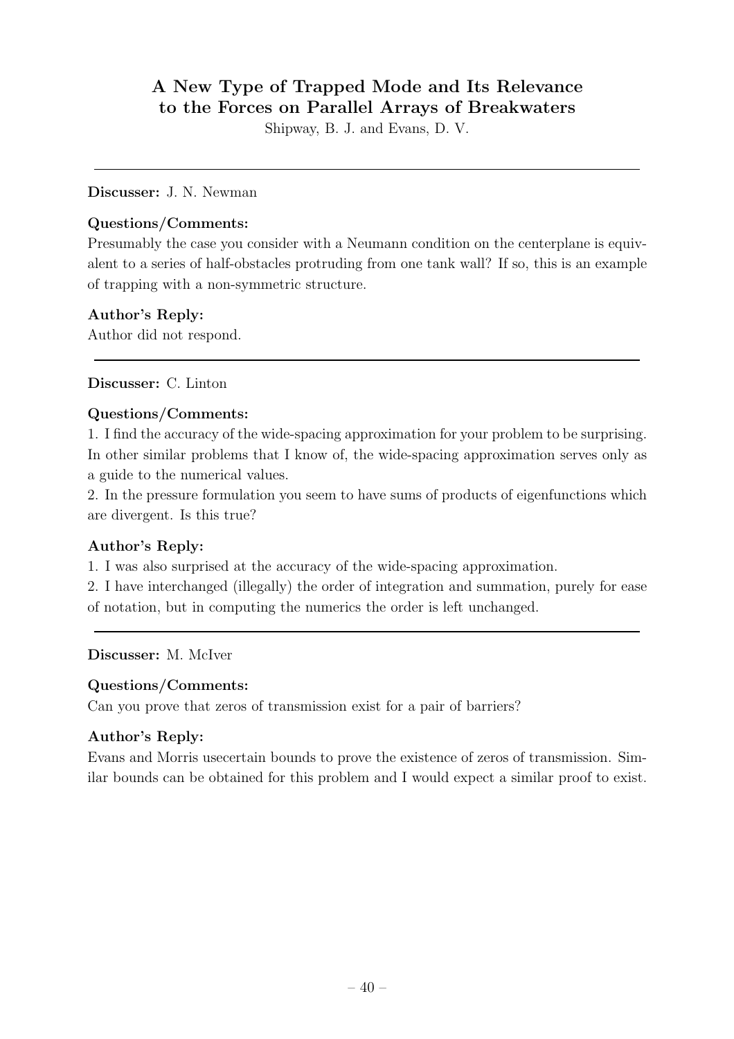## A New Type of Trapped Mode and Its Relevance to the Forces on Parallel Arrays of Breakwaters

Shipway, B. J. and Evans, D. V.

---

**Discusser:** J. N. Newman

**Questions/Comments:**

Presumably the case you consider with a Neumann condition on the centerplane is equivalent to a series of half-obstacles protruding from one tank wall? If so, this is an example of trapping with a non-symmetric structure.

**Author's Reply:**

Author did not respond.

---

**Discusser:** C. Linton

**Questions/Comments:**

1. I find the accuracy of the wide-spacing approximation for your problem to be surprising. In other similar problems that I know of, the wide-spacing approximation serves only as a guide to the numerical values.
2. In the pressure formulation you seem to have sums of products of eigenfunctions which are divergent. Is this true?

**Author's Reply:**

1. I was also surprised at the accuracy of the wide-spacing approximation.
2. I have interchanged (illegally) the order of integration and summation, purely for ease of notation, but in computing the numerics the order is left unchanged.

---

**Discusser:** M. McIver

**Questions/Comments:**

Can you prove that zeros of transmission exist for a pair of barriers?

**Author's Reply:**

Evans and Morris usecertain bounds to prove the existence of zeros of transmission. Similar bounds can be obtained for this problem and I would expect a similar proof to exist.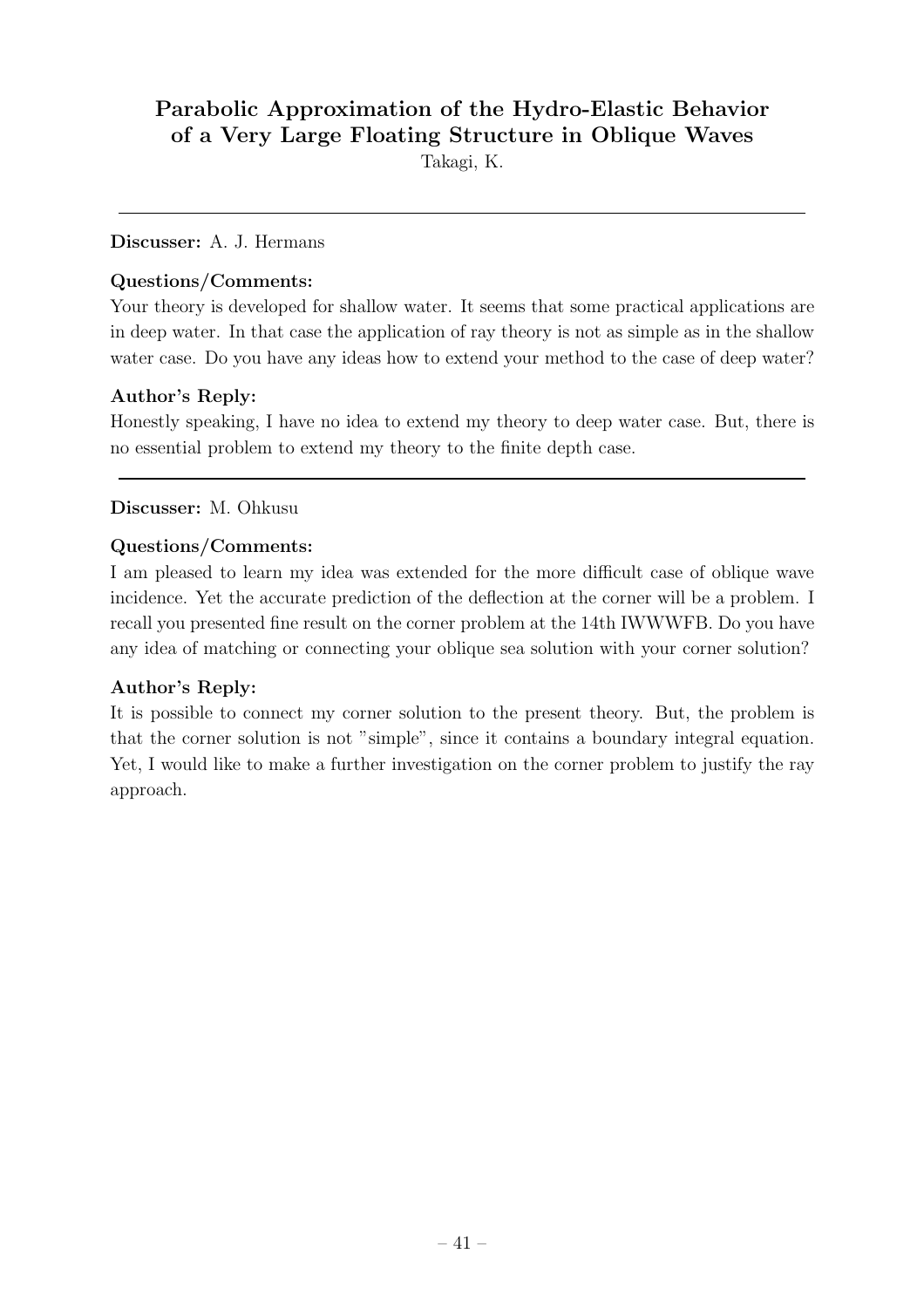# Parabolic Approximation of the Hydro-Elastic Behavior of a Very Large Floating Structure in Oblique Waves

Takagi, K.

---

**Discusser:** A. J. Hermans

**Questions/Comments:**

Your theory is developed for shallow water. It seems that some practical applications are in deep water. In that case the application of ray theory is not as simple as in the shallow water case. Do you have any ideas how to extend your method to the case of deep water?

**Author's Reply:**

Honestly speaking, I have no idea to extend my theory to deep water case. But, there is no essential problem to extend my theory to the finite depth case.

---

**Discusser:** M. Ohkusu

**Questions/Comments:**

I am pleased to learn my idea was extended for the more difficult case of oblique wave incidence. Yet the accurate prediction of the deflection at the corner will be a problem. I recall you presented fine result on the corner problem at the 14th IWWWFB. Do you have any idea of matching or connecting your oblique sea solution with your corner solution?

**Author's Reply:**

It is possible to connect my corner solution to the present theory. But, the problem is that the corner solution is not "simple", since it contains a boundary integral equation. Yet, I would like to make a further investigation on the corner problem to justify the ray approach.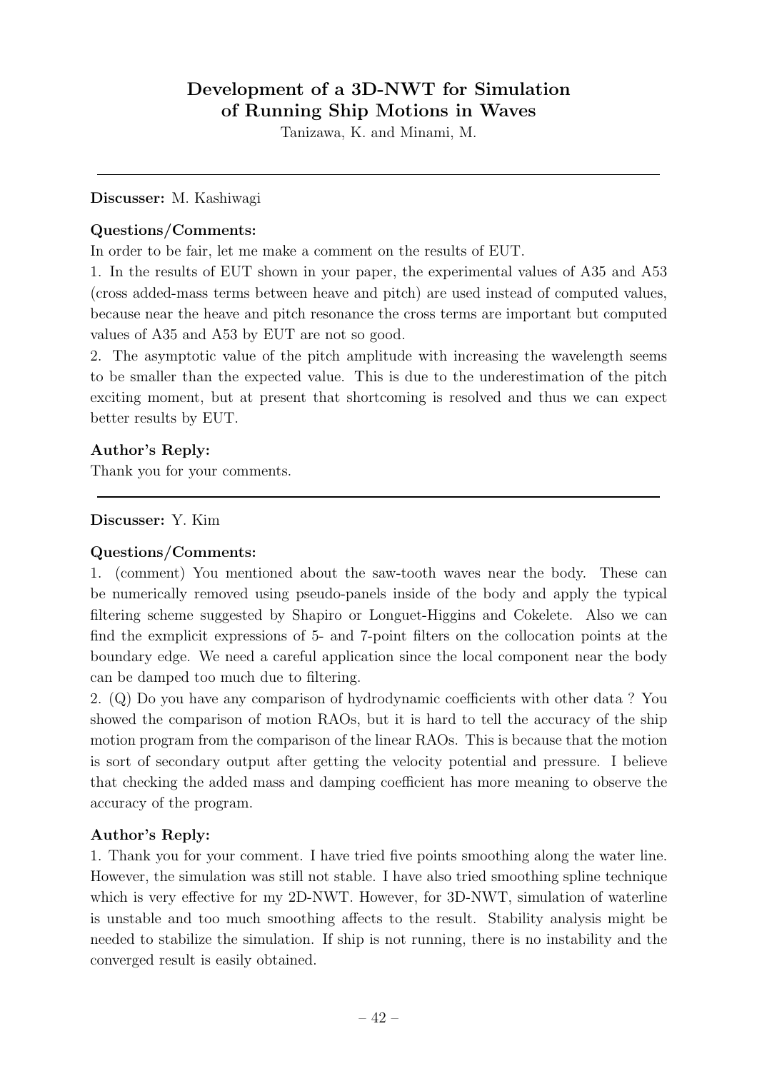## Development of a 3D-NWT for Simulation of Running Ship Motions in Waves

Tanizawa, K. and Minami, M.

---

**Discusser:** M. Kashiwagi

**Questions/Comments:**

In order to be fair, let me make a comment on the results of EUT.

1. In the results of EUT shown in your paper, the experimental values of A35 and A53 (cross added-mass terms between heave and pitch) are used instead of computed values, because near the heave and pitch resonance the cross terms are important but computed values of A35 and A53 by EUT are not so good.

2. The asymptotic value of the pitch amplitude with increasing the wavelength seems to be smaller than the expected value. This is due to the underestimation of the pitch exciting moment, but at present that shortcoming is resolved and thus we can expect better results by EUT.

**Author's Reply:**

Thank you for your comments.

---

**Discusser:** Y. Kim

**Questions/Comments:**

1. (comment) You mentioned about the saw-tooth waves near the body. These can be numerically removed using pseudo-panels inside of the body and apply the typical filtering scheme suggested by Shapiro or Longuet-Higgins and Cokelete. Also we can find the exmplicit expressions of 5- and 7-point filters on the collocation points at the boundary edge. We need a careful application since the local component near the body can be damped too much due to filtering.

2. (Q) Do you have any comparison of hydrodynamic coefficients with other data ? You showed the comparison of motion RAOs, but it is hard to tell the accuracy of the ship motion program from the comparison of the linear RAOs. This is because that the motion is sort of secondary output after getting the velocity potential and pressure. I believe that checking the added mass and damping coefficient has more meaning to observe the accuracy of the program.

**Author's Reply:**

1. Thank you for your comment. I have tried five points smoothing along the water line. However, the simulation was still not stable. I have also tried smoothing spline technique which is very effective for my 2D-NWT. However, for 3D-NWT, simulation of waterline is unstable and too much smoothing affects to the result. Stability analysis might be needed to stabilize the simulation. If ship is not running, there is no instability and the converged result is easily obtained.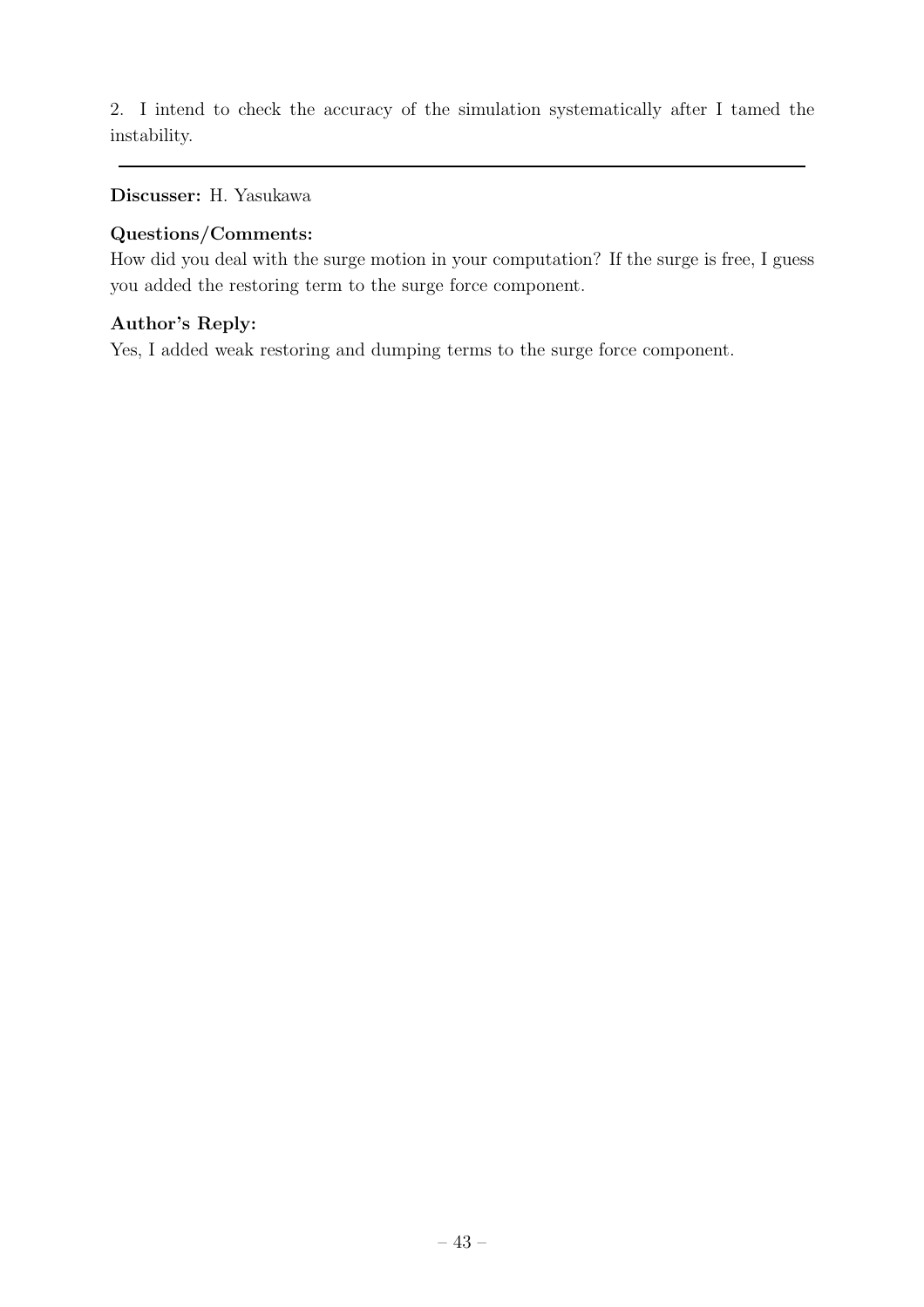2. I intend to check the accuracy of the simulation systematically after I tamed the instability.

---

**Discusser:** H. Yasukawa

**Questions/Comments:**
How did you deal with the surge motion in your computation? If the surge is free, I guess you added the restoring term to the surge force component.

**Author's Reply:**
Yes, I added weak restoring and dumping terms to the surge force component.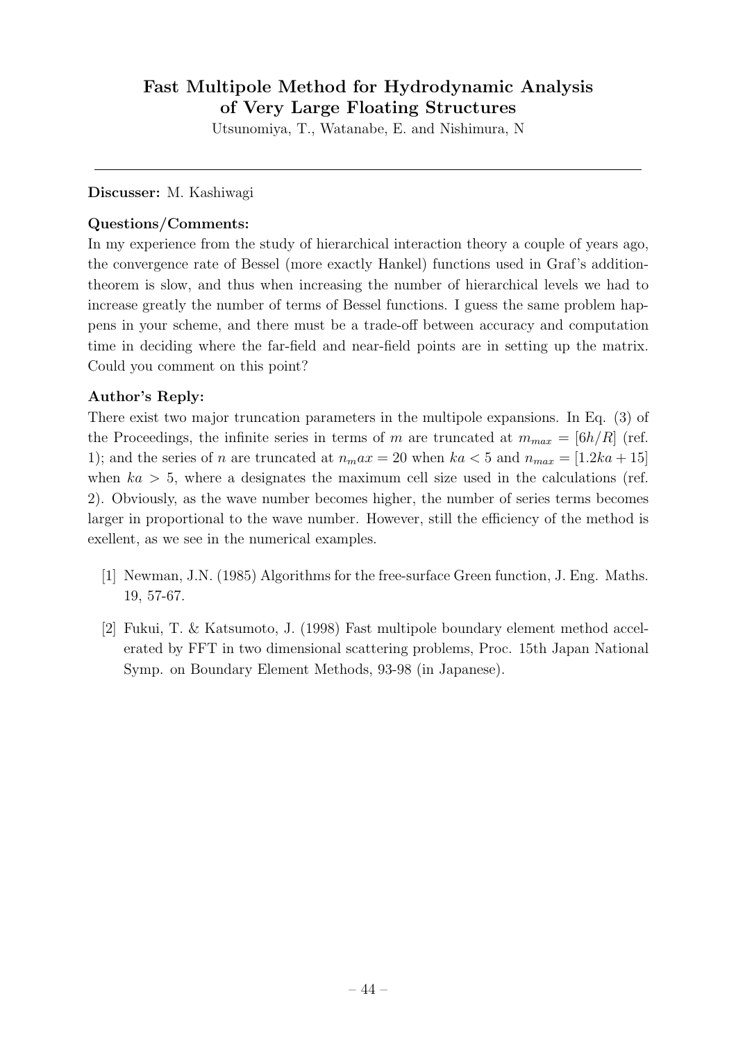## Fast Multipole Method for Hydrodynamic Analysis of Very Large Floating Structures

Utsunomiya, T., Watanabe, E. and Nishimura, N

---

**Discusser:** M. Kashiwagi

**Questions/Comments:**

In my experience from the study of hierarchical interaction theory a couple of years ago, the convergence rate of Bessel (more exactly Hankel) functions used in Graf's addition-theorem is slow, and thus when increasing the number of hierarchical levels we had to increase greatly the number of terms of Bessel functions. I guess the same problem happens in your scheme, and there must be a trade-off between accuracy and computation time in deciding where the far-field and near-field points are in setting up the matrix. Could you comment on this point?

**Author's Reply:**

There exist two major truncation parameters in the multipole expansions. In Eq. (3) of the Proceedings, the infinite series in terms of $m$ are truncated at $m_{max} = [6h/R]$ (ref. 1); and the series of $n$ are truncated at $n_max = 20$ when $ka < 5$ and $n_{max} = [1.2ka + 15]$ when $ka > 5$, where a designates the maximum cell size used in the calculations (ref. 2). Obviously, as the wave number becomes higher, the number of series terms becomes larger in proportional to the wave number. However, still the efficiency of the method is exellent, as we see in the numerical examples.

[1] Newman, J.N. (1985) Algorithms for the free-surface Green function, J. Eng. Maths. 19, 57-67.

[2] Fukui, T. & Katsumoto, J. (1998) Fast multipole boundary element method accelerated by FFT in two dimensional scattering problems, Proc. 15th Japan National Symp. on Boundary Element Methods, 93-98 (in Japanese).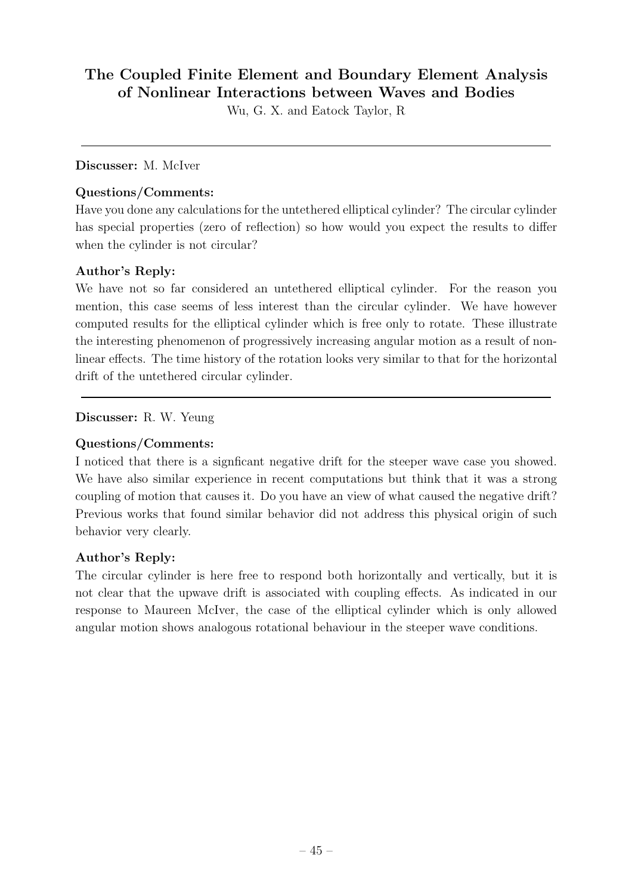## The Coupled Finite Element and Boundary Element Analysis of Nonlinear Interactions between Waves and Bodies

Wu, G. X. and Eatock Taylor, R

---

**Discusser:** M. McIver

**Questions/Comments:**

Have you done any calculations for the untethered elliptical cylinder? The circular cylinder has special properties (zero of reflection) so how would you expect the results to differ when the cylinder is not circular?

**Author's Reply:**

We have not so far considered an untethered elliptical cylinder. For the reason you mention, this case seems of less interest than the circular cylinder. We have however computed results for the elliptical cylinder which is free only to rotate. These illustrate the interesting phenomenon of progressively increasing angular motion as a result of nonlinear effects. The time history of the rotation looks very similar to that for the horizontal drift of the untethered circular cylinder.

---

**Discusser:** R. W. Yeung

**Questions/Comments:**

I noticed that there is a signficant negative drift for the steeper wave case you showed. We have also similar experience in recent computations but think that it was a strong coupling of motion that causes it. Do you have an view of what caused the negative drift? Previous works that found similar behavior did not address this physical origin of such behavior very clearly.

**Author's Reply:**

The circular cylinder is here free to respond both horizontally and vertically, but it is not clear that the upwave drift is associated with coupling effects. As indicated in our response to Maureen McIver, the case of the elliptical cylinder which is only allowed angular motion shows analogous rotational behaviour in the steeper wave conditions.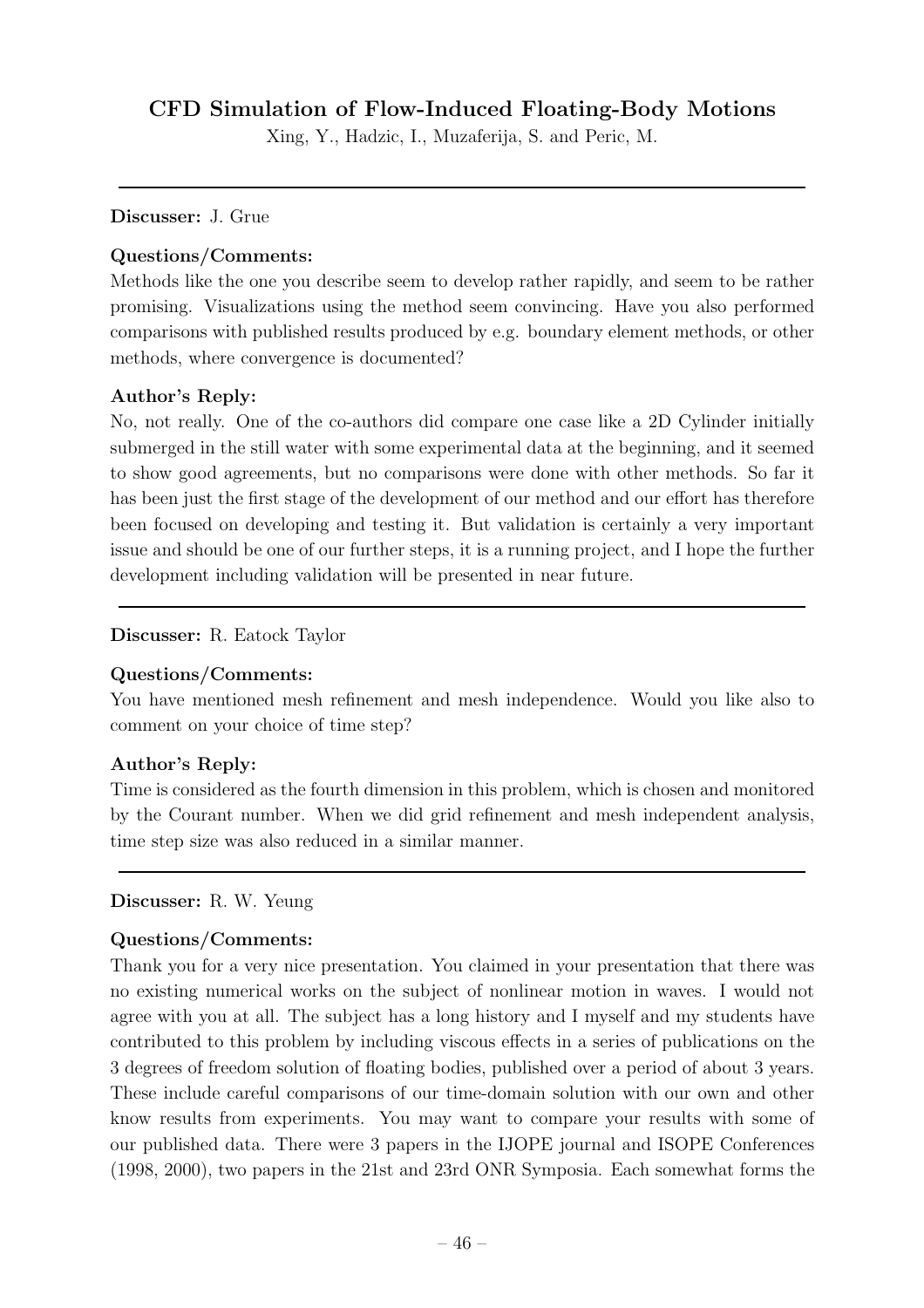## CFD Simulation of Flow-Induced Floating-Body Motions

Xing, Y., Hadzic, I., Muzaferija, S. and Peric, M.

---

**Discusser:** J. Grue

**Questions/Comments:**

Methods like the one you describe seem to develop rather rapidly, and seem to be rather promising. Visualizations using the method seem convincing. Have you also performed comparisons with published results produced by e.g. boundary element methods, or other methods, where convergence is documented?

**Author's Reply:**

No, not really. One of the co-authors did compare one case like a 2D Cylinder initially submerged in the still water with some experimental data at the beginning, and it seemed to show good agreements, but no comparisons were done with other methods. So far it has been just the first stage of the development of our method and our effort has therefore been focused on developing and testing it. But validation is certainly a very important issue and should be one of our further steps, it is a running project, and I hope the further development including validation will be presented in near future.

---

**Discusser:** R. Eatock Taylor

**Questions/Comments:**

You have mentioned mesh refinement and mesh independence. Would you like also to comment on your choice of time step?

**Author's Reply:**

Time is considered as the fourth dimension in this problem, which is chosen and monitored by the Courant number. When we did grid refinement and mesh independent analysis, time step size was also reduced in a similar manner.

---

**Discusser:** R. W. Yeung

**Questions/Comments:**

Thank you for a very nice presentation. You claimed in your presentation that there was no existing numerical works on the subject of nonlinear motion in waves. I would not agree with you at all. The subject has a long history and I myself and my students have contributed to this problem by including viscous effects in a series of publications on the 3 degrees of freedom solution of floating bodies, published over a period of about 3 years. These include careful comparisons of our time-domain solution with our own and other know results from experiments. You may want to compare your results with some of our published data. There were 3 papers in the IJOPE journal and ISOPE Conferences (1998, 2000), two papers in the 21st and 23rd ONR Symposia. Each somewhat forms the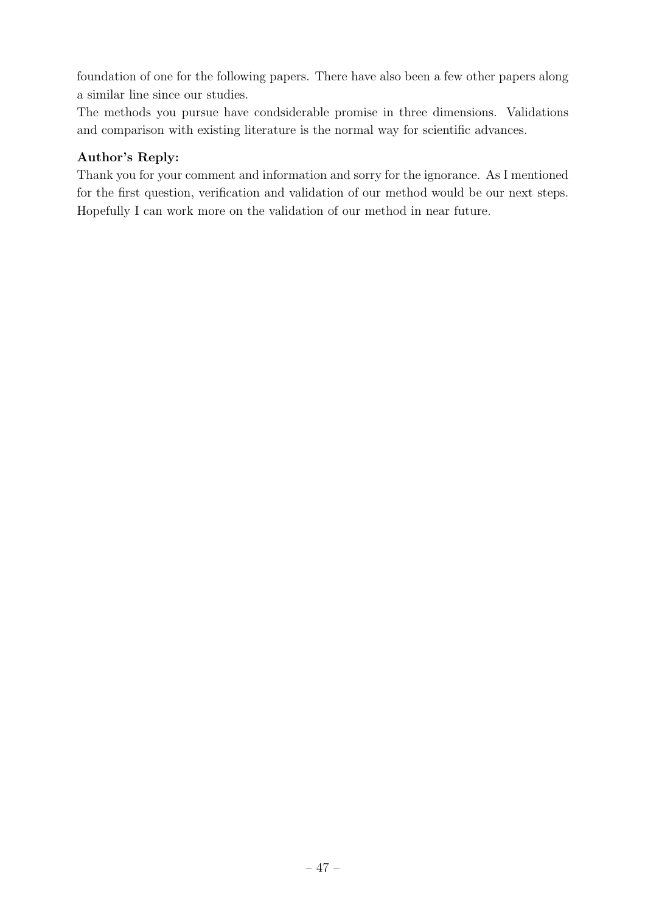foundation of one for the following papers. There have also been a few other papers along a similar line since our studies.

The methods you pursue have condsiderable promise in three dimensions. Validations and comparison with existing literature is the normal way for scientific advances.

**Author's Reply:**

Thank you for your comment and information and sorry for the ignorance. As I mentioned for the first question, verification and validation of our method would be our next steps. Hopefully I can work more on the validation of our method in near future.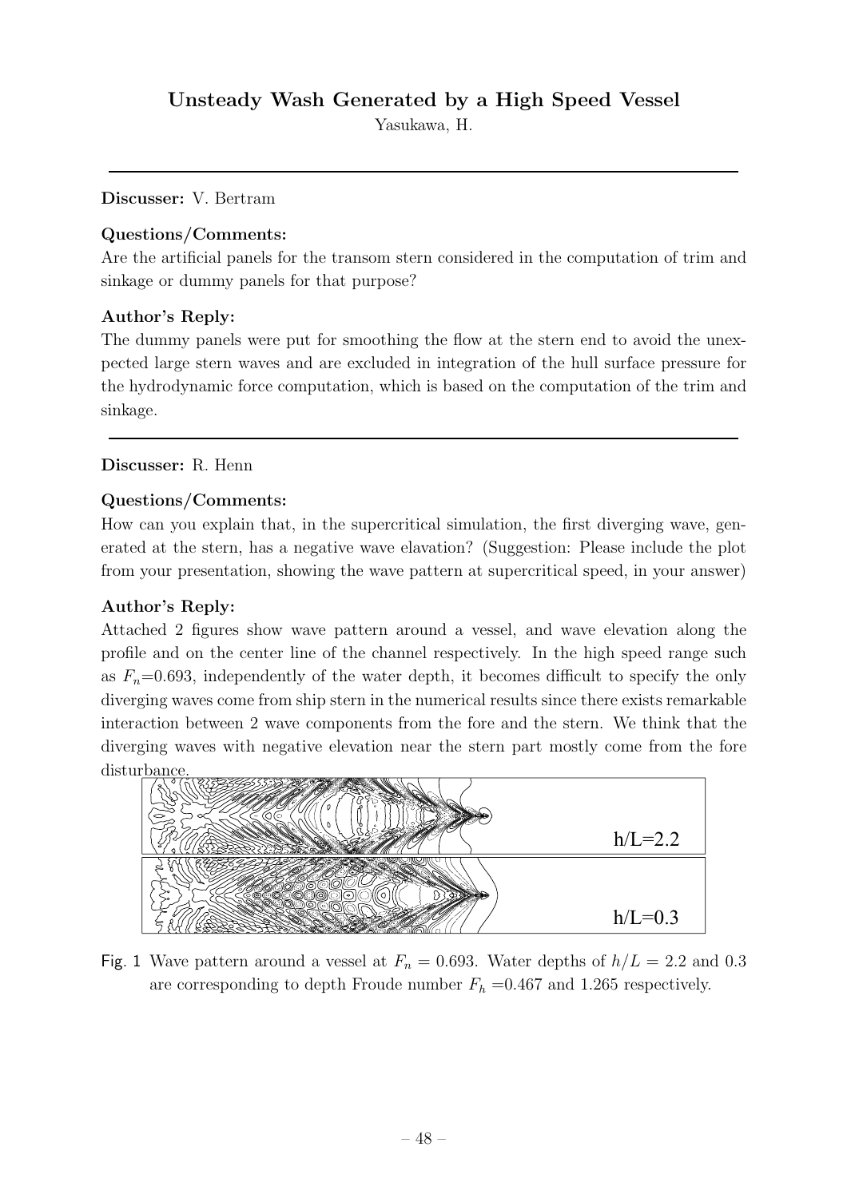## Unsteady Wash Generated by a High Speed Vessel

Yasukawa, H.

---

**Discusser:** V. Bertram

**Questions/Comments:**

Are the artificial panels for the transom stern considered in the computation of trim and sinkage or dummy panels for that purpose?

**Author's Reply:**

The dummy panels were put for smoothing the flow at the stern end to avoid the unexpected large stern waves and are excluded in integration of the hull surface pressure for the hydrodynamic force computation, which is based on the computation of the trim and sinkage.

---

**Discusser:** R. Henn

**Questions/Comments:**

How can you explain that, in the supercritical simulation, the first diverging wave, generated at the stern, has a negative wave elavation? (Suggestion: Please include the plot from your presentation, showing the wave pattern at supercritical speed, in your answer)

**Author's Reply:**

Attached 2 figures show wave pattern around a vessel, and wave elevation along the profile and on the center line of the channel respectively. In the high speed range such as $F_n$=0.693, independently of the water depth, it becomes difficult to specify the only diverging waves come from ship stern in the numerical results since there exists remarkable interaction between 2 wave components from the fore and the stern. We think that the diverging waves with negative elevation near the stern part mostly come from the fore disturbance.

h/L=2.2

h/L=0.3

Fig. 1 Wave pattern around a vessel at $F_n = 0.693$. Water depths of $h/L = 2.2$ and 0.3 are corresponding to depth Froude number $F_h$ =0.467 and 1.265 respectively.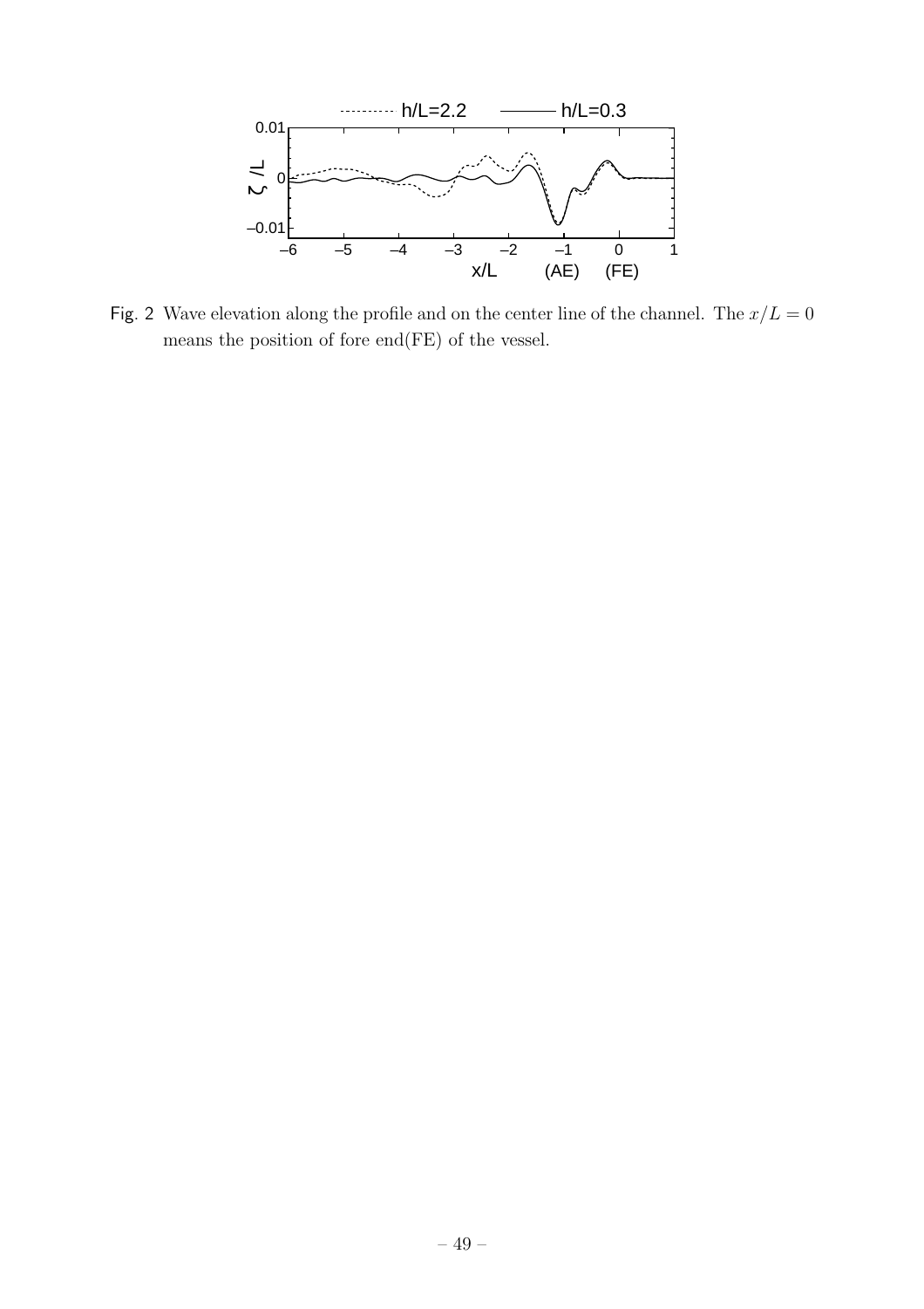Fig. 2 Wave elevation along the profile and on the center line of the channel. The $x/L = 0$ means the position of fore end(FE) of the vessel.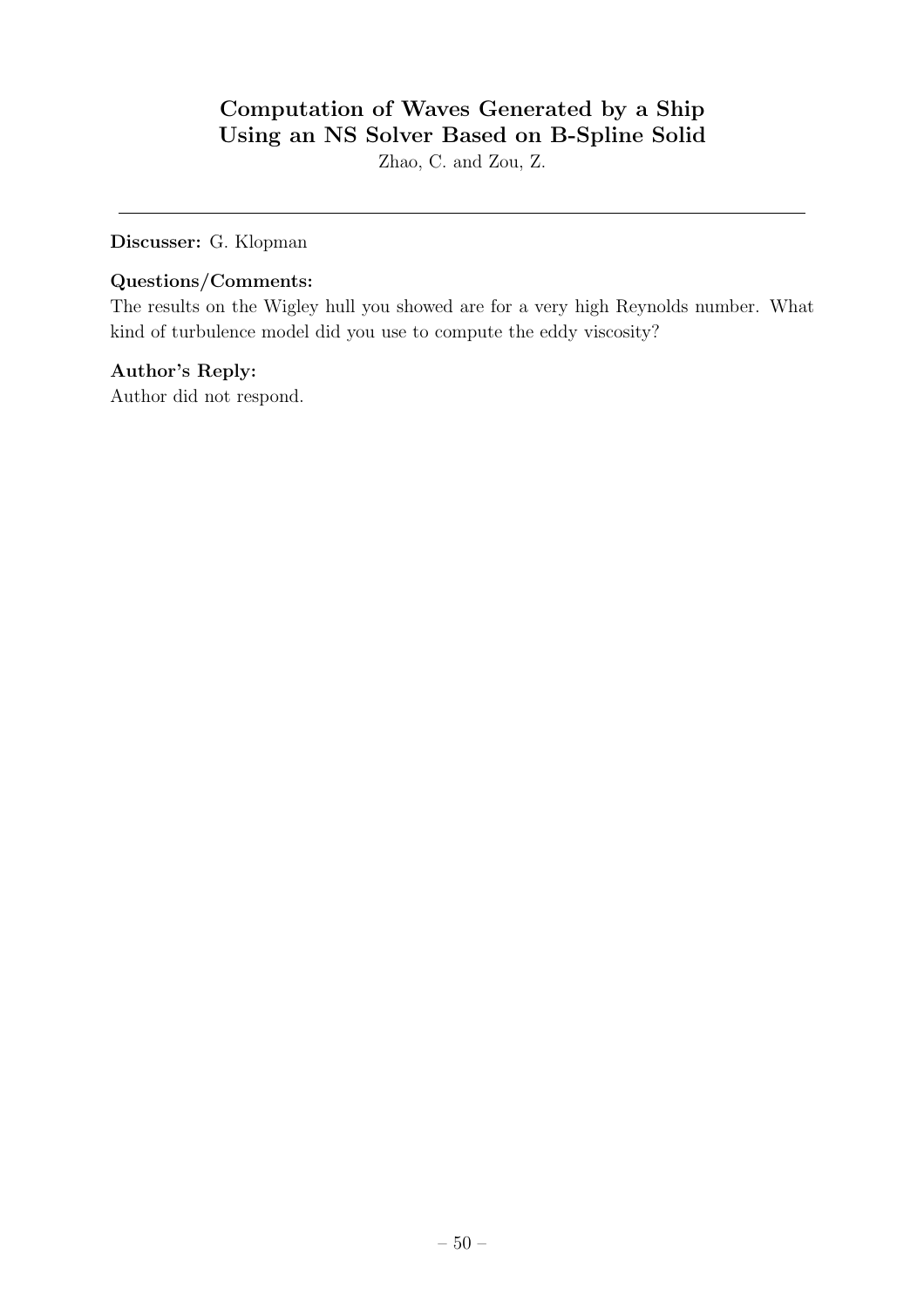## Computation of Waves Generated by a Ship Using an NS Solver Based on B-Spline Solid

Zhao, C. and Zou, Z.

---

**Discusser:** G. Klopman

**Questions/Comments:**

The results on the Wigley hull you showed are for a very high Reynolds number. What kind of turbulence model did you use to compute the eddy viscosity?

**Author's Reply:**

Author did not respond.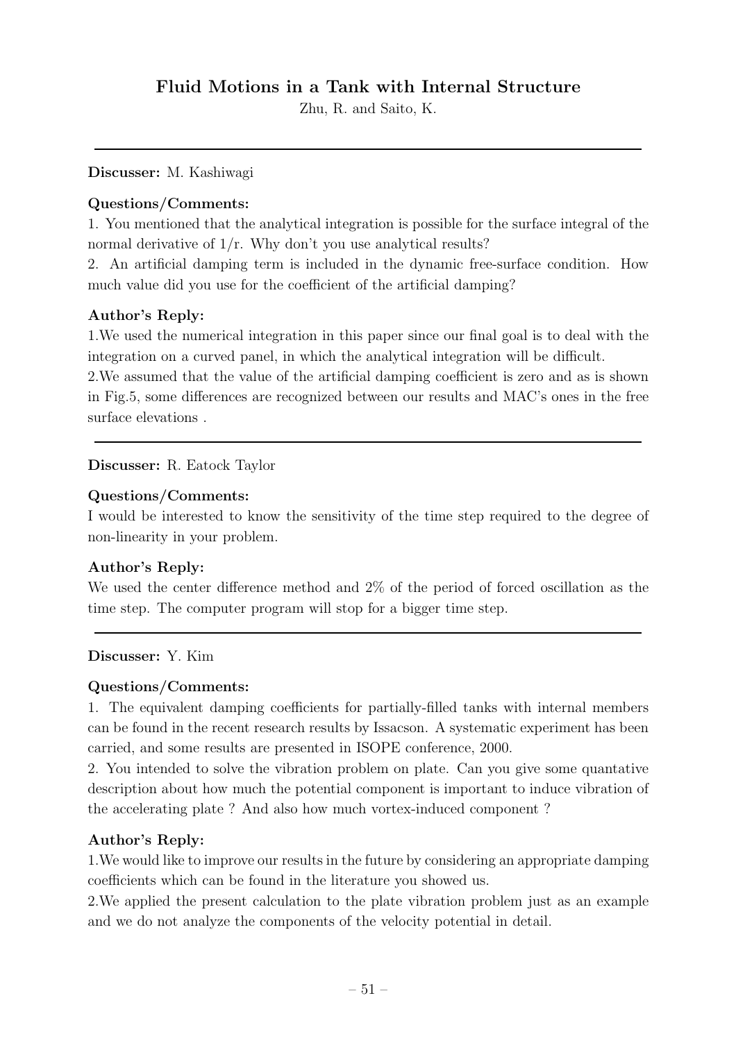## Fluid Motions in a Tank with Internal Structure

Zhu, R. and Saito, K.

---

**Discusser:** M. Kashiwagi

**Questions/Comments:**

1. You mentioned that the analytical integration is possible for the surface integral of the normal derivative of 1/r. Why don't you use analytical results?
2. An artificial damping term is included in the dynamic free-surface condition. How much value did you use for the coefficient of the artificial damping?

**Author's Reply:**

1.We used the numerical integration in this paper since our final goal is to deal with the integration on a curved panel, in which the analytical integration will be difficult.
2.We assumed that the value of the artificial damping coefficient is zero and as is shown in Fig.5, some differences are recognized between our results and MAC's ones in the free surface elevations .

---

**Discusser:** R. Eatock Taylor

**Questions/Comments:**

I would be interested to know the sensitivity of the time step required to the degree of non-linearity in your problem.

**Author's Reply:**

We used the center difference method and 2% of the period of forced oscillation as the time step. The computer program will stop for a bigger time step.

---

**Discusser:** Y. Kim

**Questions/Comments:**

1. The equivalent damping coefficients for partially-filled tanks with internal members can be found in the recent research results by Issacson. A systematic experiment has been carried, and some results are presented in ISOPE conference, 2000.
2. You intended to solve the vibration problem on plate. Can you give some quantative description about how much the potential component is important to induce vibration of the accelerating plate ? And also how much vortex-induced component ?

**Author's Reply:**

1.We would like to improve our results in the future by considering an appropriate damping coefficients which can be found in the literature you showed us.
2.We applied the present calculation to the plate vibration problem just as an example and we do not analyze the components of the velocity potential in detail.